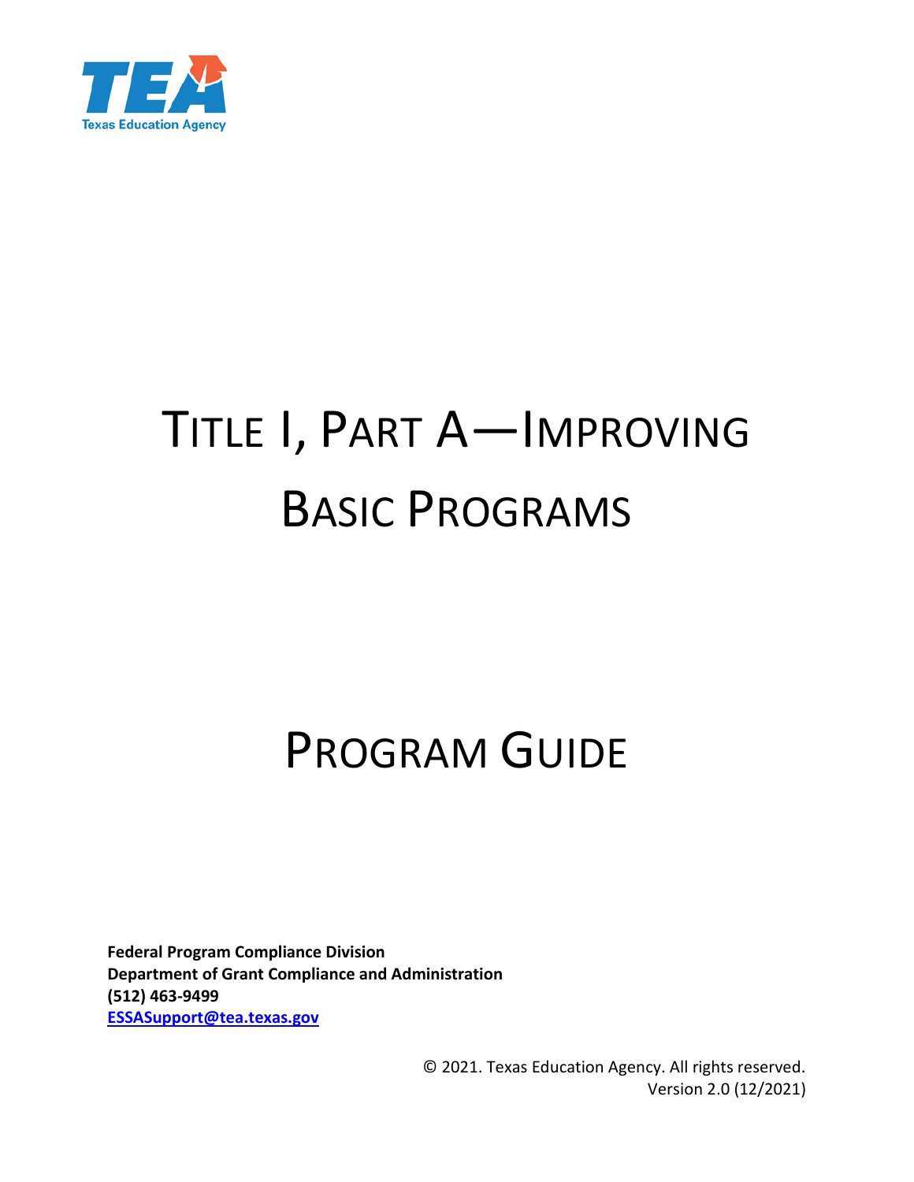TEA

Texas Education Agency

# Title I, Part A—Improving Basic Programs

# Program Guide

**Federal Program Compliance Division**
**Department of Grant Compliance and Administration**
**(512) 463-9499**
**ESSASupport@tea.texas.gov**

© 2021. Texas Education Agency. All rights reserved.
Version 2.0 (12/2021)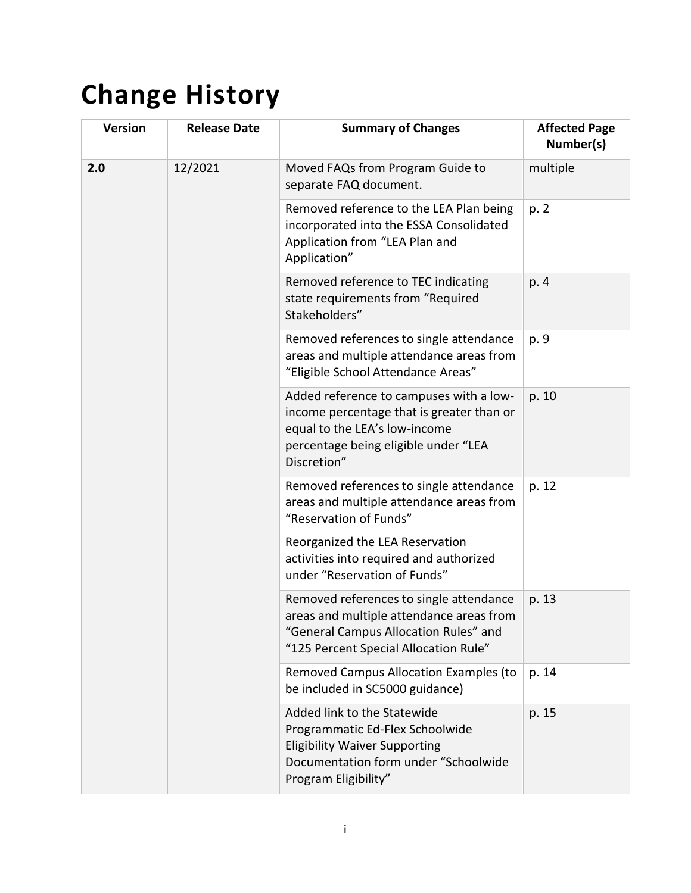# Change History

| Version | Release Date | Summary of Changes | Affected Page Number(s) |
|---|---|---|---|
| **2.0** | 12/2021 | Moved FAQs from Program Guide to separate FAQ document. | multiple |
| | | Removed reference to the LEA Plan being incorporated into the ESSA Consolidated Application from "LEA Plan and Application" | p. 2 |
| | | Removed reference to TEC indicating state requirements from "Required Stakeholders" | p. 4 |
| | | Removed references to single attendance areas and multiple attendance areas from "Eligible School Attendance Areas" | p. 9 |
| | | Added reference to campuses with a low-income percentage that is greater than or equal to the LEA's low-income percentage being eligible under "LEA Discretion" | p. 10 |
| | | Removed references to single attendance areas and multiple attendance areas from "Reservation of Funds"<br><br>Reorganized the LEA Reservation activities into required and authorized under "Reservation of Funds" | p. 12 |
| | | Removed references to single attendance areas and multiple attendance areas from "General Campus Allocation Rules" and "125 Percent Special Allocation Rule" | p. 13 |
| | | Removed Campus Allocation Examples (to be included in SC5000 guidance) | p. 14 |
| | | Added link to the Statewide Programmatic Ed-Flex Schoolwide Eligibility Waiver Supporting Documentation form under "Schoolwide Program Eligibility" | p. 15 |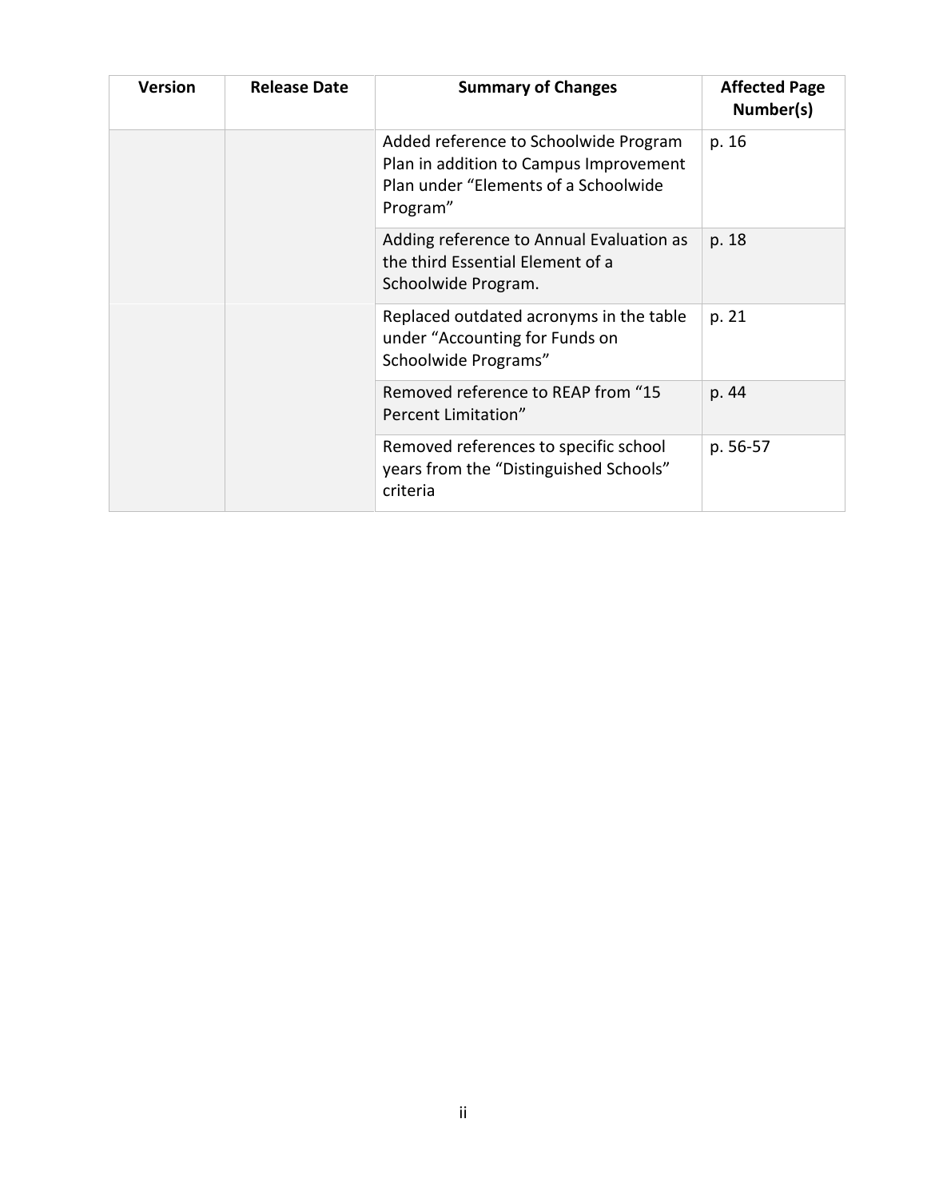| Version | Release Date | Summary of Changes | Affected Page Number(s) |
|---|---|---|---|
| | | Added reference to Schoolwide Program Plan in addition to Campus Improvement Plan under “Elements of a Schoolwide Program” | p. 16 |
| | | Adding reference to Annual Evaluation as the third Essential Element of a Schoolwide Program. | p. 18 |
| | | Replaced outdated acronyms in the table under “Accounting for Funds on Schoolwide Programs” | p. 21 |
| | | Removed reference to REAP from “15 Percent Limitation” | p. 44 |
| | | Removed references to specific school years from the “Distinguished Schools” criteria | p. 56-57 |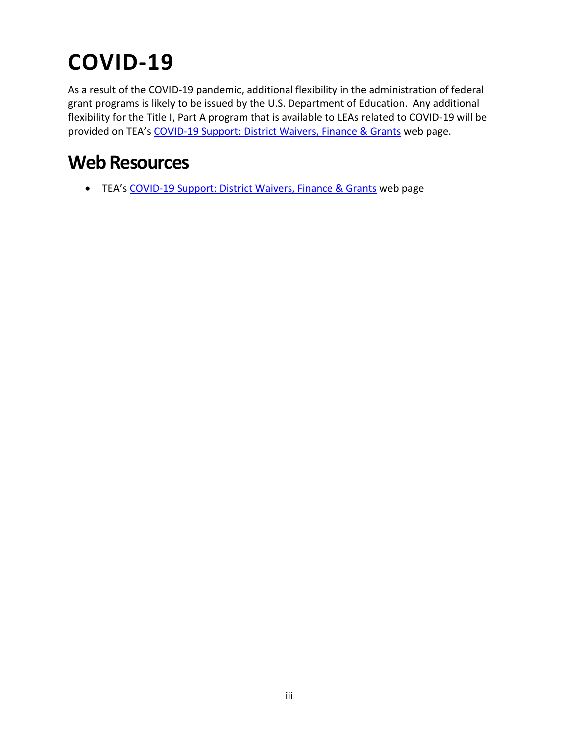# COVID-19

As a result of the COVID-19 pandemic, additional flexibility in the administration of federal grant programs is likely to be issued by the U.S. Department of Education. Any additional flexibility for the Title I, Part A program that is available to LEAs related to COVID-19 will be provided on TEA's COVID-19 Support: District Waivers, Finance & Grants web page.

## Web Resources

- TEA's COVID-19 Support: District Waivers, Finance & Grants web page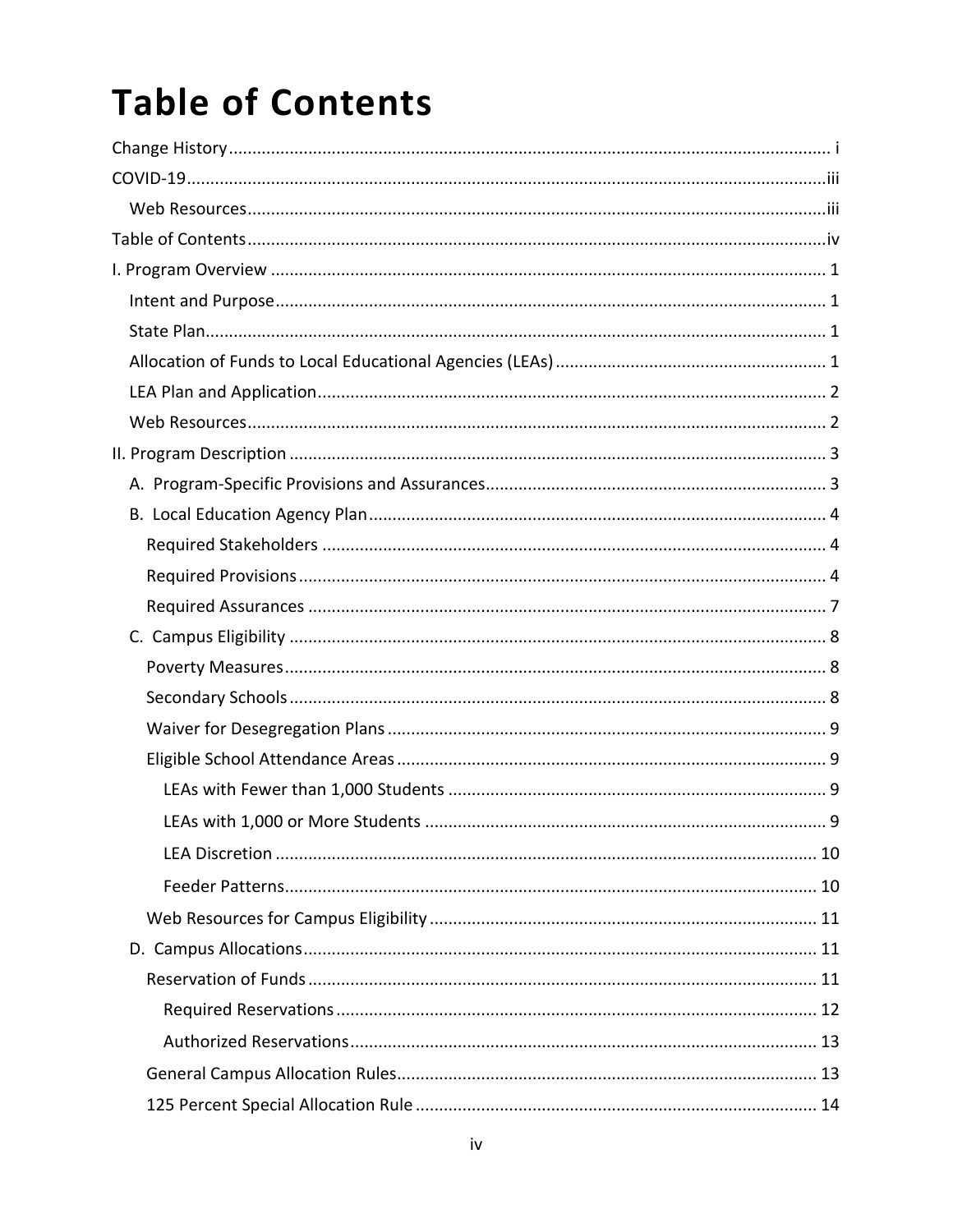# Table of Contents

- Change History ..... i
- COVID-19 ..... iii
  - Web Resources ..... iii
- Table of Contents ..... iv
- I. Program Overview ..... 1
  - Intent and Purpose ..... 1
  - State Plan ..... 1
  - Allocation of Funds to Local Educational Agencies (LEAs) ..... 1
  - LEA Plan and Application ..... 2
  - Web Resources ..... 2
- II. Program Description ..... 3
  - A. Program-Specific Provisions and Assurances ..... 3
  - B. Local Education Agency Plan ..... 4
    - Required Stakeholders ..... 4
    - Required Provisions ..... 4
    - Required Assurances ..... 7
  - C. Campus Eligibility ..... 8
    - Poverty Measures ..... 8
    - Secondary Schools ..... 8
    - Waiver for Desegregation Plans ..... 9
    - Eligible School Attendance Areas ..... 9
      - LEAs with Fewer than 1,000 Students ..... 9
      - LEAs with 1,000 or More Students ..... 9
      - LEA Discretion ..... 10
      - Feeder Patterns ..... 10
    - Web Resources for Campus Eligibility ..... 11
  - D. Campus Allocations ..... 11
    - Reservation of Funds ..... 11
      - Required Reservations ..... 12
      - Authorized Reservations ..... 13
    - General Campus Allocation Rules ..... 13
    - 125 Percent Special Allocation Rule ..... 14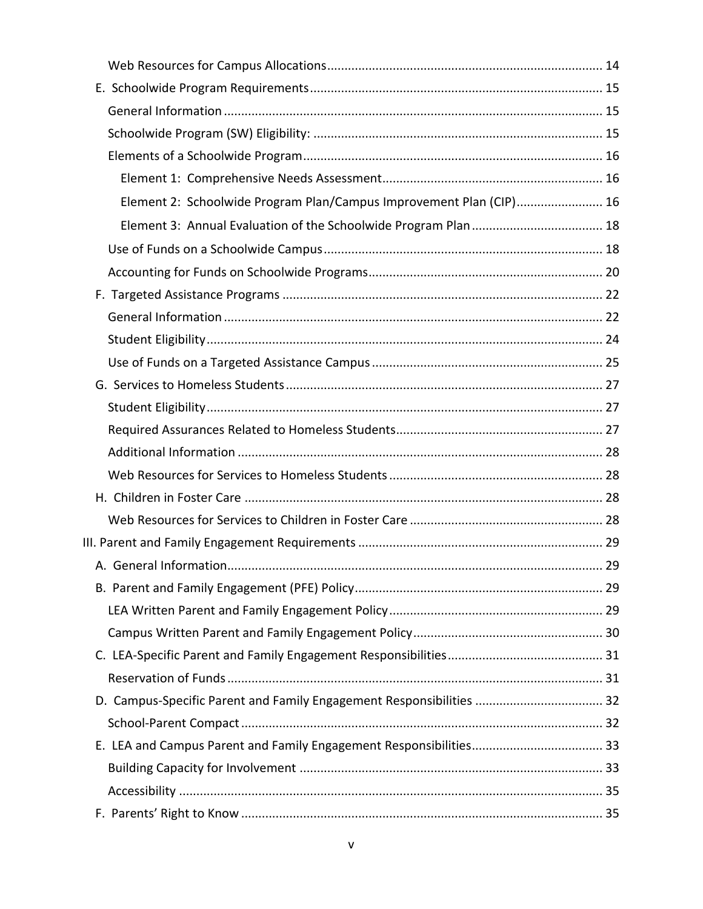- Web Resources for Campus Allocations ... 14
- E. Schoolwide Program Requirements ... 15
  - General Information ... 15
  - Schoolwide Program (SW) Eligibility: ... 15
  - Elements of a Schoolwide Program ... 16
    - Element 1: Comprehensive Needs Assessment ... 16
    - Element 2: Schoolwide Program Plan/Campus Improvement Plan (CIP) ... 16
    - Element 3: Annual Evaluation of the Schoolwide Program Plan ... 18
  - Use of Funds on a Schoolwide Campus ... 18
  - Accounting for Funds on Schoolwide Programs ... 20
- F. Targeted Assistance Programs ... 22
  - General Information ... 22
  - Student Eligibility ... 24
  - Use of Funds on a Targeted Assistance Campus ... 25
- G. Services to Homeless Students ... 27
  - Student Eligibility ... 27
  - Required Assurances Related to Homeless Students ... 27
  - Additional Information ... 28
  - Web Resources for Services to Homeless Students ... 28
- H. Children in Foster Care ... 28
  - Web Resources for Services to Children in Foster Care ... 28

III. Parent and Family Engagement Requirements ... 29

- A. General Information ... 29
- B. Parent and Family Engagement (PFE) Policy ... 29
  - LEA Written Parent and Family Engagement Policy ... 29
  - Campus Written Parent and Family Engagement Policy ... 30
- C. LEA-Specific Parent and Family Engagement Responsibilities ... 31
  - Reservation of Funds ... 31
- D. Campus-Specific Parent and Family Engagement Responsibilities ... 32
  - School-Parent Compact ... 32
- E. LEA and Campus Parent and Family Engagement Responsibilities ... 33
  - Building Capacity for Involvement ... 33
  - Accessibility ... 35
- F. Parents' Right to Know ... 35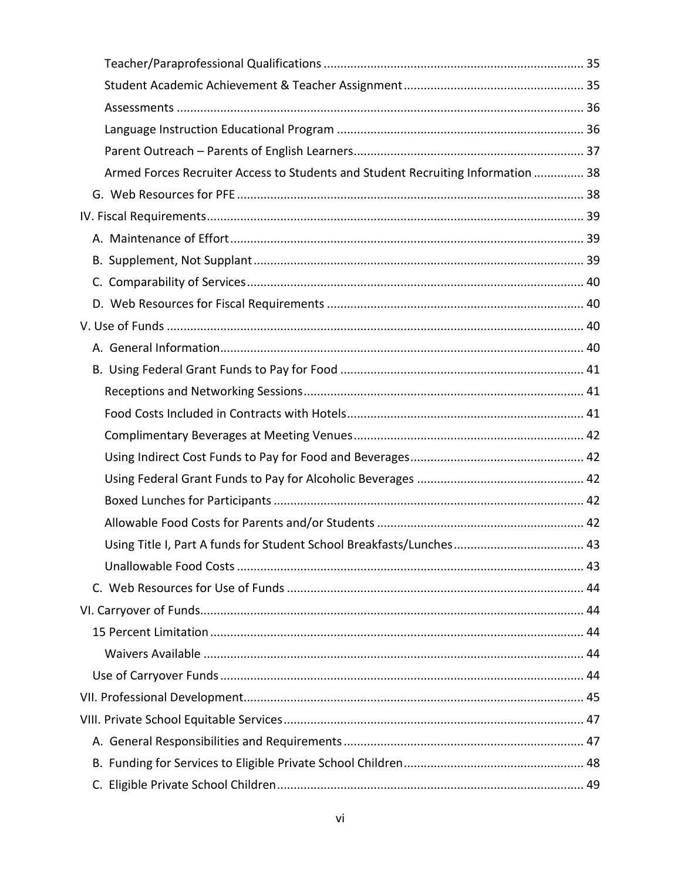Teacher/Paraprofessional Qualifications ............................................................................ 35

Student Academic Achievement & Teacher Assignment ..................................................... 35

Assessments ........................................................................................................................ 36

Language Instruction Educational Program ........................................................................ 36

Parent Outreach – Parents of English Learners ................................................................... 37

Armed Forces Recruiter Access to Students and Student Recruiting Information ............... 38

G. Web Resources for PFE ...................................................................................................... 38

IV. Fiscal Requirements ............................................................................................................... 39

A. Maintenance of Effort ........................................................................................................ 39

B. Supplement, Not Supplant ................................................................................................. 39

C. Comparability of Services ................................................................................................... 40

D. Web Resources for Fiscal Requirements ........................................................................... 40

V. Use of Funds ........................................................................................................................... 40

A. General Information ........................................................................................................... 40

B. Using Federal Grant Funds to Pay for Food ........................................................................ 41

Receptions and Networking Sessions ................................................................................... 41

Food Costs Included in Contracts with Hotels ...................................................................... 41

Complimentary Beverages at Meeting Venues .................................................................... 42

Using Indirect Cost Funds to Pay for Food and Beverages ................................................... 42

Using Federal Grant Funds to Pay for Alcoholic Beverages ................................................. 42

Boxed Lunches for Participants ........................................................................................... 42

Allowable Food Costs for Parents and/or Students ............................................................. 42

Using Title I, Part A funds for Student School Breakfasts/Lunches ...................................... 43

Unallowable Food Costs ...................................................................................................... 43

C. Web Resources for Use of Funds ........................................................................................ 44

VI. Carryover of Funds ................................................................................................................. 44

15 Percent Limitation .............................................................................................................. 44

Waivers Available ................................................................................................................ 44

Use of Carryover Funds ............................................................................................................ 44

VII. Professional Development .................................................................................................... 45

VIII. Private School Equitable Services ........................................................................................ 47

A. General Responsibilities and Requirements ....................................................................... 47

B. Funding for Services to Eligible Private School Children ..................................................... 48

C. Eligible Private School Children ........................................................................................... 49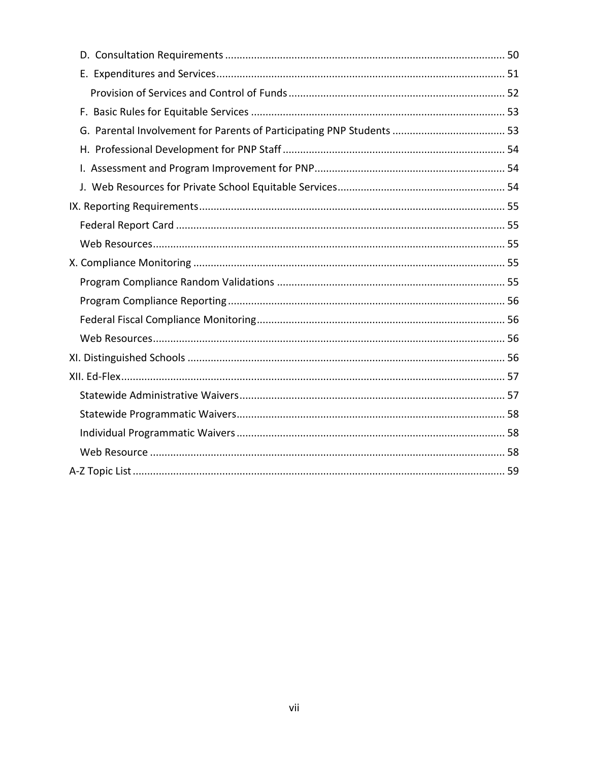D. Consultation Requirements ................................................................................................ 50

E. Expenditures and Services.................................................................................................. 51

Provision of Services and Control of Funds.......................................................................... 52

F. Basic Rules for Equitable Services ....................................................................................... 53

G. Parental Involvement for Parents of Participating PNP Students ....................................... 53

H. Professional Development for PNP Staff ............................................................................ 54

I. Assessment and Program Improvement for PNP................................................................. 54

J. Web Resources for Private School Equitable Services.......................................................... 54

IX. Reporting Requirements........................................................................................................ 55

Federal Report Card ................................................................................................................. 55

Web Resources......................................................................................................................... 55

X. Compliance Monitoring .......................................................................................................... 55

Program Compliance Random Validations .............................................................................. 55

Program Compliance Reporting ............................................................................................... 56

Federal Fiscal Compliance Monitoring..................................................................................... 56

Web Resources......................................................................................................................... 56

XI. Distinguished Schools ............................................................................................................ 56

XII. Ed-Flex................................................................................................................................... 57

Statewide Administrative Waivers........................................................................................... 57

Statewide Programmatic Waivers............................................................................................ 58

Individual Programmatic Waivers ............................................................................................ 58

Web Resource .......................................................................................................................... 58

A-Z Topic List ................................................................................................................................ 59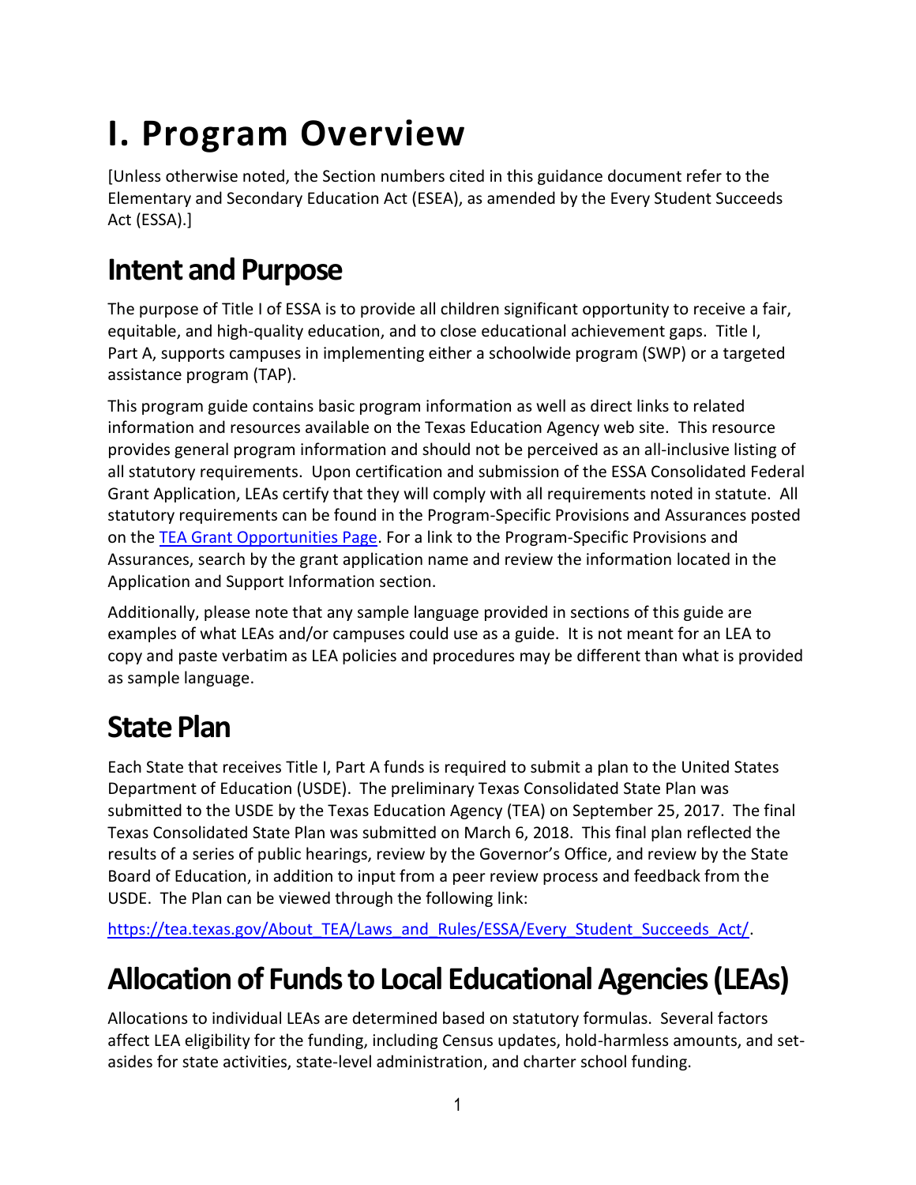# I. Program Overview

[Unless otherwise noted, the Section numbers cited in this guidance document refer to the Elementary and Secondary Education Act (ESEA), as amended by the Every Student Succeeds Act (ESSA).]

## Intent and Purpose

The purpose of Title I of ESSA is to provide all children significant opportunity to receive a fair, equitable, and high-quality education, and to close educational achievement gaps. Title I, Part A, supports campuses in implementing either a schoolwide program (SWP) or a targeted assistance program (TAP).

This program guide contains basic program information as well as direct links to related information and resources available on the Texas Education Agency web site. This resource provides general program information and should not be perceived as an all-inclusive listing of all statutory requirements. Upon certification and submission of the ESSA Consolidated Federal Grant Application, LEAs certify that they will comply with all requirements noted in statute. All statutory requirements can be found in the Program-Specific Provisions and Assurances posted on the [TEA Grant Opportunities Page](). For a link to the Program-Specific Provisions and Assurances, search by the grant application name and review the information located in the Application and Support Information section.

Additionally, please note that any sample language provided in sections of this guide are examples of what LEAs and/or campuses could use as a guide. It is not meant for an LEA to copy and paste verbatim as LEA policies and procedures may be different than what is provided as sample language.

## State Plan

Each State that receives Title I, Part A funds is required to submit a plan to the United States Department of Education (USDE). The preliminary Texas Consolidated State Plan was submitted to the USDE by the Texas Education Agency (TEA) on September 25, 2017. The final Texas Consolidated State Plan was submitted on March 6, 2018. This final plan reflected the results of a series of public hearings, review by the Governor's Office, and review by the State Board of Education, in addition to input from a peer review process and feedback from the USDE. The Plan can be viewed through the following link:

[https://tea.texas.gov/About_TEA/Laws_and_Rules/ESSA/Every_Student_Succeeds_Act/](https://tea.texas.gov/About_TEA/Laws_and_Rules/ESSA/Every_Student_Succeeds_Act/).

## Allocation of Funds to Local Educational Agencies (LEAs)

Allocations to individual LEAs are determined based on statutory formulas. Several factors affect LEA eligibility for the funding, including Census updates, hold-harmless amounts, and set-asides for state activities, state-level administration, and charter school funding.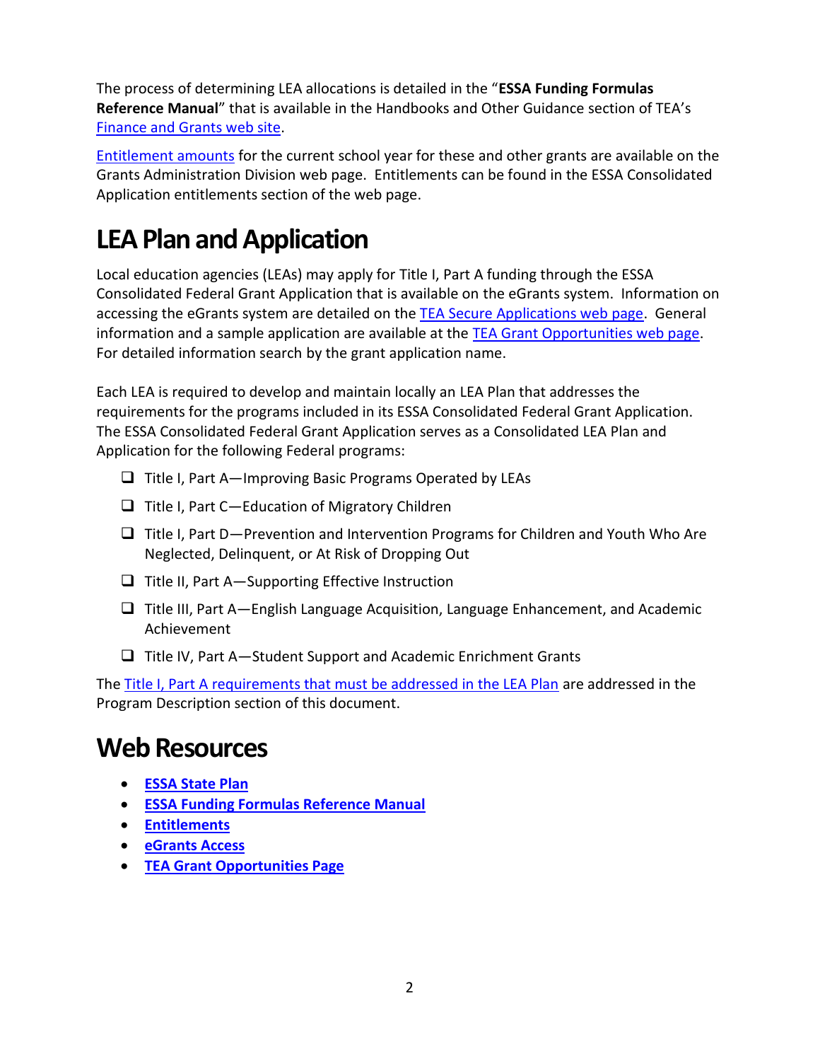The process of determining LEA allocations is detailed in the "**ESSA Funding Formulas Reference Manual**" that is available in the Handbooks and Other Guidance section of TEA's Finance and Grants web site.

Entitlement amounts for the current school year for these and other grants are available on the Grants Administration Division web page. Entitlements can be found in the ESSA Consolidated Application entitlements section of the web page.

# LEA Plan and Application

Local education agencies (LEAs) may apply for Title I, Part A funding through the ESSA Consolidated Federal Grant Application that is available on the eGrants system. Information on accessing the eGrants system are detailed on the TEA Secure Applications web page. General information and a sample application are available at the TEA Grant Opportunities web page. For detailed information search by the grant application name.

Each LEA is required to develop and maintain locally an LEA Plan that addresses the requirements for the programs included in its ESSA Consolidated Federal Grant Application. The ESSA Consolidated Federal Grant Application serves as a Consolidated LEA Plan and Application for the following Federal programs:

- ❑ Title I, Part A—Improving Basic Programs Operated by LEAs
- ❑ Title I, Part C—Education of Migratory Children
- ❑ Title I, Part D—Prevention and Intervention Programs for Children and Youth Who Are Neglected, Delinquent, or At Risk of Dropping Out
- ❑ Title II, Part A—Supporting Effective Instruction
- ❑ Title III, Part A—English Language Acquisition, Language Enhancement, and Academic Achievement
- ❑ Title IV, Part A—Student Support and Academic Enrichment Grants

The Title I, Part A requirements that must be addressed in the LEA Plan are addressed in the Program Description section of this document.

# Web Resources

- **ESSA State Plan**
- **ESSA Funding Formulas Reference Manual**
- **Entitlements**
- **eGrants Access**
- **TEA Grant Opportunities Page**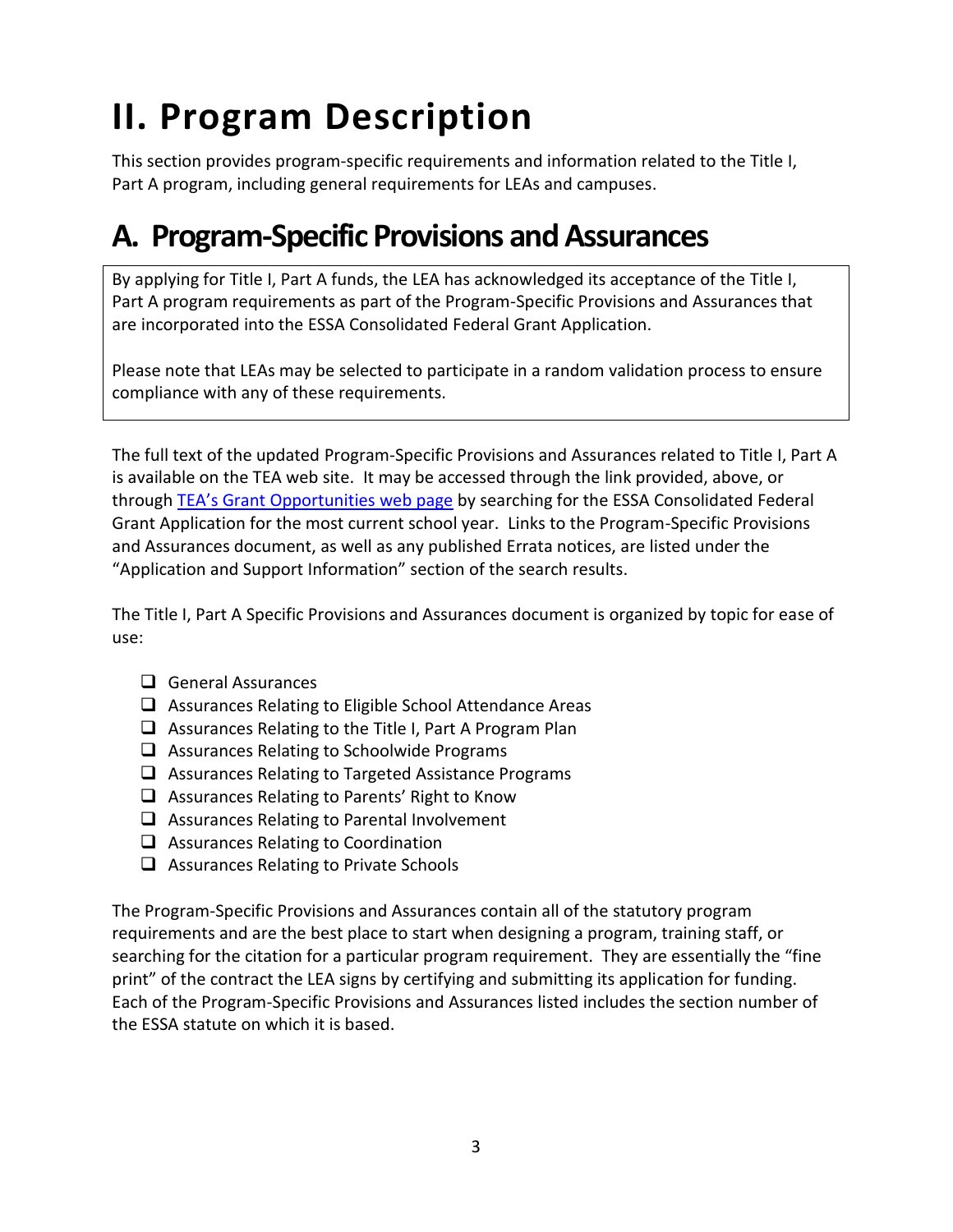# II. Program Description

This section provides program-specific requirements and information related to the Title I, Part A program, including general requirements for LEAs and campuses.

## A. Program-Specific Provisions and Assurances

By applying for Title I, Part A funds, the LEA has acknowledged its acceptance of the Title I, Part A program requirements as part of the Program-Specific Provisions and Assurances that are incorporated into the ESSA Consolidated Federal Grant Application.

Please note that LEAs may be selected to participate in a random validation process to ensure compliance with any of these requirements.

The full text of the updated Program-Specific Provisions and Assurances related to Title I, Part A is available on the TEA web site. It may be accessed through the link provided, above, or through TEA's Grant Opportunities web page by searching for the ESSA Consolidated Federal Grant Application for the most current school year. Links to the Program-Specific Provisions and Assurances document, as well as any published Errata notices, are listed under the "Application and Support Information" section of the search results.

The Title I, Part A Specific Provisions and Assurances document is organized by topic for ease of use:

- [ ] General Assurances
- [ ] Assurances Relating to Eligible School Attendance Areas
- [ ] Assurances Relating to the Title I, Part A Program Plan
- [ ] Assurances Relating to Schoolwide Programs
- [ ] Assurances Relating to Targeted Assistance Programs
- [ ] Assurances Relating to Parents' Right to Know
- [ ] Assurances Relating to Parental Involvement
- [ ] Assurances Relating to Coordination
- [ ] Assurances Relating to Private Schools

The Program-Specific Provisions and Assurances contain all of the statutory program requirements and are the best place to start when designing a program, training staff, or searching for the citation for a particular program requirement. They are essentially the "fine print" of the contract the LEA signs by certifying and submitting its application for funding. Each of the Program-Specific Provisions and Assurances listed includes the section number of the ESSA statute on which it is based.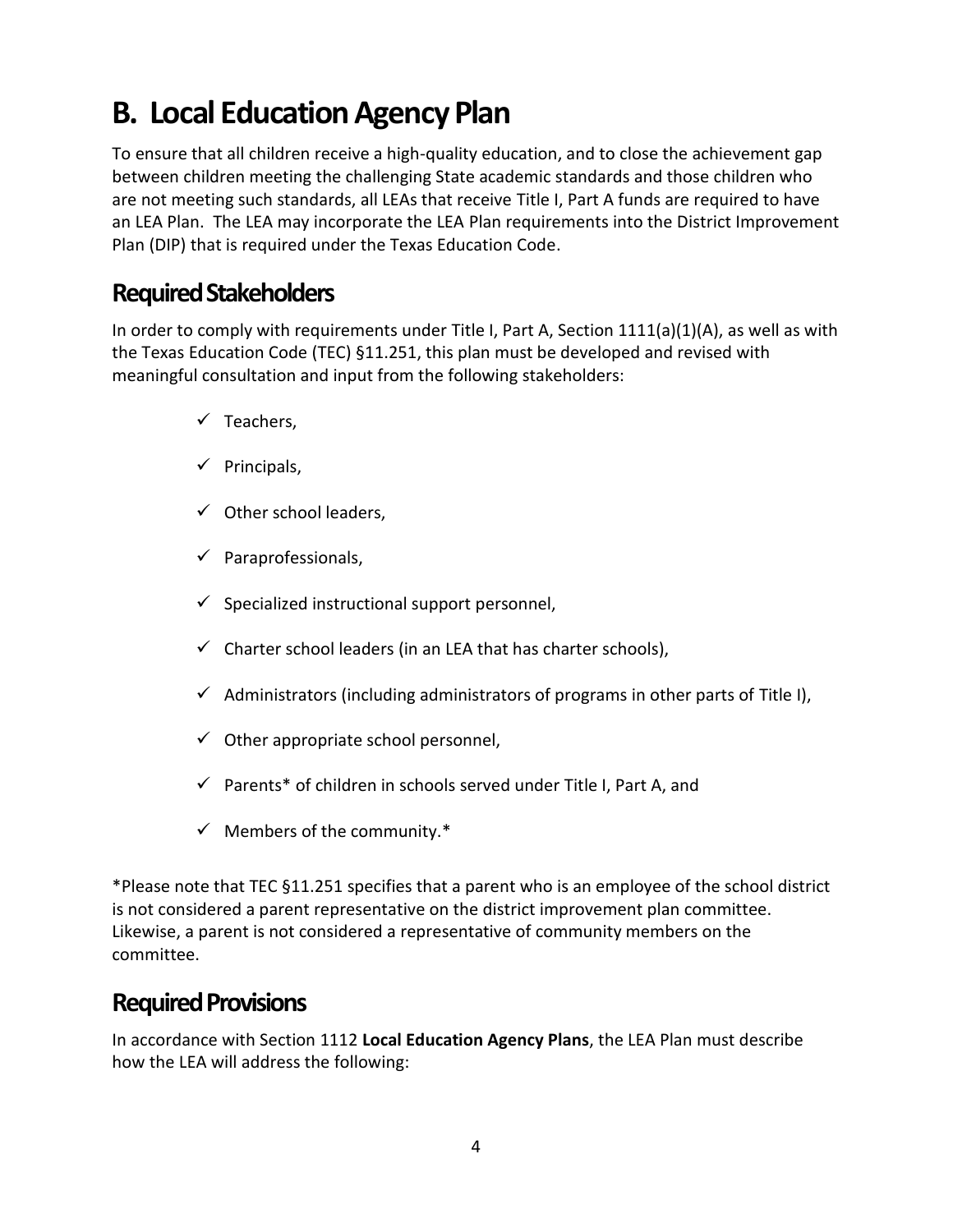# B. Local Education Agency Plan

To ensure that all children receive a high-quality education, and to close the achievement gap between children meeting the challenging State academic standards and those children who are not meeting such standards, all LEAs that receive Title I, Part A funds are required to have an LEA Plan. The LEA may incorporate the LEA Plan requirements into the District Improvement Plan (DIP) that is required under the Texas Education Code.

## Required Stakeholders

In order to comply with requirements under Title I, Part A, Section 1111(a)(1)(A), as well as with the Texas Education Code (TEC) §11.251, this plan must be developed and revised with meaningful consultation and input from the following stakeholders:

- ✓ Teachers,
- ✓ Principals,
- ✓ Other school leaders,
- ✓ Paraprofessionals,
- ✓ Specialized instructional support personnel,
- ✓ Charter school leaders (in an LEA that has charter schools),
- ✓ Administrators (including administrators of programs in other parts of Title I),
- ✓ Other appropriate school personnel,
- ✓ Parents* of children in schools served under Title I, Part A, and
- ✓ Members of the community.*

*Please note that TEC §11.251 specifies that a parent who is an employee of the school district is not considered a parent representative on the district improvement plan committee. Likewise, a parent is not considered a representative of community members on the committee.

## Required Provisions

In accordance with Section 1112 **Local Education Agency Plans**, the LEA Plan must describe how the LEA will address the following: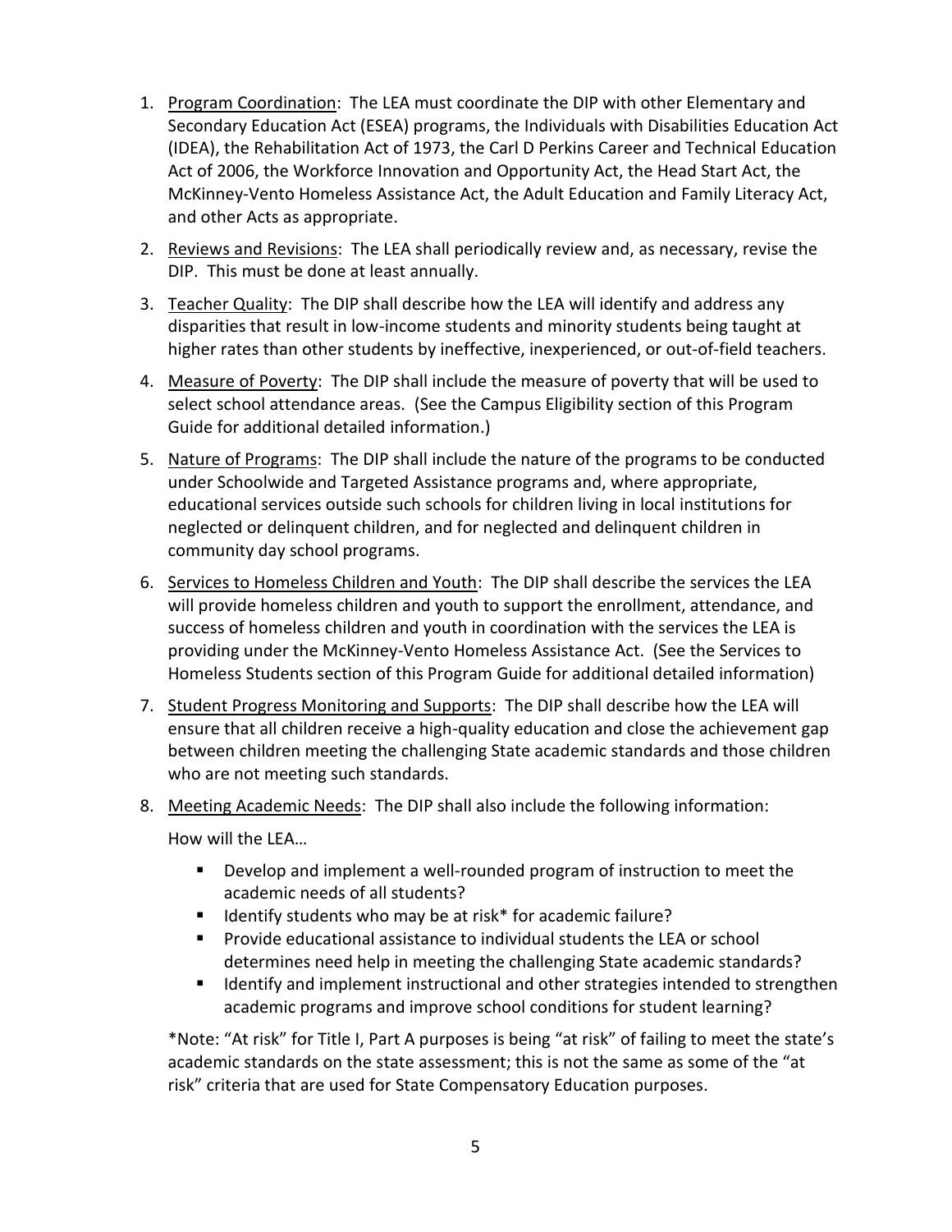1. Program Coordination: The LEA must coordinate the DIP with other Elementary and Secondary Education Act (ESEA) programs, the Individuals with Disabilities Education Act (IDEA), the Rehabilitation Act of 1973, the Carl D Perkins Career and Technical Education Act of 2006, the Workforce Innovation and Opportunity Act, the Head Start Act, the McKinney-Vento Homeless Assistance Act, the Adult Education and Family Literacy Act, and other Acts as appropriate.
2. Reviews and Revisions: The LEA shall periodically review and, as necessary, revise the DIP. This must be done at least annually.
3. Teacher Quality: The DIP shall describe how the LEA will identify and address any disparities that result in low-income students and minority students being taught at higher rates than other students by ineffective, inexperienced, or out-of-field teachers.
4. Measure of Poverty: The DIP shall include the measure of poverty that will be used to select school attendance areas. (See the Campus Eligibility section of this Program Guide for additional detailed information.)
5. Nature of Programs: The DIP shall include the nature of the programs to be conducted under Schoolwide and Targeted Assistance programs and, where appropriate, educational services outside such schools for children living in local institutions for neglected or delinquent children, and for neglected and delinquent children in community day school programs.
6. Services to Homeless Children and Youth: The DIP shall describe the services the LEA will provide homeless children and youth to support the enrollment, attendance, and success of homeless children and youth in coordination with the services the LEA is providing under the McKinney-Vento Homeless Assistance Act. (See the Services to Homeless Students section of this Program Guide for additional detailed information)
7. Student Progress Monitoring and Supports: The DIP shall describe how the LEA will ensure that all children receive a high-quality education and close the achievement gap between children meeting the challenging State academic standards and those children who are not meeting such standards.
8. Meeting Academic Needs: The DIP shall also include the following information:

   How will the LEA…

   - Develop and implement a well-rounded program of instruction to meet the academic needs of all students?
   - Identify students who may be at risk* for academic failure?
   - Provide educational assistance to individual students the LEA or school determines need help in meeting the challenging State academic standards?
   - Identify and implement instructional and other strategies intended to strengthen academic programs and improve school conditions for student learning?

   *Note: "At risk" for Title I, Part A purposes is being "at risk" of failing to meet the state's academic standards on the state assessment; this is not the same as some of the "at risk" criteria that are used for State Compensatory Education purposes.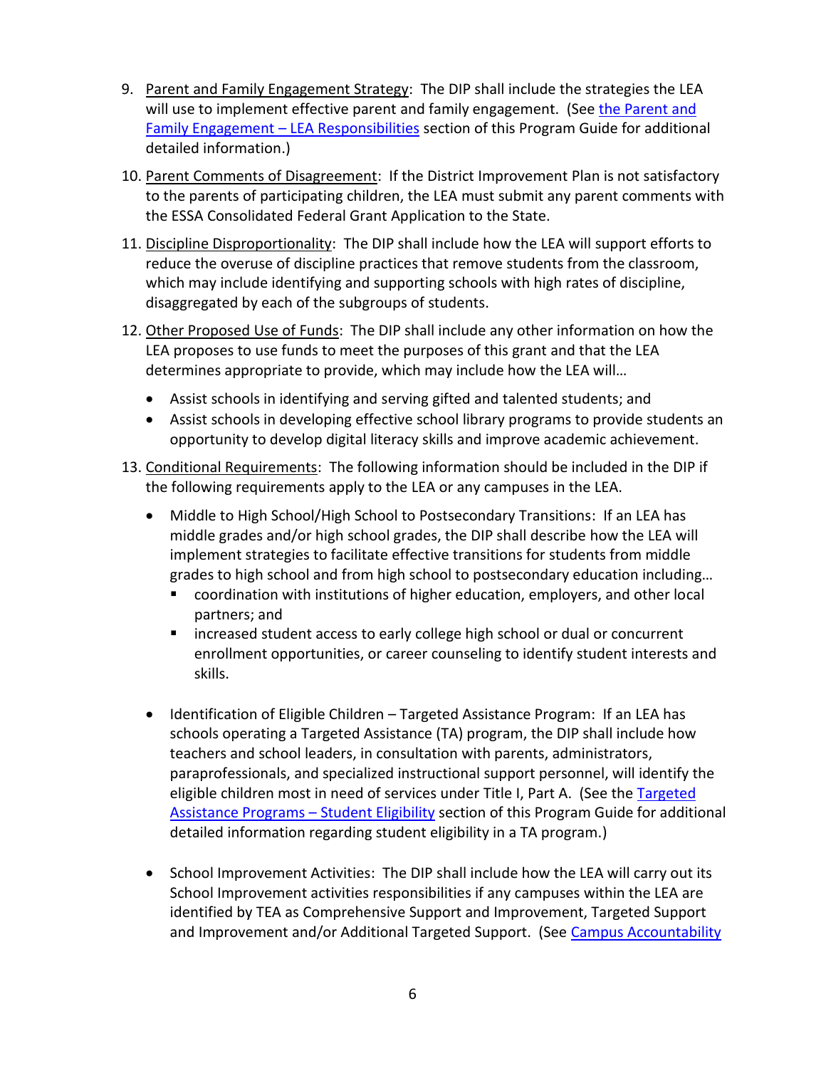9. Parent and Family Engagement Strategy: The DIP shall include the strategies the LEA will use to implement effective parent and family engagement. (See the Parent and Family Engagement – LEA Responsibilities section of this Program Guide for additional detailed information.)

10. Parent Comments of Disagreement: If the District Improvement Plan is not satisfactory to the parents of participating children, the LEA must submit any parent comments with the ESSA Consolidated Federal Grant Application to the State.

11. Discipline Disproportionality: The DIP shall include how the LEA will support efforts to reduce the overuse of discipline practices that remove students from the classroom, which may include identifying and supporting schools with high rates of discipline, disaggregated by each of the subgroups of students.

12. Other Proposed Use of Funds: The DIP shall include any other information on how the LEA proposes to use funds to meet the purposes of this grant and that the LEA determines appropriate to provide, which may include how the LEA will…

    - Assist schools in identifying and serving gifted and talented students; and
    - Assist schools in developing effective school library programs to provide students an opportunity to develop digital literacy skills and improve academic achievement.

13. Conditional Requirements: The following information should be included in the DIP if the following requirements apply to the LEA or any campuses in the LEA.

    - Middle to High School/High School to Postsecondary Transitions: If an LEA has middle grades and/or high school grades, the DIP shall describe how the LEA will implement strategies to facilitate effective transitions for students from middle grades to high school and from high school to postsecondary education including…
        - coordination with institutions of higher education, employers, and other local partners; and
        - increased student access to early college high school or dual or concurrent enrollment opportunities, or career counseling to identify student interests and skills.

    - Identification of Eligible Children – Targeted Assistance Program: If an LEA has schools operating a Targeted Assistance (TA) program, the DIP shall include how teachers and school leaders, in consultation with parents, administrators, paraprofessionals, and specialized instructional support personnel, will identify the eligible children most in need of services under Title I, Part A. (See the Targeted Assistance Programs – Student Eligibility section of this Program Guide for additional detailed information regarding student eligibility in a TA program.)

    - School Improvement Activities: The DIP shall include how the LEA will carry out its School Improvement activities responsibilities if any campuses within the LEA are identified by TEA as Comprehensive Support and Improvement, Targeted Support and Improvement and/or Additional Targeted Support. (See Campus Accountability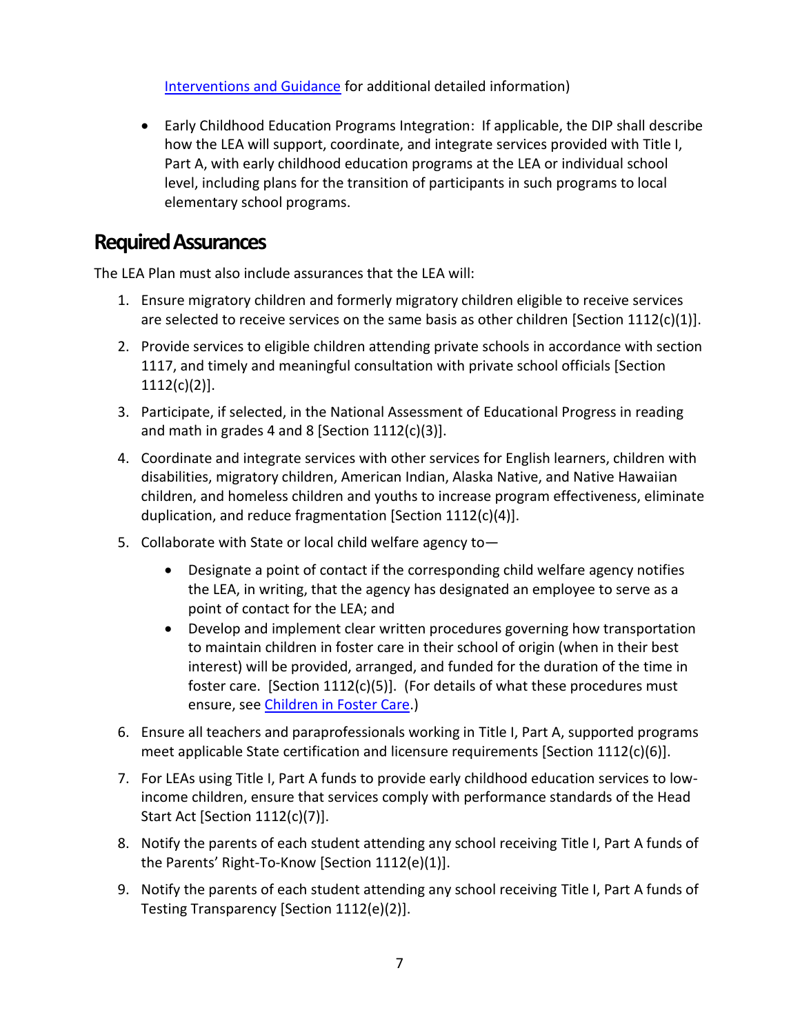Interventions and Guidance for additional detailed information)

- Early Childhood Education Programs Integration: If applicable, the DIP shall describe how the LEA will support, coordinate, and integrate services provided with Title I, Part A, with early childhood education programs at the LEA or individual school level, including plans for the transition of participants in such programs to local elementary school programs.

## Required Assurances

The LEA Plan must also include assurances that the LEA will:

1. Ensure migratory children and formerly migratory children eligible to receive services are selected to receive services on the same basis as other children [Section 1112(c)(1)].
2. Provide services to eligible children attending private schools in accordance with section 1117, and timely and meaningful consultation with private school officials [Section 1112(c)(2)].
3. Participate, if selected, in the National Assessment of Educational Progress in reading and math in grades 4 and 8 [Section 1112(c)(3)].
4. Coordinate and integrate services with other services for English learners, children with disabilities, migratory children, American Indian, Alaska Native, and Native Hawaiian children, and homeless children and youths to increase program effectiveness, eliminate duplication, and reduce fragmentation [Section 1112(c)(4)].
5. Collaborate with State or local child welfare agency to—
   - Designate a point of contact if the corresponding child welfare agency notifies the LEA, in writing, that the agency has designated an employee to serve as a point of contact for the LEA; and
   - Develop and implement clear written procedures governing how transportation to maintain children in foster care in their school of origin (when in their best interest) will be provided, arranged, and funded for the duration of the time in foster care. [Section 1112(c)(5)]. (For details of what these procedures must ensure, see Children in Foster Care.)
6. Ensure all teachers and paraprofessionals working in Title I, Part A, supported programs meet applicable State certification and licensure requirements [Section 1112(c)(6)].
7. For LEAs using Title I, Part A funds to provide early childhood education services to low-income children, ensure that services comply with performance standards of the Head Start Act [Section 1112(c)(7)].
8. Notify the parents of each student attending any school receiving Title I, Part A funds of the Parents' Right-To-Know [Section 1112(e)(1)].
9. Notify the parents of each student attending any school receiving Title I, Part A funds of Testing Transparency [Section 1112(e)(2)].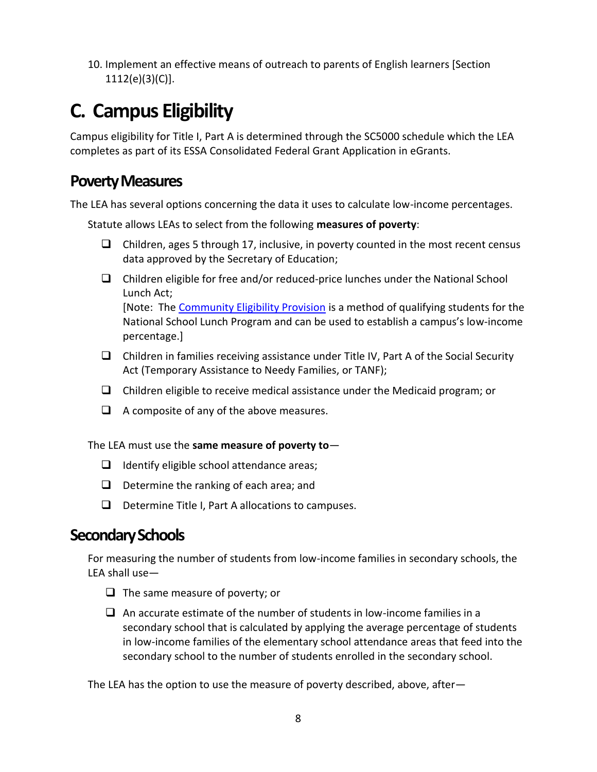10. Implement an effective means of outreach to parents of English learners [Section 1112(e)(3)(C)].

# C. Campus Eligibility

Campus eligibility for Title I, Part A is determined through the SC5000 schedule which the LEA completes as part of its ESSA Consolidated Federal Grant Application in eGrants.

## Poverty Measures

The LEA has several options concerning the data it uses to calculate low-income percentages.

Statute allows LEAs to select from the following **measures of poverty**:

- ❑ Children, ages 5 through 17, inclusive, in poverty counted in the most recent census data approved by the Secretary of Education;
- ❑ Children eligible for free and/or reduced-price lunches under the National School Lunch Act;
  [Note: The Community Eligibility Provision is a method of qualifying students for the National School Lunch Program and can be used to establish a campus's low-income percentage.]
- ❑ Children in families receiving assistance under Title IV, Part A of the Social Security Act (Temporary Assistance to Needy Families, or TANF);
- ❑ Children eligible to receive medical assistance under the Medicaid program; or
- ❑ A composite of any of the above measures.

The LEA must use the **same measure of poverty to**—

- ❑ Identify eligible school attendance areas;
- ❑ Determine the ranking of each area; and
- ❑ Determine Title I, Part A allocations to campuses.

## Secondary Schools

For measuring the number of students from low-income families in secondary schools, the LEA shall use—

- ❑ The same measure of poverty; or
- ❑ An accurate estimate of the number of students in low-income families in a secondary school that is calculated by applying the average percentage of students in low-income families of the elementary school attendance areas that feed into the secondary school to the number of students enrolled in the secondary school.

The LEA has the option to use the measure of poverty described, above, after—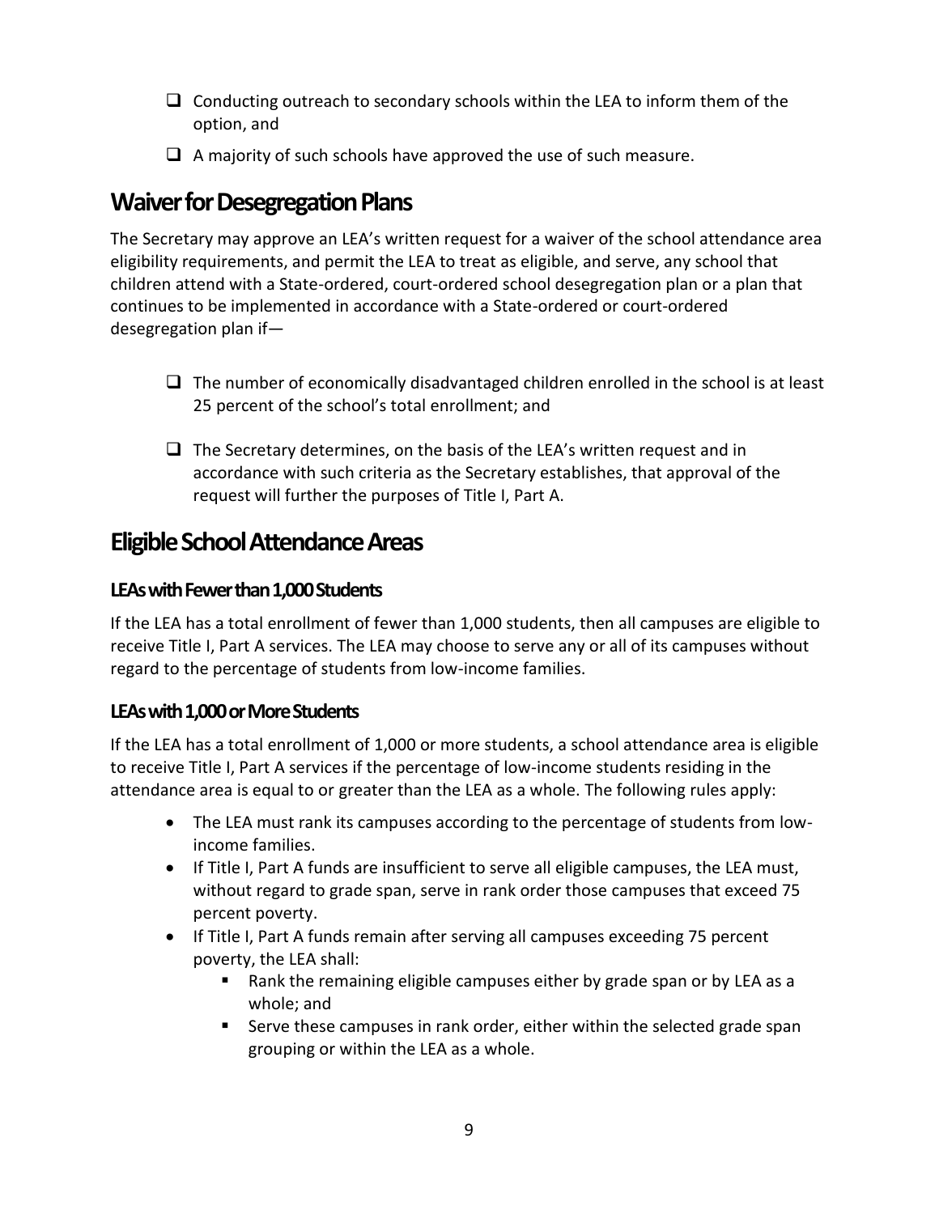- ☐ Conducting outreach to secondary schools within the LEA to inform them of the option, and
- ☐ A majority of such schools have approved the use of such measure.

## Waiver for Desegregation Plans

The Secretary may approve an LEA's written request for a waiver of the school attendance area eligibility requirements, and permit the LEA to treat as eligible, and serve, any school that children attend with a State-ordered, court-ordered school desegregation plan or a plan that continues to be implemented in accordance with a State-ordered or court-ordered desegregation plan if—

- ☐ The number of economically disadvantaged children enrolled in the school is at least 25 percent of the school's total enrollment; and
- ☐ The Secretary determines, on the basis of the LEA's written request and in accordance with such criteria as the Secretary establishes, that approval of the request will further the purposes of Title I, Part A.

## Eligible School Attendance Areas

### LEAs with Fewer than 1,000 Students

If the LEA has a total enrollment of fewer than 1,000 students, then all campuses are eligible to receive Title I, Part A services. The LEA may choose to serve any or all of its campuses without regard to the percentage of students from low-income families.

### LEAs with 1,000 or More Students

If the LEA has a total enrollment of 1,000 or more students, a school attendance area is eligible to receive Title I, Part A services if the percentage of low-income students residing in the attendance area is equal to or greater than the LEA as a whole. The following rules apply:

- The LEA must rank its campuses according to the percentage of students from low-income families.
- If Title I, Part A funds are insufficient to serve all eligible campuses, the LEA must, without regard to grade span, serve in rank order those campuses that exceed 75 percent poverty.
- If Title I, Part A funds remain after serving all campuses exceeding 75 percent poverty, the LEA shall:
  - Rank the remaining eligible campuses either by grade span or by LEA as a whole; and
  - Serve these campuses in rank order, either within the selected grade span grouping or within the LEA as a whole.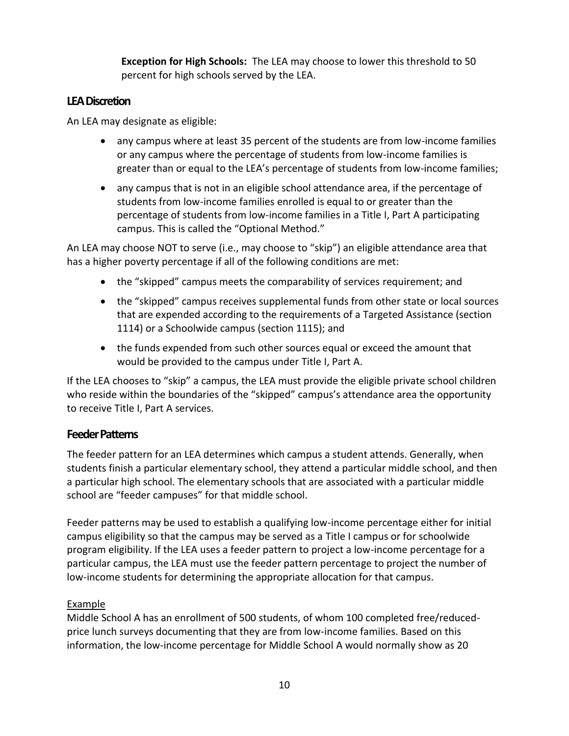**Exception for High Schools:** The LEA may choose to lower this threshold to 50 percent for high schools served by the LEA.

## LEA Discretion

An LEA may designate as eligible:

- any campus where at least 35 percent of the students are from low-income families or any campus where the percentage of students from low-income families is greater than or equal to the LEA's percentage of students from low-income families;
- any campus that is not in an eligible school attendance area, if the percentage of students from low-income families enrolled is equal to or greater than the percentage of students from low-income families in a Title I, Part A participating campus. This is called the "Optional Method."

An LEA may choose NOT to serve (i.e., may choose to "skip") an eligible attendance area that has a higher poverty percentage if all of the following conditions are met:

- the "skipped" campus meets the comparability of services requirement; and
- the "skipped" campus receives supplemental funds from other state or local sources that are expended according to the requirements of a Targeted Assistance (section 1114) or a Schoolwide campus (section 1115); and
- the funds expended from such other sources equal or exceed the amount that would be provided to the campus under Title I, Part A.

If the LEA chooses to "skip" a campus, the LEA must provide the eligible private school children who reside within the boundaries of the "skipped" campus's attendance area the opportunity to receive Title I, Part A services.

## Feeder Patterns

The feeder pattern for an LEA determines which campus a student attends. Generally, when students finish a particular elementary school, they attend a particular middle school, and then a particular high school. The elementary schools that are associated with a particular middle school are "feeder campuses" for that middle school.

Feeder patterns may be used to establish a qualifying low-income percentage either for initial campus eligibility so that the campus may be served as a Title I campus or for schoolwide program eligibility. If the LEA uses a feeder pattern to project a low-income percentage for a particular campus, the LEA must use the feeder pattern percentage to project the number of low-income students for determining the appropriate allocation for that campus.

Example

Middle School A has an enrollment of 500 students, of whom 100 completed free/reduced-price lunch surveys documenting that they are from low-income families. Based on this information, the low-income percentage for Middle School A would normally show as 20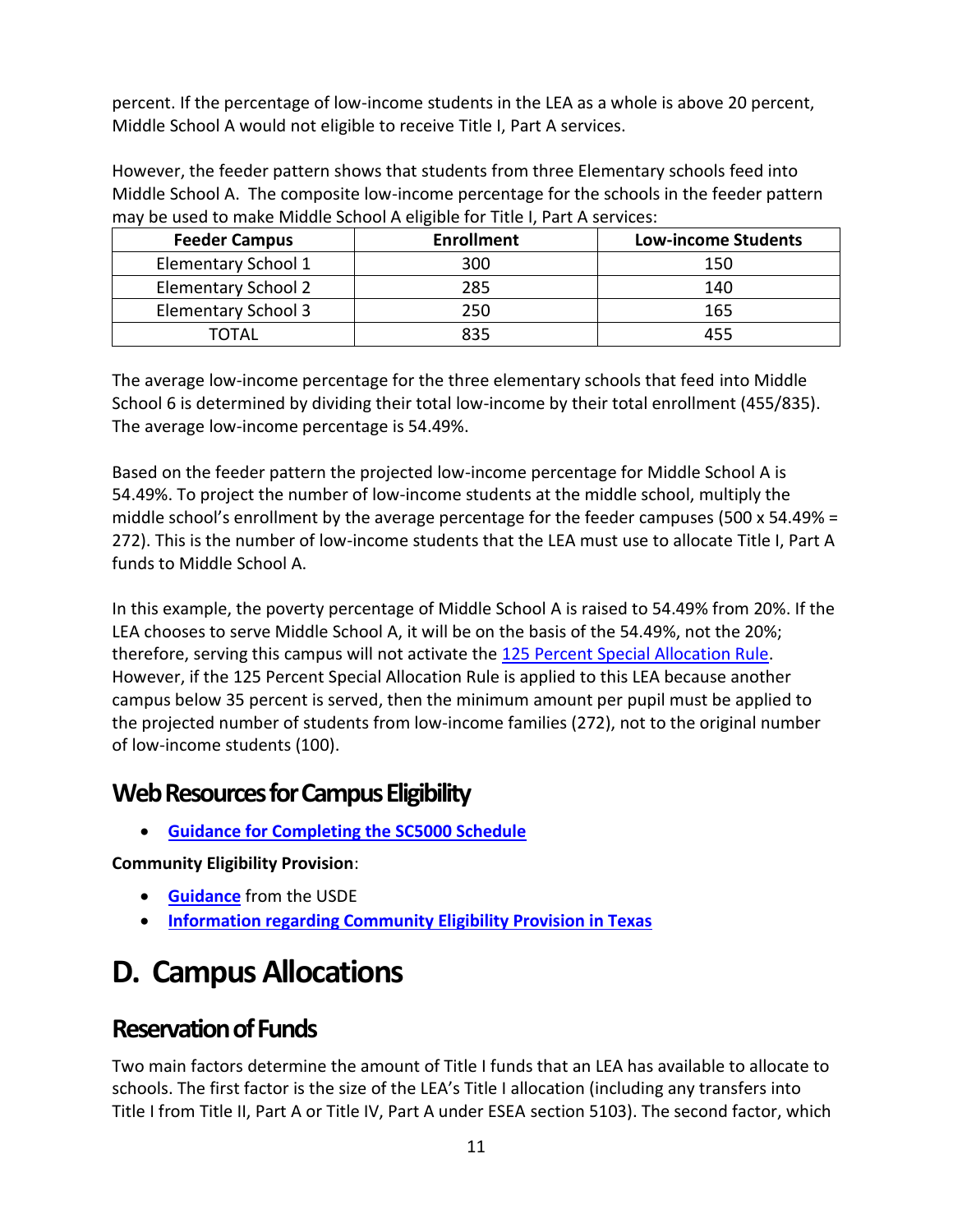percent. If the percentage of low-income students in the LEA as a whole is above 20 percent, Middle School A would not eligible to receive Title I, Part A services.

However, the feeder pattern shows that students from three Elementary schools feed into Middle School A. The composite low-income percentage for the schools in the feeder pattern may be used to make Middle School A eligible for Title I, Part A services:

| Feeder Campus | Enrollment | Low-income Students |
|---|---|---|
| Elementary School 1 | 300 | 150 |
| Elementary School 2 | 285 | 140 |
| Elementary School 3 | 250 | 165 |
| TOTAL | 835 | 455 |

The average low-income percentage for the three elementary schools that feed into Middle School 6 is determined by dividing their total low-income by their total enrollment (455/835). The average low-income percentage is 54.49%.

Based on the feeder pattern the projected low-income percentage for Middle School A is 54.49%. To project the number of low-income students at the middle school, multiply the middle school's enrollment by the average percentage for the feeder campuses (500 x 54.49% = 272). This is the number of low-income students that the LEA must use to allocate Title I, Part A funds to Middle School A.

In this example, the poverty percentage of Middle School A is raised to 54.49% from 20%. If the LEA chooses to serve Middle School A, it will be on the basis of the 54.49%, not the 20%; therefore, serving this campus will not activate the 125 Percent Special Allocation Rule. However, if the 125 Percent Special Allocation Rule is applied to this LEA because another campus below 35 percent is served, then the minimum amount per pupil must be applied to the projected number of students from low-income families (272), not to the original number of low-income students (100).

## Web Resources for Campus Eligibility

- **Guidance for Completing the SC5000 Schedule**

**Community Eligibility Provision**:

- **Guidance** from the USDE
- **Information regarding Community Eligibility Provision in Texas**

# D. Campus Allocations

## Reservation of Funds

Two main factors determine the amount of Title I funds that an LEA has available to allocate to schools. The first factor is the size of the LEA's Title I allocation (including any transfers into Title I from Title II, Part A or Title IV, Part A under ESEA section 5103). The second factor, which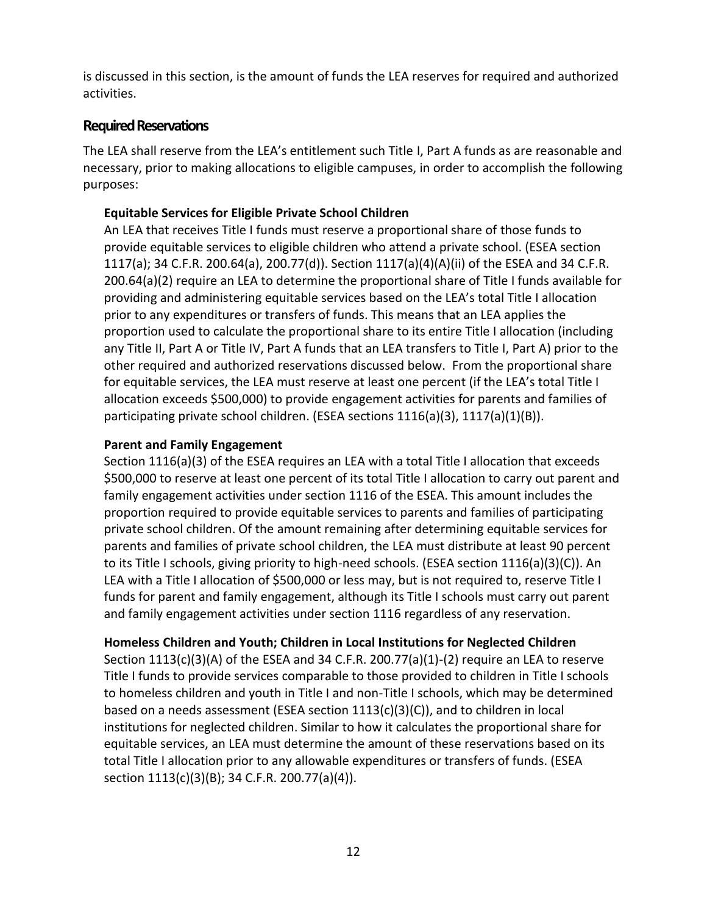is discussed in this section, is the amount of funds the LEA reserves for required and authorized activities.

## Required Reservations

The LEA shall reserve from the LEA's entitlement such Title I, Part A funds as are reasonable and necessary, prior to making allocations to eligible campuses, in order to accomplish the following purposes:

### Equitable Services for Eligible Private School Children

An LEA that receives Title I funds must reserve a proportional share of those funds to provide equitable services to eligible children who attend a private school. (ESEA section 1117(a); 34 C.F.R. 200.64(a), 200.77(d)). Section 1117(a)(4)(A)(ii) of the ESEA and 34 C.F.R. 200.64(a)(2) require an LEA to determine the proportional share of Title I funds available for providing and administering equitable services based on the LEA's total Title I allocation prior to any expenditures or transfers of funds. This means that an LEA applies the proportion used to calculate the proportional share to its entire Title I allocation (including any Title II, Part A or Title IV, Part A funds that an LEA transfers to Title I, Part A) prior to the other required and authorized reservations discussed below. From the proportional share for equitable services, the LEA must reserve at least one percent (if the LEA's total Title I allocation exceeds $500,000) to provide engagement activities for parents and families of participating private school children. (ESEA sections 1116(a)(3), 1117(a)(1)(B)).

### Parent and Family Engagement

Section 1116(a)(3) of the ESEA requires an LEA with a total Title I allocation that exceeds $500,000 to reserve at least one percent of its total Title I allocation to carry out parent and family engagement activities under section 1116 of the ESEA. This amount includes the proportion required to provide equitable services to parents and families of participating private school children. Of the amount remaining after determining equitable services for parents and families of private school children, the LEA must distribute at least 90 percent to its Title I schools, giving priority to high-need schools. (ESEA section 1116(a)(3)(C)). An LEA with a Title I allocation of $500,000 or less may, but is not required to, reserve Title I funds for parent and family engagement, although its Title I schools must carry out parent and family engagement activities under section 1116 regardless of any reservation.

### Homeless Children and Youth; Children in Local Institutions for Neglected Children

Section 1113(c)(3)(A) of the ESEA and 34 C.F.R. 200.77(a)(1)-(2) require an LEA to reserve Title I funds to provide services comparable to those provided to children in Title I schools to homeless children and youth in Title I and non-Title I schools, which may be determined based on a needs assessment (ESEA section 1113(c)(3)(C)), and to children in local institutions for neglected children. Similar to how it calculates the proportional share for equitable services, an LEA must determine the amount of these reservations based on its total Title I allocation prior to any allowable expenditures or transfers of funds. (ESEA section 1113(c)(3)(B); 34 C.F.R. 200.77(a)(4)).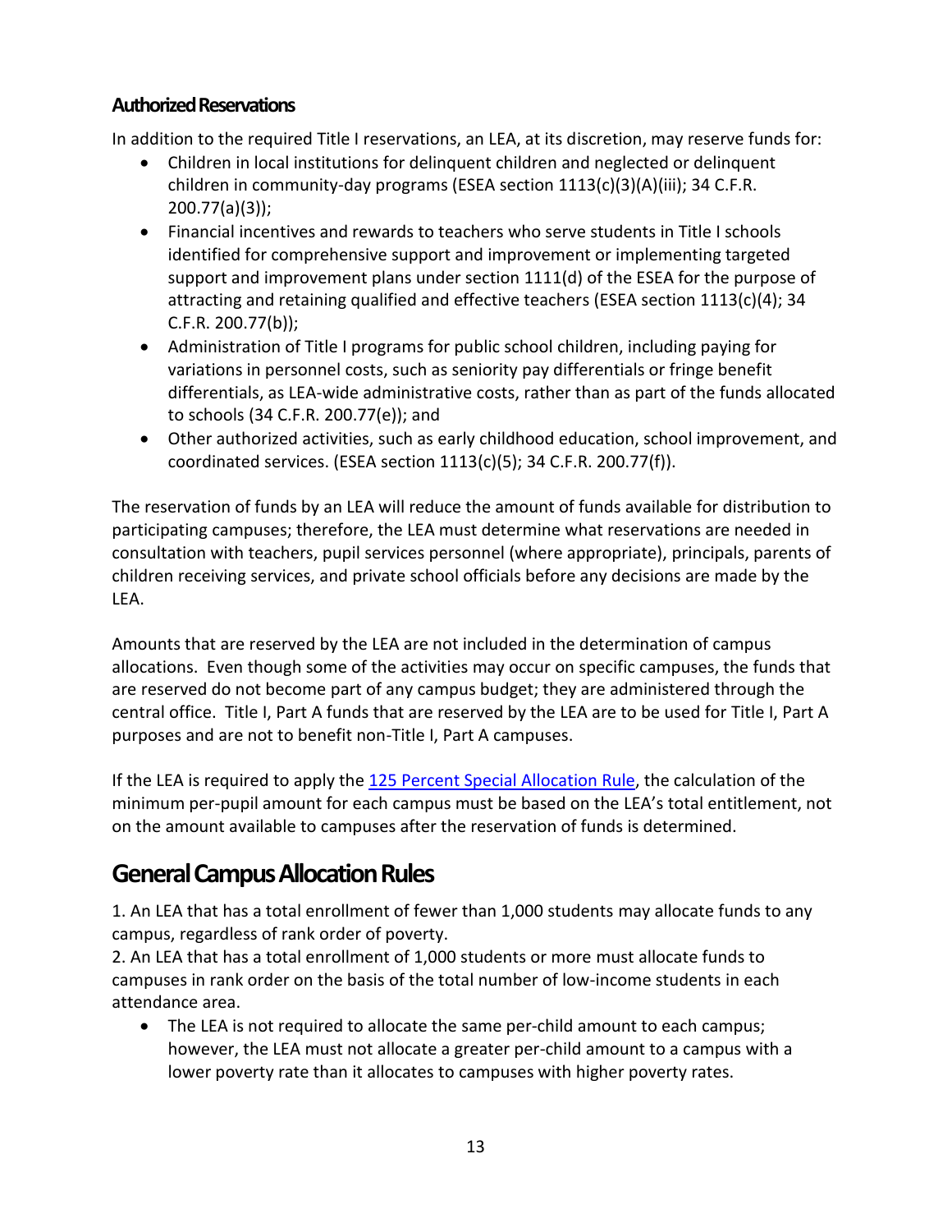### Authorized Reservations

In addition to the required Title I reservations, an LEA, at its discretion, may reserve funds for:

- Children in local institutions for delinquent children and neglected or delinquent children in community-day programs (ESEA section 1113(c)(3)(A)(iii); 34 C.F.R. 200.77(a)(3));
- Financial incentives and rewards to teachers who serve students in Title I schools identified for comprehensive support and improvement or implementing targeted support and improvement plans under section 1111(d) of the ESEA for the purpose of attracting and retaining qualified and effective teachers (ESEA section 1113(c)(4); 34 C.F.R. 200.77(b));
- Administration of Title I programs for public school children, including paying for variations in personnel costs, such as seniority pay differentials or fringe benefit differentials, as LEA-wide administrative costs, rather than as part of the funds allocated to schools (34 C.F.R. 200.77(e)); and
- Other authorized activities, such as early childhood education, school improvement, and coordinated services. (ESEA section 1113(c)(5); 34 C.F.R. 200.77(f)).

The reservation of funds by an LEA will reduce the amount of funds available for distribution to participating campuses; therefore, the LEA must determine what reservations are needed in consultation with teachers, pupil services personnel (where appropriate), principals, parents of children receiving services, and private school officials before any decisions are made by the LEA.

Amounts that are reserved by the LEA are not included in the determination of campus allocations. Even though some of the activities may occur on specific campuses, the funds that are reserved do not become part of any campus budget; they are administered through the central office. Title I, Part A funds that are reserved by the LEA are to be used for Title I, Part A purposes and are not to benefit non-Title I, Part A campuses.

If the LEA is required to apply the 125 Percent Special Allocation Rule, the calculation of the minimum per-pupil amount for each campus must be based on the LEA's total entitlement, not on the amount available to campuses after the reservation of funds is determined.

## General Campus Allocation Rules

1. An LEA that has a total enrollment of fewer than 1,000 students may allocate funds to any campus, regardless of rank order of poverty.
2. An LEA that has a total enrollment of 1,000 students or more must allocate funds to campuses in rank order on the basis of the total number of low-income students in each attendance area.

- The LEA is not required to allocate the same per-child amount to each campus; however, the LEA must not allocate a greater per-child amount to a campus with a lower poverty rate than it allocates to campuses with higher poverty rates.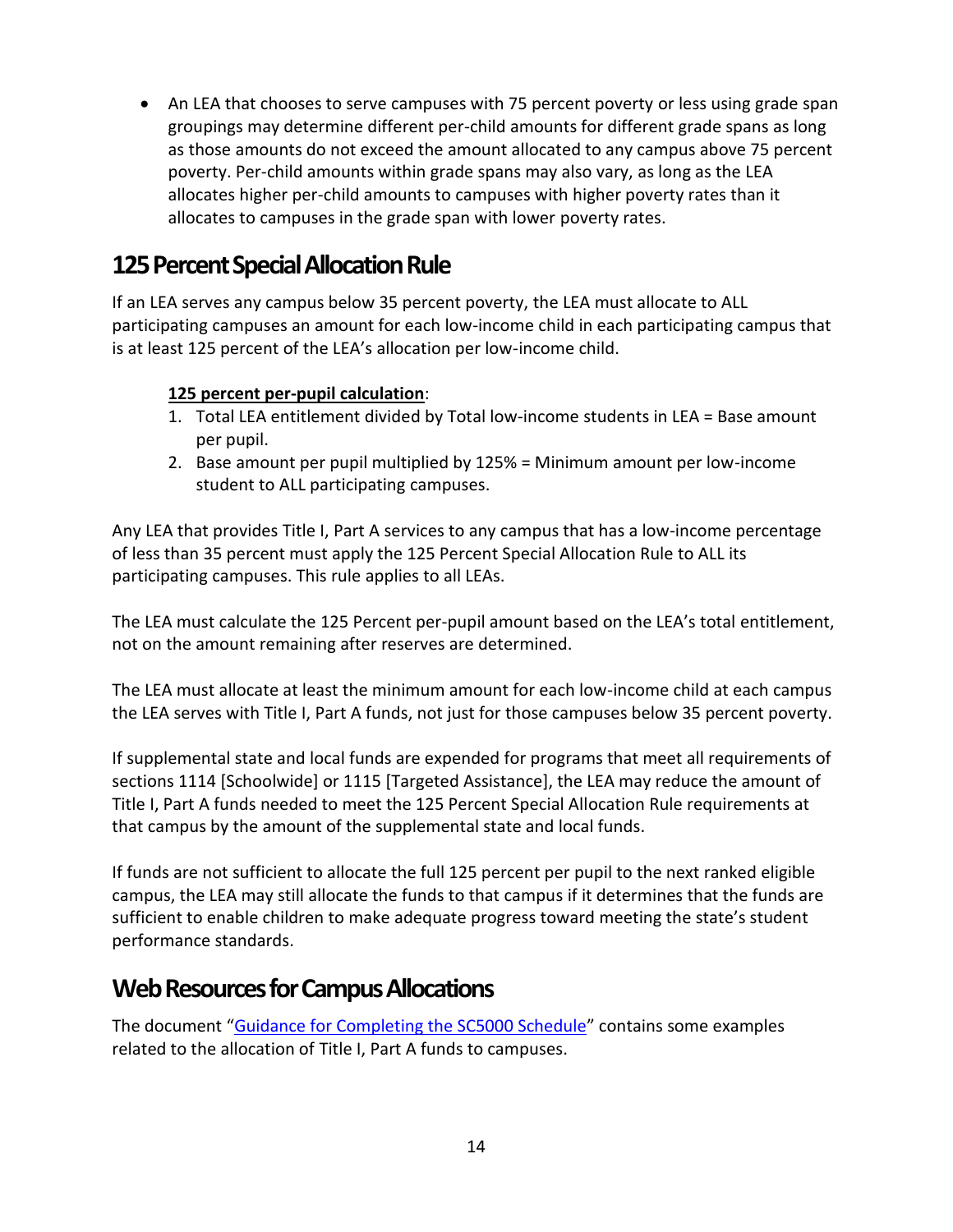- An LEA that chooses to serve campuses with 75 percent poverty or less using grade span groupings may determine different per-child amounts for different grade spans as long as those amounts do not exceed the amount allocated to any campus above 75 percent poverty. Per-child amounts within grade spans may also vary, as long as the LEA allocates higher per-child amounts to campuses with higher poverty rates than it allocates to campuses in the grade span with lower poverty rates.

## 125 Percent Special Allocation Rule

If an LEA serves any campus below 35 percent poverty, the LEA must allocate to ALL participating campuses an amount for each low-income child in each participating campus that is at least 125 percent of the LEA's allocation per low-income child.

**125 percent per-pupil calculation**:

1. Total LEA entitlement divided by Total low-income students in LEA = Base amount per pupil.
2. Base amount per pupil multiplied by 125% = Minimum amount per low-income student to ALL participating campuses.

Any LEA that provides Title I, Part A services to any campus that has a low-income percentage of less than 35 percent must apply the 125 Percent Special Allocation Rule to ALL its participating campuses. This rule applies to all LEAs.

The LEA must calculate the 125 Percent per-pupil amount based on the LEA's total entitlement, not on the amount remaining after reserves are determined.

The LEA must allocate at least the minimum amount for each low-income child at each campus the LEA serves with Title I, Part A funds, not just for those campuses below 35 percent poverty.

If supplemental state and local funds are expended for programs that meet all requirements of sections 1114 [Schoolwide] or 1115 [Targeted Assistance], the LEA may reduce the amount of Title I, Part A funds needed to meet the 125 Percent Special Allocation Rule requirements at that campus by the amount of the supplemental state and local funds.

If funds are not sufficient to allocate the full 125 percent per pupil to the next ranked eligible campus, the LEA may still allocate the funds to that campus if it determines that the funds are sufficient to enable children to make adequate progress toward meeting the state's student performance standards.

## Web Resources for Campus Allocations

The document "Guidance for Completing the SC5000 Schedule" contains some examples related to the allocation of Title I, Part A funds to campuses.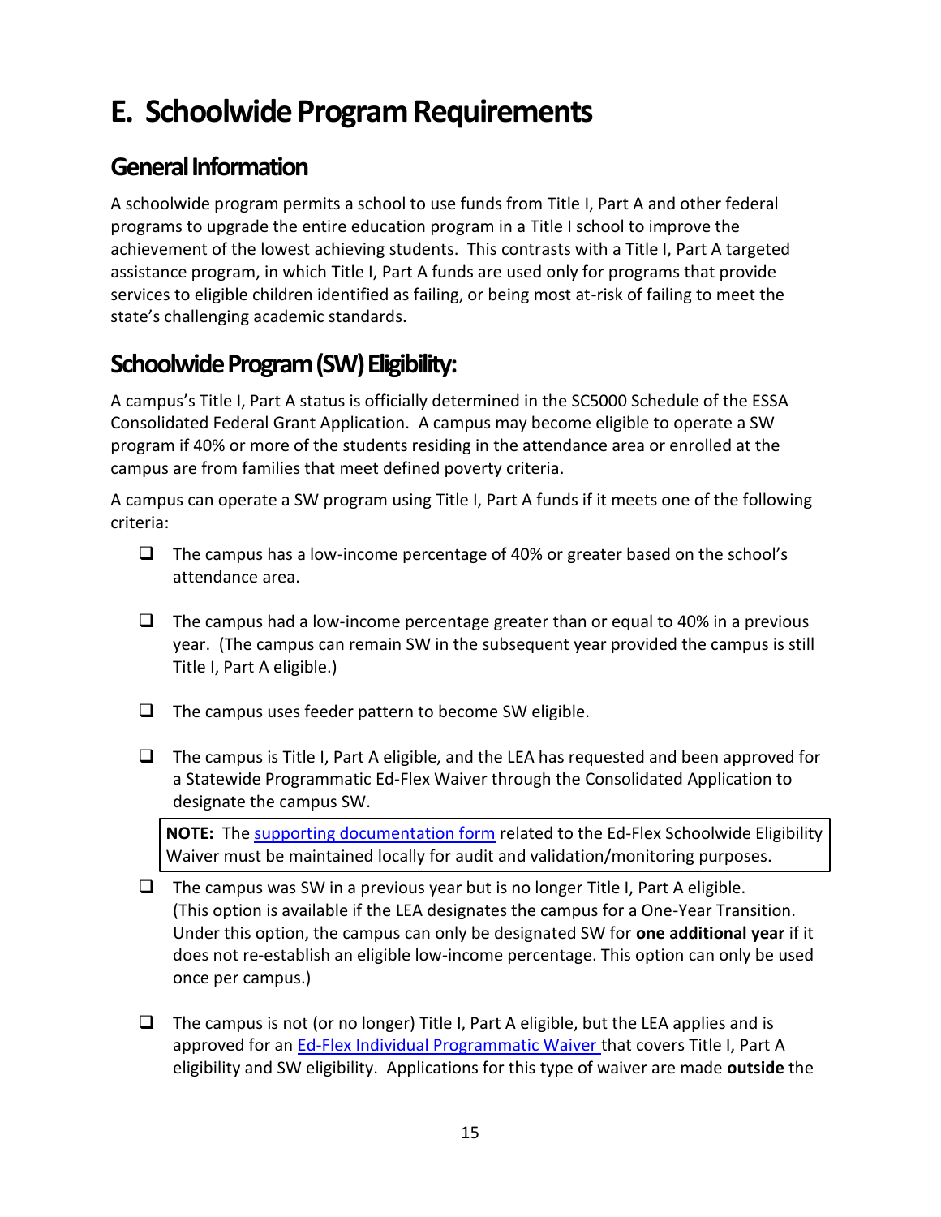# E. Schoolwide Program Requirements

## General Information

A schoolwide program permits a school to use funds from Title I, Part A and other federal programs to upgrade the entire education program in a Title I school to improve the achievement of the lowest achieving students. This contrasts with a Title I, Part A targeted assistance program, in which Title I, Part A funds are used only for programs that provide services to eligible children identified as failing, or being most at-risk of failing to meet the state's challenging academic standards.

## Schoolwide Program (SW) Eligibility:

A campus's Title I, Part A status is officially determined in the SC5000 Schedule of the ESSA Consolidated Federal Grant Application. A campus may become eligible to operate a SW program if 40% or more of the students residing in the attendance area or enrolled at the campus are from families that meet defined poverty criteria.

A campus can operate a SW program using Title I, Part A funds if it meets one of the following criteria:

- ❑ The campus has a low-income percentage of 40% or greater based on the school's attendance area.

- ❑ The campus had a low-income percentage greater than or equal to 40% in a previous year. (The campus can remain SW in the subsequent year provided the campus is still Title I, Part A eligible.)

- ❑ The campus uses feeder pattern to become SW eligible.

- ❑ The campus is Title I, Part A eligible, and the LEA has requested and been approved for a Statewide Programmatic Ed-Flex Waiver through the Consolidated Application to designate the campus SW.

  **NOTE:** The supporting documentation form related to the Ed-Flex Schoolwide Eligibility Waiver must be maintained locally for audit and validation/monitoring purposes.

- ❑ The campus was SW in a previous year but is no longer Title I, Part A eligible. (This option is available if the LEA designates the campus for a One-Year Transition. Under this option, the campus can only be designated SW for **one additional year** if it does not re-establish an eligible low-income percentage. This option can only be used once per campus.)

- ❑ The campus is not (or no longer) Title I, Part A eligible, but the LEA applies and is approved for an Ed-Flex Individual Programmatic Waiver that covers Title I, Part A eligibility and SW eligibility. Applications for this type of waiver are made **outside** the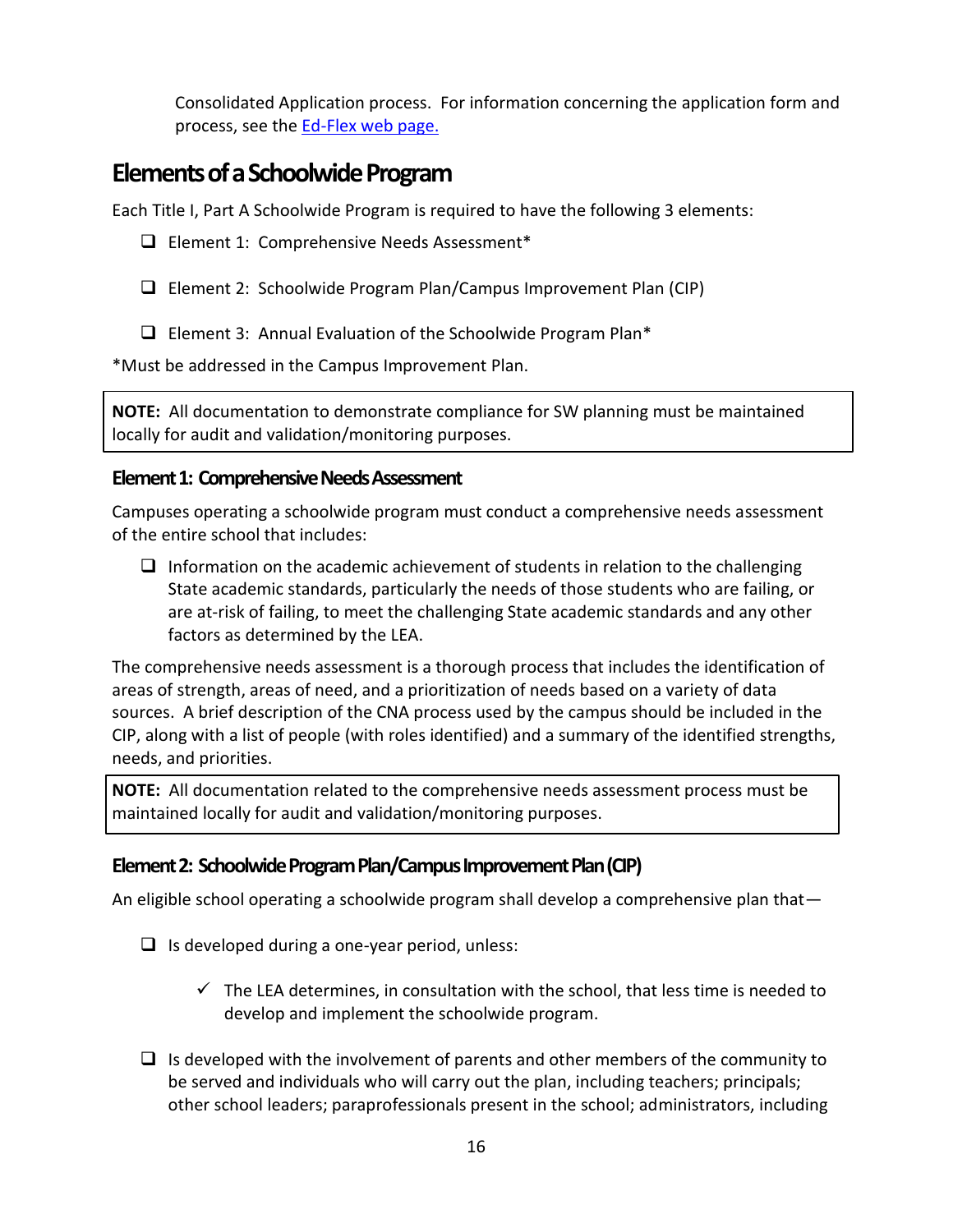Consolidated Application process. For information concerning the application form and process, see the [Ed-Flex web page.]()

## Elements of a Schoolwide Program

Each Title I, Part A Schoolwide Program is required to have the following 3 elements:

- ❑ Element 1: Comprehensive Needs Assessment*
- ❑ Element 2: Schoolwide Program Plan/Campus Improvement Plan (CIP)
- ❑ Element 3: Annual Evaluation of the Schoolwide Program Plan*

*Must be addressed in the Campus Improvement Plan.

> **NOTE:** All documentation to demonstrate compliance for SW planning must be maintained locally for audit and validation/monitoring purposes.

### Element 1: Comprehensive Needs Assessment

Campuses operating a schoolwide program must conduct a comprehensive needs assessment of the entire school that includes:

- ❑ Information on the academic achievement of students in relation to the challenging State academic standards, particularly the needs of those students who are failing, or are at-risk of failing, to meet the challenging State academic standards and any other factors as determined by the LEA.

The comprehensive needs assessment is a thorough process that includes the identification of areas of strength, areas of need, and a prioritization of needs based on a variety of data sources. A brief description of the CNA process used by the campus should be included in the CIP, along with a list of people (with roles identified) and a summary of the identified strengths, needs, and priorities.

> **NOTE:** All documentation related to the comprehensive needs assessment process must be maintained locally for audit and validation/monitoring purposes.

### Element 2: Schoolwide Program Plan/Campus Improvement Plan (CIP)

An eligible school operating a schoolwide program shall develop a comprehensive plan that—

- ❑ Is developed during a one-year period, unless:
  - ✓ The LEA determines, in consultation with the school, that less time is needed to develop and implement the schoolwide program.
- ❑ Is developed with the involvement of parents and other members of the community to be served and individuals who will carry out the plan, including teachers; principals; other school leaders; paraprofessionals present in the school; administrators, including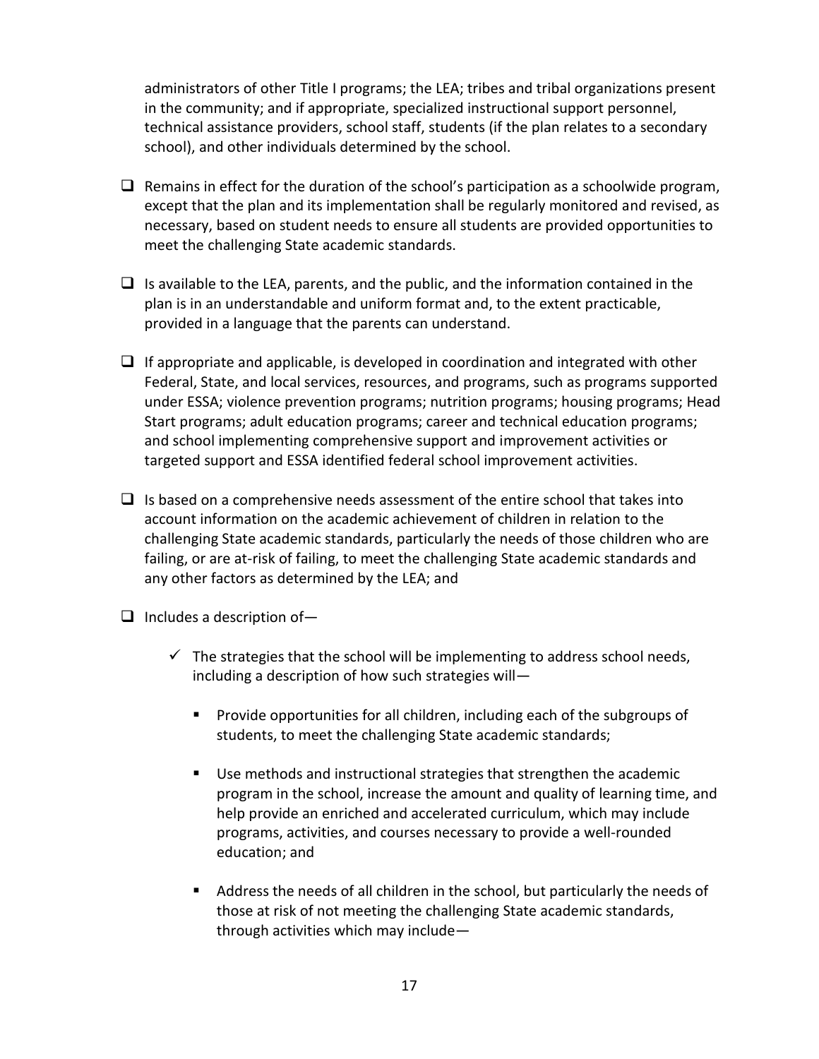administrators of other Title I programs; the LEA; tribes and tribal organizations present in the community; and if appropriate, specialized instructional support personnel, technical assistance providers, school staff, students (if the plan relates to a secondary school), and other individuals determined by the school.

- ❑ Remains in effect for the duration of the school's participation as a schoolwide program, except that the plan and its implementation shall be regularly monitored and revised, as necessary, based on student needs to ensure all students are provided opportunities to meet the challenging State academic standards.

- ❑ Is available to the LEA, parents, and the public, and the information contained in the plan is in an understandable and uniform format and, to the extent practicable, provided in a language that the parents can understand.

- ❑ If appropriate and applicable, is developed in coordination and integrated with other Federal, State, and local services, resources, and programs, such as programs supported under ESSA; violence prevention programs; nutrition programs; housing programs; Head Start programs; adult education programs; career and technical education programs; and school implementing comprehensive support and improvement activities or targeted support and ESSA identified federal school improvement activities.

- ❑ Is based on a comprehensive needs assessment of the entire school that takes into account information on the academic achievement of children in relation to the challenging State academic standards, particularly the needs of those children who are failing, or are at-risk of failing, to meet the challenging State academic standards and any other factors as determined by the LEA; and

- ❑ Includes a description of—

  - ✓ The strategies that the school will be implementing to address school needs, including a description of how such strategies will—

    - Provide opportunities for all children, including each of the subgroups of students, to meet the challenging State academic standards;

    - Use methods and instructional strategies that strengthen the academic program in the school, increase the amount and quality of learning time, and help provide an enriched and accelerated curriculum, which may include programs, activities, and courses necessary to provide a well-rounded education; and

    - Address the needs of all children in the school, but particularly the needs of those at risk of not meeting the challenging State academic standards, through activities which may include—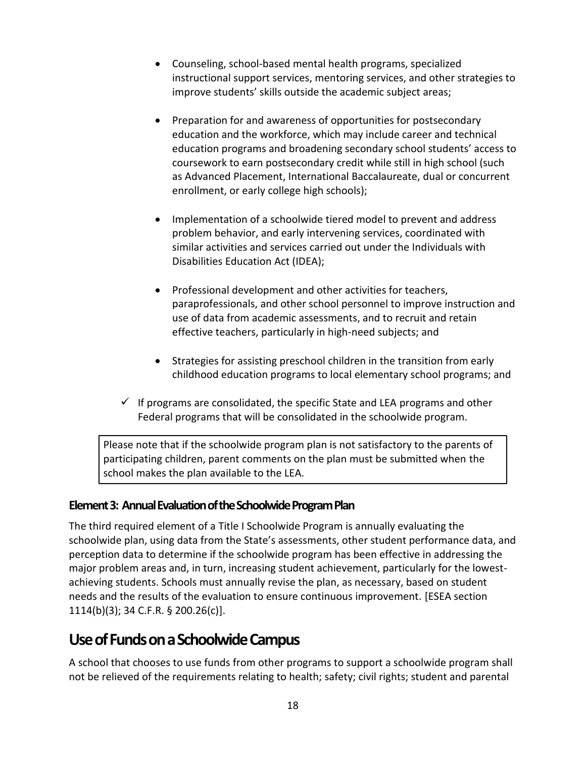- Counseling, school-based mental health programs, specialized instructional support services, mentoring services, and other strategies to improve students' skills outside the academic subject areas;
- Preparation for and awareness of opportunities for postsecondary education and the workforce, which may include career and technical education programs and broadening secondary school students' access to coursework to earn postsecondary credit while still in high school (such as Advanced Placement, International Baccalaureate, dual or concurrent enrollment, or early college high schools);
- Implementation of a schoolwide tiered model to prevent and address problem behavior, and early intervening services, coordinated with similar activities and services carried out under the Individuals with Disabilities Education Act (IDEA);
- Professional development and other activities for teachers, paraprofessionals, and other school personnel to improve instruction and use of data from academic assessments, and to recruit and retain effective teachers, particularly in high-need subjects; and
- Strategies for assisting preschool children in the transition from early childhood education programs to local elementary school programs; and

✓ If programs are consolidated, the specific State and LEA programs and other Federal programs that will be consolidated in the schoolwide program.

> Please note that if the schoolwide program plan is not satisfactory to the parents of participating children, parent comments on the plan must be submitted when the school makes the plan available to the LEA.

### Element 3: Annual Evaluation of the Schoolwide Program Plan

The third required element of a Title I Schoolwide Program is annually evaluating the schoolwide plan, using data from the State's assessments, other student performance data, and perception data to determine if the schoolwide program has been effective in addressing the major problem areas and, in turn, increasing student achievement, particularly for the lowest-achieving students. Schools must annually revise the plan, as necessary, based on student needs and the results of the evaluation to ensure continuous improvement. [ESEA section 1114(b)(3); 34 C.F.R. § 200.26(c)].

## Use of Funds on a Schoolwide Campus

A school that chooses to use funds from other programs to support a schoolwide program shall not be relieved of the requirements relating to health; safety; civil rights; student and parental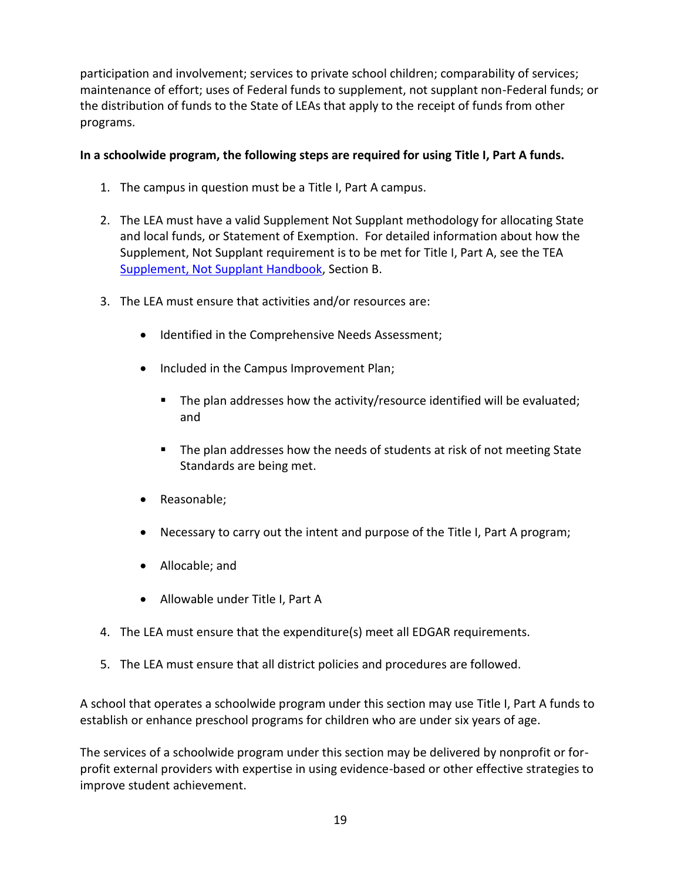participation and involvement; services to private school children; comparability of services; maintenance of effort; uses of Federal funds to supplement, not supplant non-Federal funds; or the distribution of funds to the State of LEAs that apply to the receipt of funds from other programs.

**In a schoolwide program, the following steps are required for using Title I, Part A funds.**

1. The campus in question must be a Title I, Part A campus.

2. The LEA must have a valid Supplement Not Supplant methodology for allocating State and local funds, or Statement of Exemption. For detailed information about how the Supplement, Not Supplant requirement is to be met for Title I, Part A, see the TEA Supplement, Not Supplant Handbook, Section B.

3. The LEA must ensure that activities and/or resources are:

   - Identified in the Comprehensive Needs Assessment;
   - Included in the Campus Improvement Plan;
     - The plan addresses how the activity/resource identified will be evaluated; and
     - The plan addresses how the needs of students at risk of not meeting State Standards are being met.
   - Reasonable;
   - Necessary to carry out the intent and purpose of the Title I, Part A program;
   - Allocable; and
   - Allowable under Title I, Part A

4. The LEA must ensure that the expenditure(s) meet all EDGAR requirements.

5. The LEA must ensure that all district policies and procedures are followed.

A school that operates a schoolwide program under this section may use Title I, Part A funds to establish or enhance preschool programs for children who are under six years of age.

The services of a schoolwide program under this section may be delivered by nonprofit or for-profit external providers with expertise in using evidence-based or other effective strategies to improve student achievement.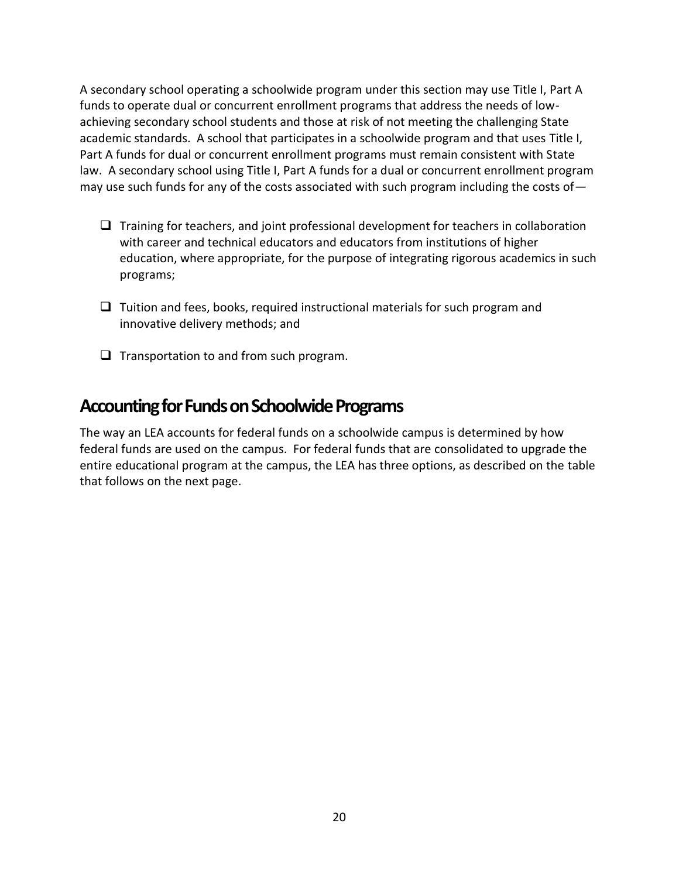A secondary school operating a schoolwide program under this section may use Title I, Part A funds to operate dual or concurrent enrollment programs that address the needs of low-achieving secondary school students and those at risk of not meeting the challenging State academic standards. A school that participates in a schoolwide program and that uses Title I, Part A funds for dual or concurrent enrollment programs must remain consistent with State law. A secondary school using Title I, Part A funds for a dual or concurrent enrollment program may use such funds for any of the costs associated with such program including the costs of—

- Training for teachers, and joint professional development for teachers in collaboration with career and technical educators and educators from institutions of higher education, where appropriate, for the purpose of integrating rigorous academics in such programs;
- Tuition and fees, books, required instructional materials for such program and innovative delivery methods; and
- Transportation to and from such program.

## Accounting for Funds on Schoolwide Programs

The way an LEA accounts for federal funds on a schoolwide campus is determined by how federal funds are used on the campus. For federal funds that are consolidated to upgrade the entire educational program at the campus, the LEA has three options, as described on the table that follows on the next page.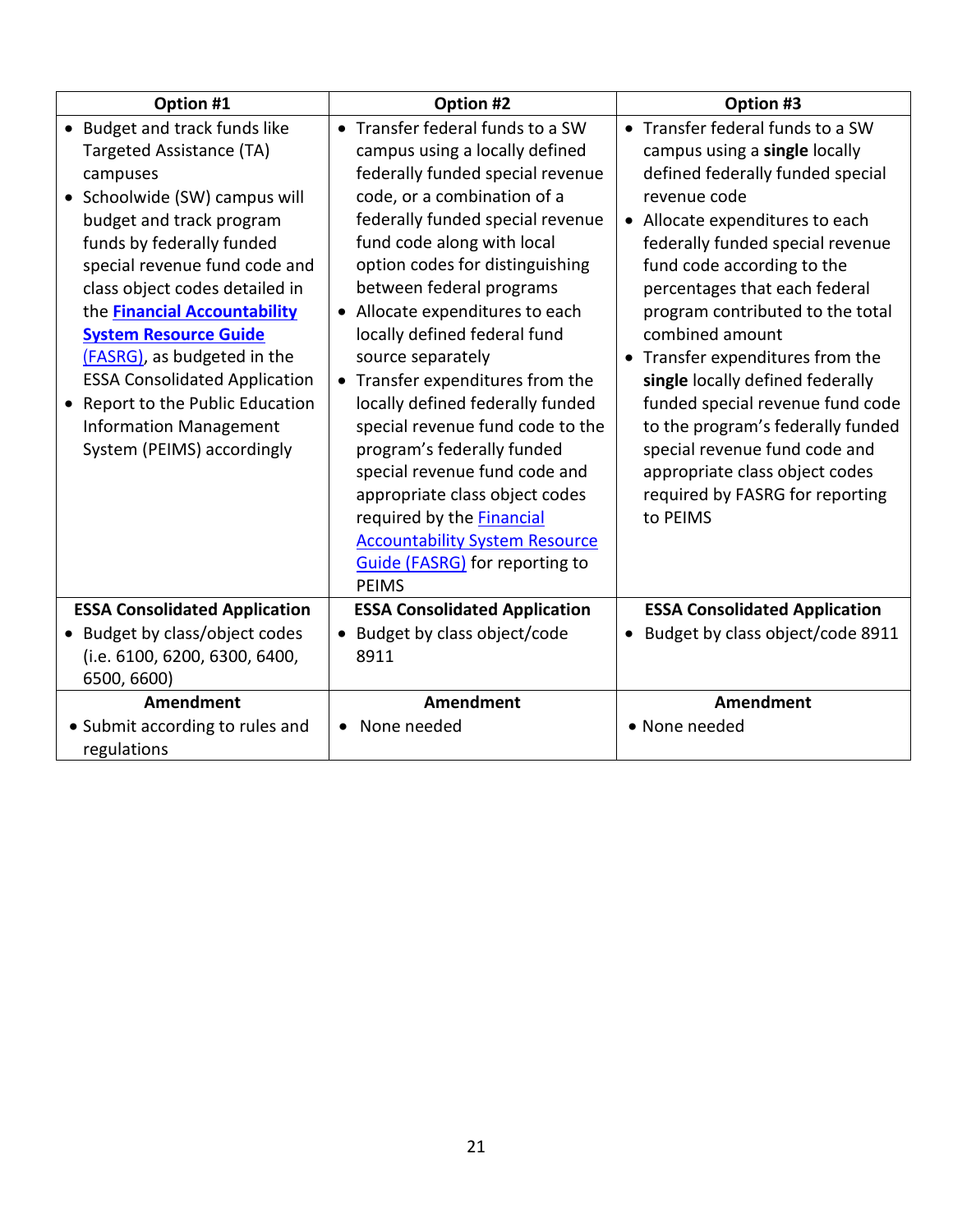| Option #1 | Option #2 | Option #3 |
| --- | --- | --- |
| • Budget and track funds like Targeted Assistance (TA) campuses<br>• Schoolwide (SW) campus will budget and track program funds by federally funded special revenue fund code and class object codes detailed in the **Financial Accountability System Resource Guide** (FASRG), as budgeted in the ESSA Consolidated Application<br>• Report to the Public Education Information Management System (PEIMS) accordingly | • Transfer federal funds to a SW campus using a locally defined federally funded special revenue code, or a combination of a federally funded special revenue fund code along with local option codes for distinguishing between federal programs<br>• Allocate expenditures to each locally defined federal fund source separately<br>• Transfer expenditures from the locally defined federally funded special revenue fund code to the program's federally funded special revenue fund code and appropriate class object codes required by the Financial Accountability System Resource Guide (FASRG) for reporting to PEIMS | • Transfer federal funds to a SW campus using a **single** locally defined federally funded special revenue code<br>• Allocate expenditures to each federally funded special revenue fund code according to the percentages that each federal program contributed to the total combined amount<br>• Transfer expenditures from the **single** locally defined federally funded special revenue fund code to the program's federally funded special revenue fund code and appropriate class object codes required by FASRG for reporting to PEIMS |
| **ESSA Consolidated Application**<br>• Budget by class/object codes (i.e. 6100, 6200, 6300, 6400, 6500, 6600) | **ESSA Consolidated Application**<br>• Budget by class object/code 8911 | **ESSA Consolidated Application**<br>• Budget by class object/code 8911 |
| **Amendment**<br>• Submit according to rules and regulations | **Amendment**<br>• None needed | **Amendment**<br>• None needed |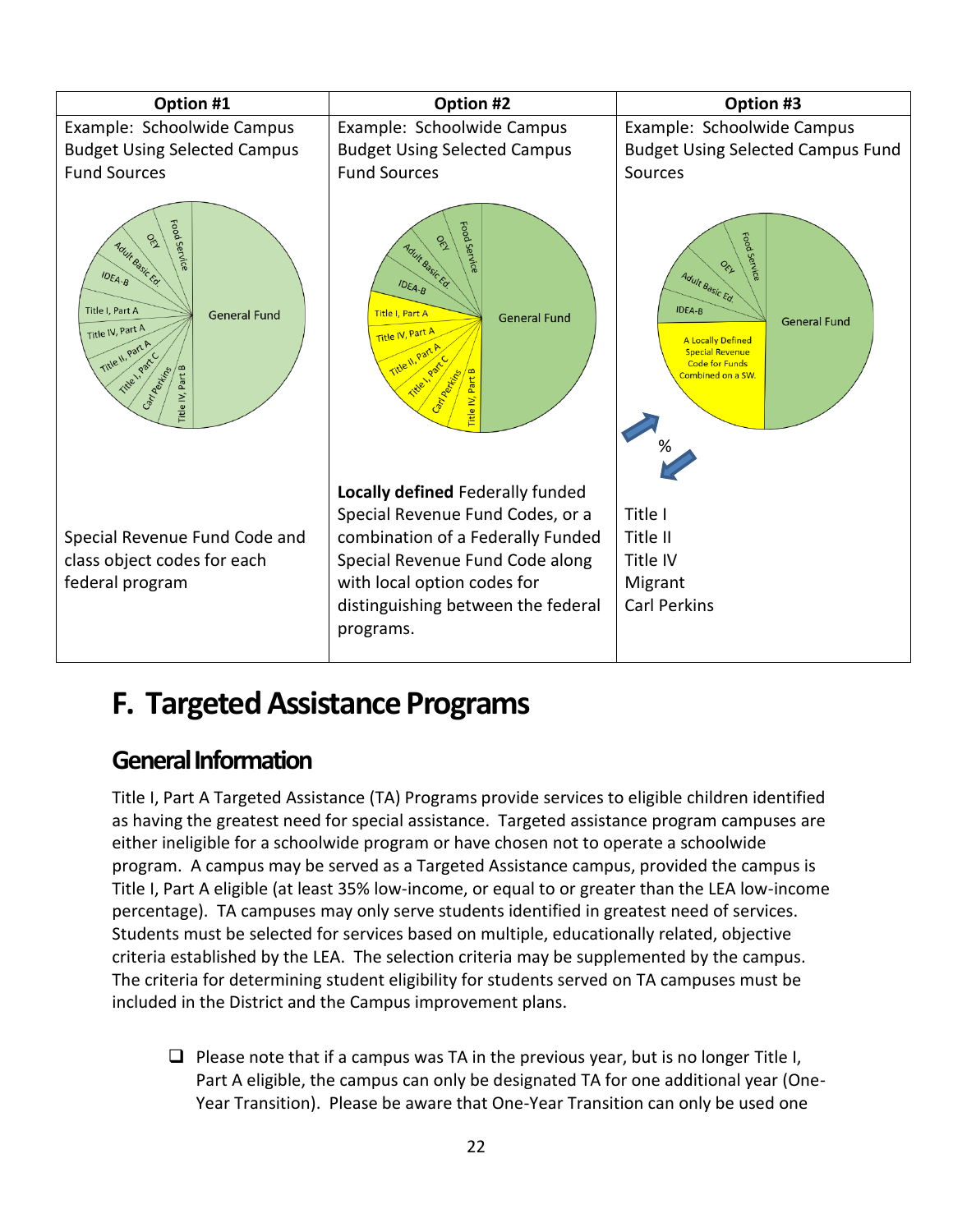| Option #1 | Option #2 | Option #3 |
|---|---|---|
| Example: Schoolwide Campus Budget Using Selected Campus Fund Sources | Example: Schoolwide Campus Budget Using Selected Campus Fund Sources | Example: Schoolwide Campus Budget Using Selected Campus Fund Sources |
| Special Revenue Fund Code and class object codes for each federal program | **Locally defined** Federally funded Special Revenue Fund Codes, or a combination of a Federally Funded Special Revenue Fund Code along with local option codes for distinguishing between the federal programs. | Title I<br>Title II<br>Title IV<br>Migrant<br>Carl Perkins |

# F. Targeted Assistance Programs

## General Information

Title I, Part A Targeted Assistance (TA) Programs provide services to eligible children identified as having the greatest need for special assistance. Targeted assistance program campuses are either ineligible for a schoolwide program or have chosen not to operate a schoolwide program. A campus may be served as a Targeted Assistance campus, provided the campus is Title I, Part A eligible (at least 35% low-income, or equal to or greater than the LEA low-income percentage). TA campuses may only serve students identified in greatest need of services. Students must be selected for services based on multiple, educationally related, objective criteria established by the LEA. The selection criteria may be supplemented by the campus. The criteria for determining student eligibility for students served on TA campuses must be included in the District and the Campus improvement plans.

- ❑ Please note that if a campus was TA in the previous year, but is no longer Title I, Part A eligible, the campus can only be designated TA for one additional year (One-Year Transition). Please be aware that One-Year Transition can only be used one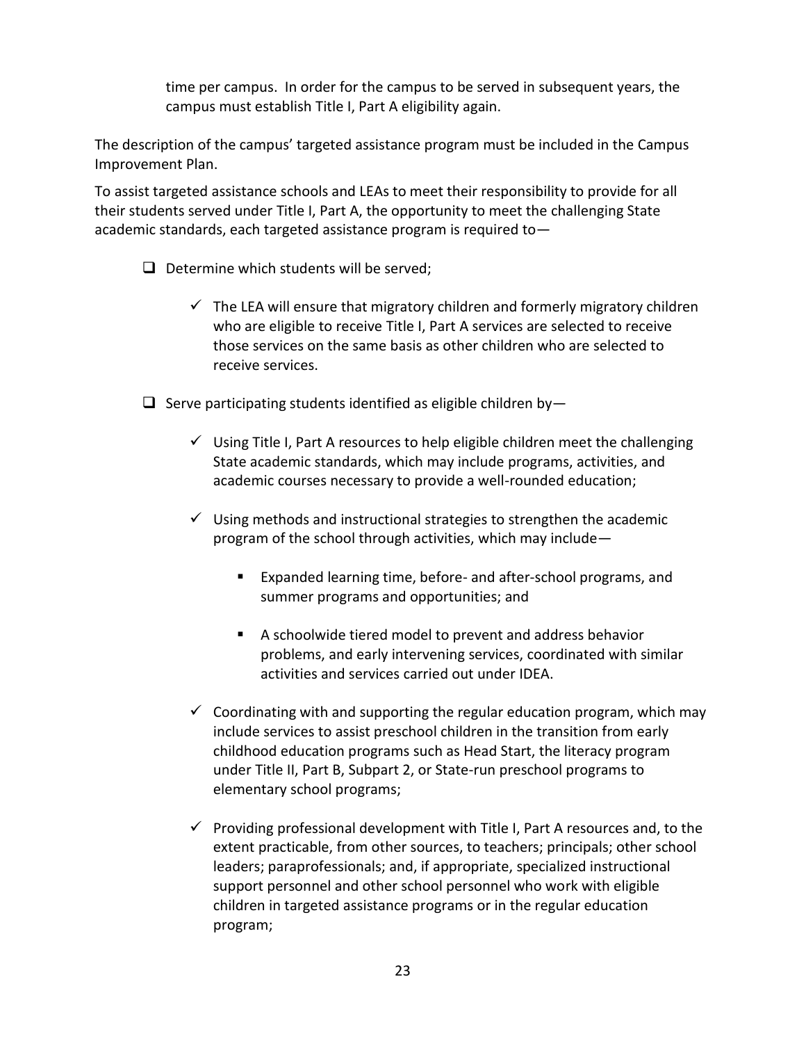time per campus. In order for the campus to be served in subsequent years, the campus must establish Title I, Part A eligibility again.

The description of the campus' targeted assistance program must be included in the Campus Improvement Plan.

To assist targeted assistance schools and LEAs to meet their responsibility to provide for all their students served under Title I, Part A, the opportunity to meet the challenging State academic standards, each targeted assistance program is required to—

- ❑ Determine which students will be served;
  - ✓ The LEA will ensure that migratory children and formerly migratory children who are eligible to receive Title I, Part A services are selected to receive those services on the same basis as other children who are selected to receive services.
- ❑ Serve participating students identified as eligible children by—
  - ✓ Using Title I, Part A resources to help eligible children meet the challenging State academic standards, which may include programs, activities, and academic courses necessary to provide a well-rounded education;
  - ✓ Using methods and instructional strategies to strengthen the academic program of the school through activities, which may include—
    - Expanded learning time, before- and after-school programs, and summer programs and opportunities; and
    - A schoolwide tiered model to prevent and address behavior problems, and early intervening services, coordinated with similar activities and services carried out under IDEA.
  - ✓ Coordinating with and supporting the regular education program, which may include services to assist preschool children in the transition from early childhood education programs such as Head Start, the literacy program under Title II, Part B, Subpart 2, or State-run preschool programs to elementary school programs;
  - ✓ Providing professional development with Title I, Part A resources and, to the extent practicable, from other sources, to teachers; principals; other school leaders; paraprofessionals; and, if appropriate, specialized instructional support personnel and other school personnel who work with eligible children in targeted assistance programs or in the regular education program;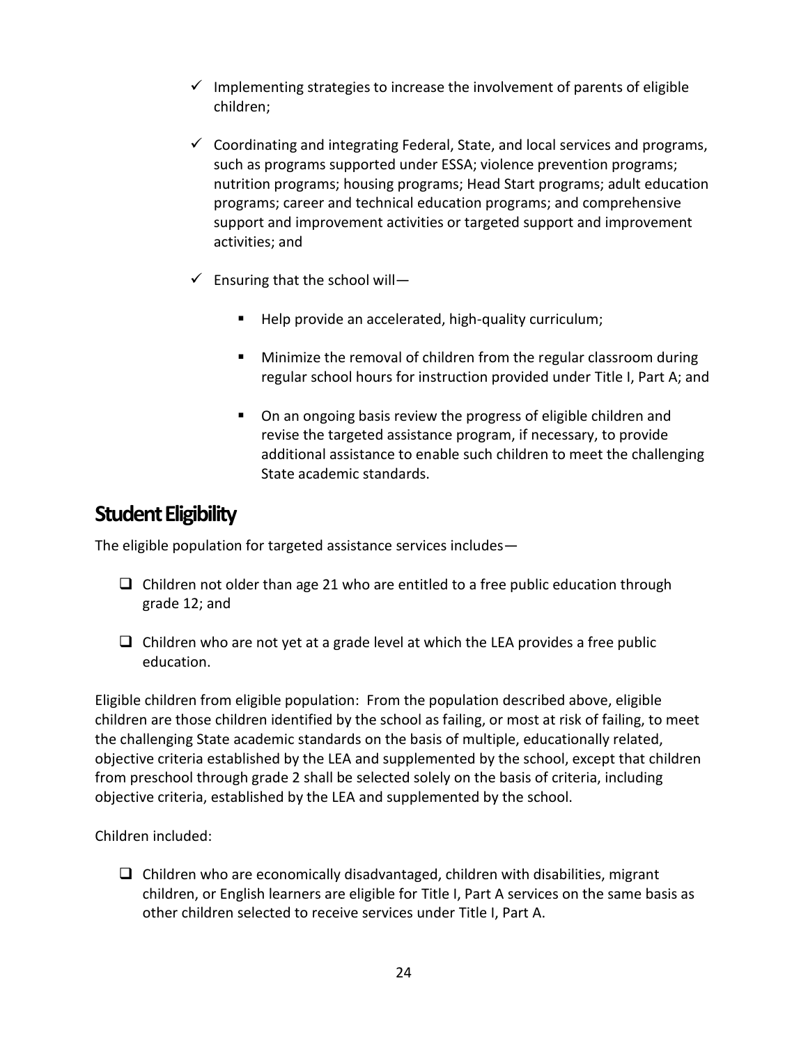- ✓ Implementing strategies to increase the involvement of parents of eligible children;
- ✓ Coordinating and integrating Federal, State, and local services and programs, such as programs supported under ESSA; violence prevention programs; nutrition programs; housing programs; Head Start programs; adult education programs; career and technical education programs; and comprehensive support and improvement activities or targeted support and improvement activities; and
- ✓ Ensuring that the school will—
  - Help provide an accelerated, high-quality curriculum;
  - Minimize the removal of children from the regular classroom during regular school hours for instruction provided under Title I, Part A; and
  - On an ongoing basis review the progress of eligible children and revise the targeted assistance program, if necessary, to provide additional assistance to enable such children to meet the challenging State academic standards.

## Student Eligibility

The eligible population for targeted assistance services includes—

- ❑ Children not older than age 21 who are entitled to a free public education through grade 12; and
- ❑ Children who are not yet at a grade level at which the LEA provides a free public education.

Eligible children from eligible population: From the population described above, eligible children are those children identified by the school as failing, or most at risk of failing, to meet the challenging State academic standards on the basis of multiple, educationally related, objective criteria established by the LEA and supplemented by the school, except that children from preschool through grade 2 shall be selected solely on the basis of criteria, including objective criteria, established by the LEA and supplemented by the school.

Children included:

- ❑ Children who are economically disadvantaged, children with disabilities, migrant children, or English learners are eligible for Title I, Part A services on the same basis as other children selected to receive services under Title I, Part A.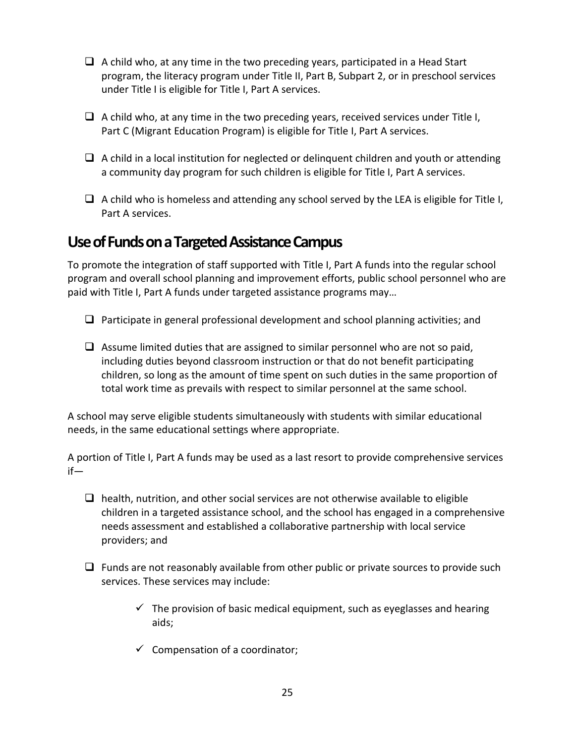- A child who, at any time in the two preceding years, participated in a Head Start program, the literacy program under Title II, Part B, Subpart 2, or in preschool services under Title I is eligible for Title I, Part A services.

- A child who, at any time in the two preceding years, received services under Title I, Part C (Migrant Education Program) is eligible for Title I, Part A services.

- A child in a local institution for neglected or delinquent children and youth or attending a community day program for such children is eligible for Title I, Part A services.

- A child who is homeless and attending any school served by the LEA is eligible for Title I, Part A services.

## Use of Funds on a Targeted Assistance Campus

To promote the integration of staff supported with Title I, Part A funds into the regular school program and overall school planning and improvement efforts, public school personnel who are paid with Title I, Part A funds under targeted assistance programs may…

- Participate in general professional development and school planning activities; and

- Assume limited duties that are assigned to similar personnel who are not so paid, including duties beyond classroom instruction or that do not benefit participating children, so long as the amount of time spent on such duties in the same proportion of total work time as prevails with respect to similar personnel at the same school.

A school may serve eligible students simultaneously with students with similar educational needs, in the same educational settings where appropriate.

A portion of Title I, Part A funds may be used as a last resort to provide comprehensive services if—

- health, nutrition, and other social services are not otherwise available to eligible children in a targeted assistance school, and the school has engaged in a comprehensive needs assessment and established a collaborative partnership with local service providers; and

- Funds are not reasonably available from other public or private sources to provide such services. These services may include:

    - ✓ The provision of basic medical equipment, such as eyeglasses and hearing aids;

    - ✓ Compensation of a coordinator;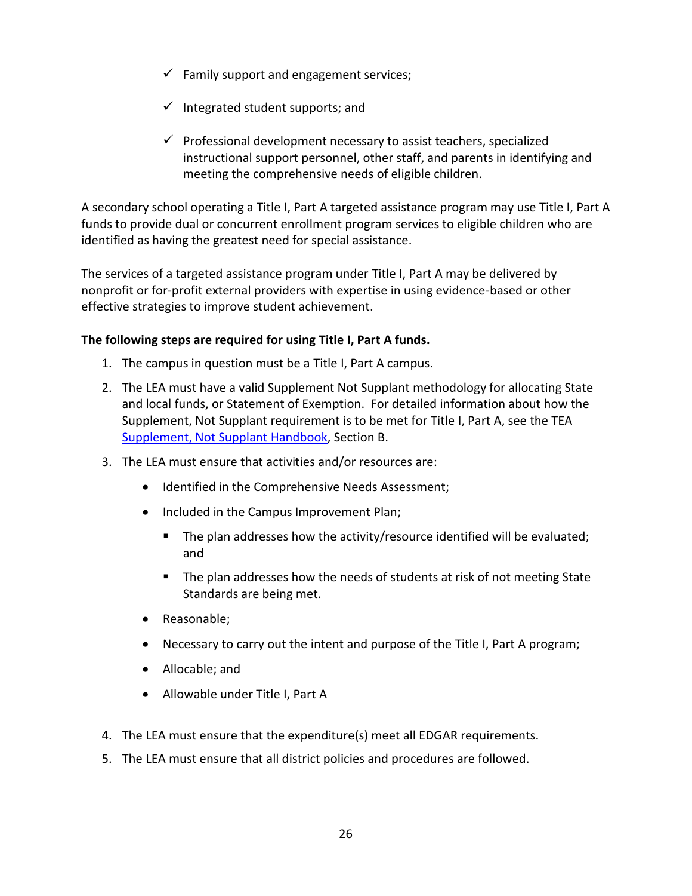- ✓ Family support and engagement services;
- ✓ Integrated student supports; and
- ✓ Professional development necessary to assist teachers, specialized instructional support personnel, other staff, and parents in identifying and meeting the comprehensive needs of eligible children.

A secondary school operating a Title I, Part A targeted assistance program may use Title I, Part A funds to provide dual or concurrent enrollment program services to eligible children who are identified as having the greatest need for special assistance.

The services of a targeted assistance program under Title I, Part A may be delivered by nonprofit or for-profit external providers with expertise in using evidence-based or other effective strategies to improve student achievement.

**The following steps are required for using Title I, Part A funds.**

1. The campus in question must be a Title I, Part A campus.
2. The LEA must have a valid Supplement Not Supplant methodology for allocating State and local funds, or Statement of Exemption. For detailed information about how the Supplement, Not Supplant requirement is to be met for Title I, Part A, see the TEA [Supplement, Not Supplant Handbook](), Section B.
3. The LEA must ensure that activities and/or resources are:
   - Identified in the Comprehensive Needs Assessment;
   - Included in the Campus Improvement Plan;
     - The plan addresses how the activity/resource identified will be evaluated; and
     - The plan addresses how the needs of students at risk of not meeting State Standards are being met.
   - Reasonable;
   - Necessary to carry out the intent and purpose of the Title I, Part A program;
   - Allocable; and
   - Allowable under Title I, Part A
4. The LEA must ensure that the expenditure(s) meet all EDGAR requirements.
5. The LEA must ensure that all district policies and procedures are followed.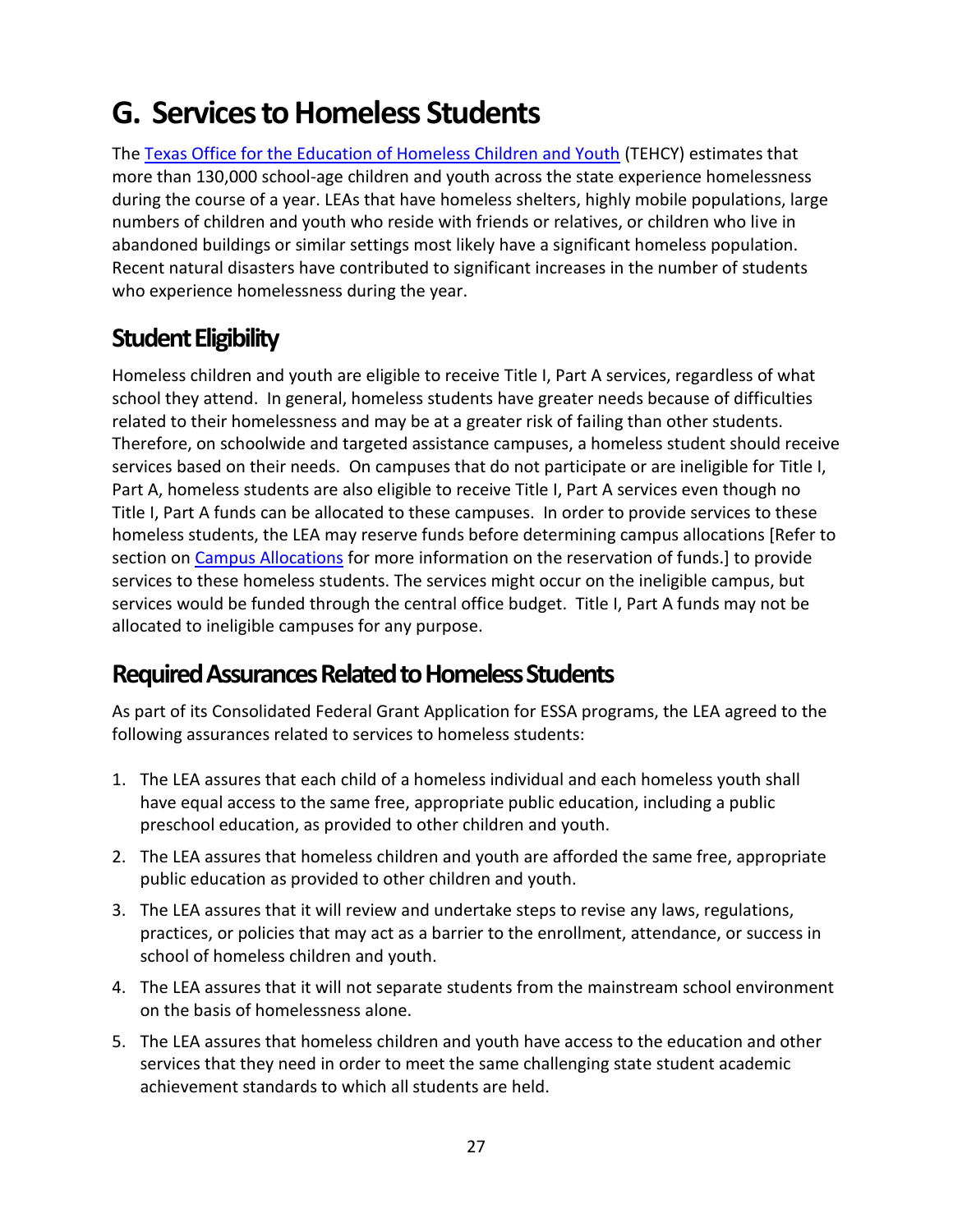# G. Services to Homeless Students

The Texas Office for the Education of Homeless Children and Youth (TEHCY) estimates that more than 130,000 school-age children and youth across the state experience homelessness during the course of a year. LEAs that have homeless shelters, highly mobile populations, large numbers of children and youth who reside with friends or relatives, or children who live in abandoned buildings or similar settings most likely have a significant homeless population. Recent natural disasters have contributed to significant increases in the number of students who experience homelessness during the year.

## Student Eligibility

Homeless children and youth are eligible to receive Title I, Part A services, regardless of what school they attend. In general, homeless students have greater needs because of difficulties related to their homelessness and may be at a greater risk of failing than other students. Therefore, on schoolwide and targeted assistance campuses, a homeless student should receive services based on their needs. On campuses that do not participate or are ineligible for Title I, Part A, homeless students are also eligible to receive Title I, Part A services even though no Title I, Part A funds can be allocated to these campuses. In order to provide services to these homeless students, the LEA may reserve funds before determining campus allocations [Refer to section on Campus Allocations for more information on the reservation of funds.] to provide services to these homeless students. The services might occur on the ineligible campus, but services would be funded through the central office budget. Title I, Part A funds may not be allocated to ineligible campuses for any purpose.

## Required Assurances Related to Homeless Students

As part of its Consolidated Federal Grant Application for ESSA programs, the LEA agreed to the following assurances related to services to homeless students:

1. The LEA assures that each child of a homeless individual and each homeless youth shall have equal access to the same free, appropriate public education, including a public preschool education, as provided to other children and youth.
2. The LEA assures that homeless children and youth are afforded the same free, appropriate public education as provided to other children and youth.
3. The LEA assures that it will review and undertake steps to revise any laws, regulations, practices, or policies that may act as a barrier to the enrollment, attendance, or success in school of homeless children and youth.
4. The LEA assures that it will not separate students from the mainstream school environment on the basis of homelessness alone.
5. The LEA assures that homeless children and youth have access to the education and other services that they need in order to meet the same challenging state student academic achievement standards to which all students are held.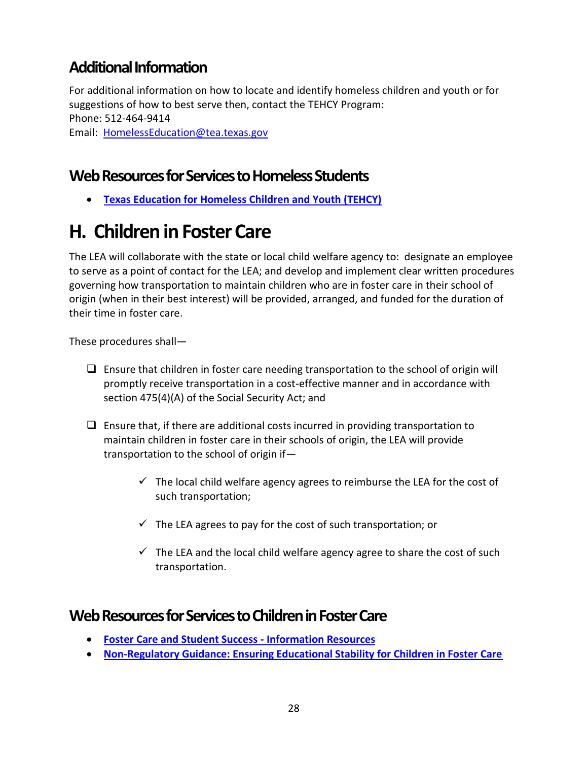## Additional Information

For additional information on how to locate and identify homeless children and youth or for suggestions of how to best serve then, contact the TEHCY Program:
Phone: 512-464-9414
Email: HomelessEducation@tea.texas.gov

## Web Resources for Services to Homeless Students

- **Texas Education for Homeless Children and Youth (TEHCY)**

# H. Children in Foster Care

The LEA will collaborate with the state or local child welfare agency to: designate an employee to serve as a point of contact for the LEA; and develop and implement clear written procedures governing how transportation to maintain children who are in foster care in their school of origin (when in their best interest) will be provided, arranged, and funded for the duration of their time in foster care.

These procedures shall—

- ☐ Ensure that children in foster care needing transportation to the school of origin will promptly receive transportation in a cost-effective manner and in accordance with section 475(4)(A) of the Social Security Act; and

- ☐ Ensure that, if there are additional costs incurred in providing transportation to maintain children in foster care in their schools of origin, the LEA will provide transportation to the school of origin if—

  - ✓ The local child welfare agency agrees to reimburse the LEA for the cost of such transportation;

  - ✓ The LEA agrees to pay for the cost of such transportation; or

  - ✓ The LEA and the local child welfare agency agree to share the cost of such transportation.

## Web Resources for Services to Children in Foster Care

- **Foster Care and Student Success - Information Resources**
- **Non-Regulatory Guidance: Ensuring Educational Stability for Children in Foster Care**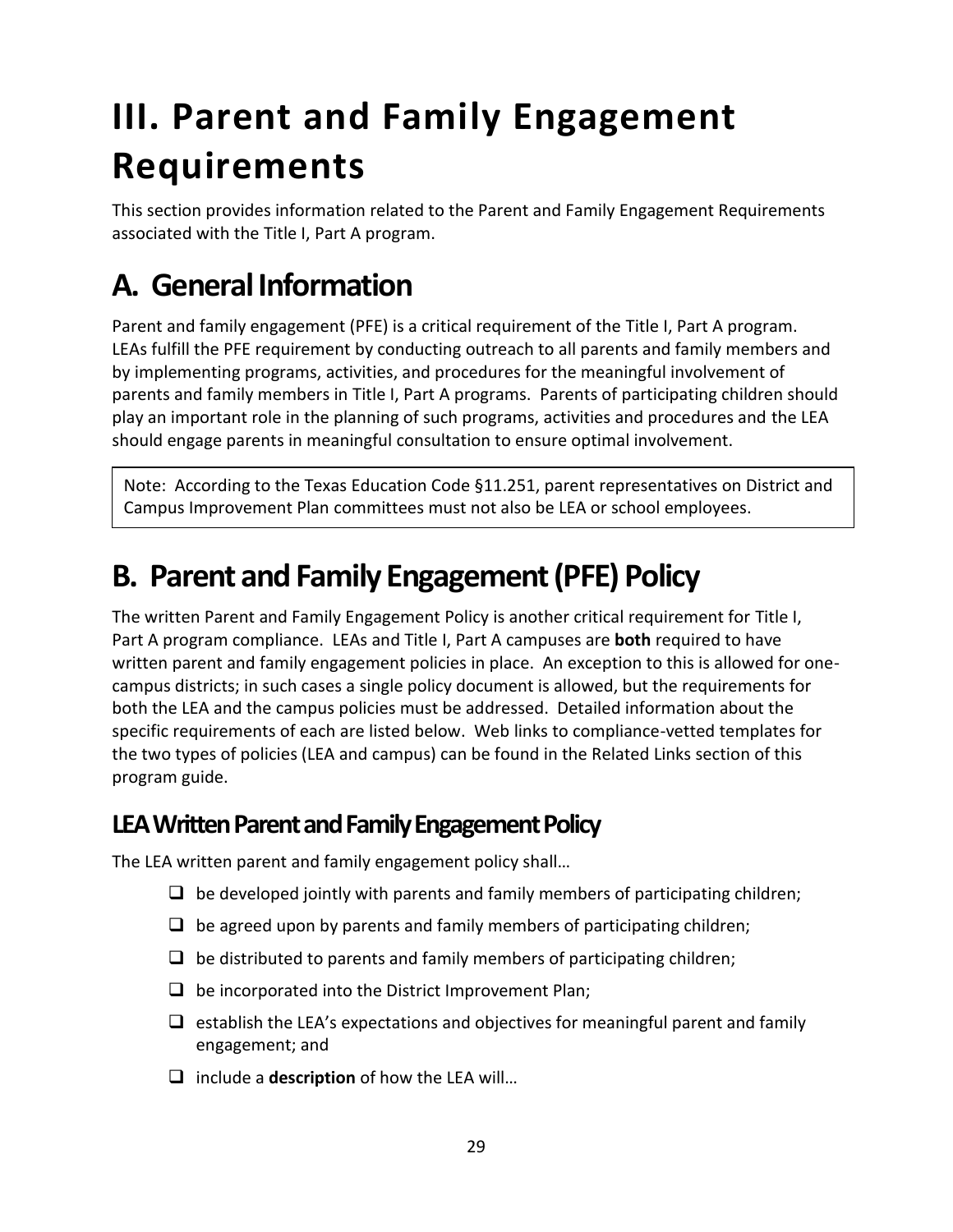# III. Parent and Family Engagement Requirements

This section provides information related to the Parent and Family Engagement Requirements associated with the Title I, Part A program.

## A. General Information

Parent and family engagement (PFE) is a critical requirement of the Title I, Part A program. LEAs fulfill the PFE requirement by conducting outreach to all parents and family members and by implementing programs, activities, and procedures for the meaningful involvement of parents and family members in Title I, Part A programs. Parents of participating children should play an important role in the planning of such programs, activities and procedures and the LEA should engage parents in meaningful consultation to ensure optimal involvement.

> Note: According to the Texas Education Code §11.251, parent representatives on District and Campus Improvement Plan committees must not also be LEA or school employees.

## B. Parent and Family Engagement (PFE) Policy

The written Parent and Family Engagement Policy is another critical requirement for Title I, Part A program compliance. LEAs and Title I, Part A campuses are **both** required to have written parent and family engagement policies in place. An exception to this is allowed for one-campus districts; in such cases a single policy document is allowed, but the requirements for both the LEA and the campus policies must be addressed. Detailed information about the specific requirements of each are listed below. Web links to compliance-vetted templates for the two types of policies (LEA and campus) can be found in the Related Links section of this program guide.

### LEA Written Parent and Family Engagement Policy

The LEA written parent and family engagement policy shall…

- [ ] be developed jointly with parents and family members of participating children;
- [ ] be agreed upon by parents and family members of participating children;
- [ ] be distributed to parents and family members of participating children;
- [ ] be incorporated into the District Improvement Plan;
- [ ] establish the LEA's expectations and objectives for meaningful parent and family engagement; and
- [ ] include a **description** of how the LEA will…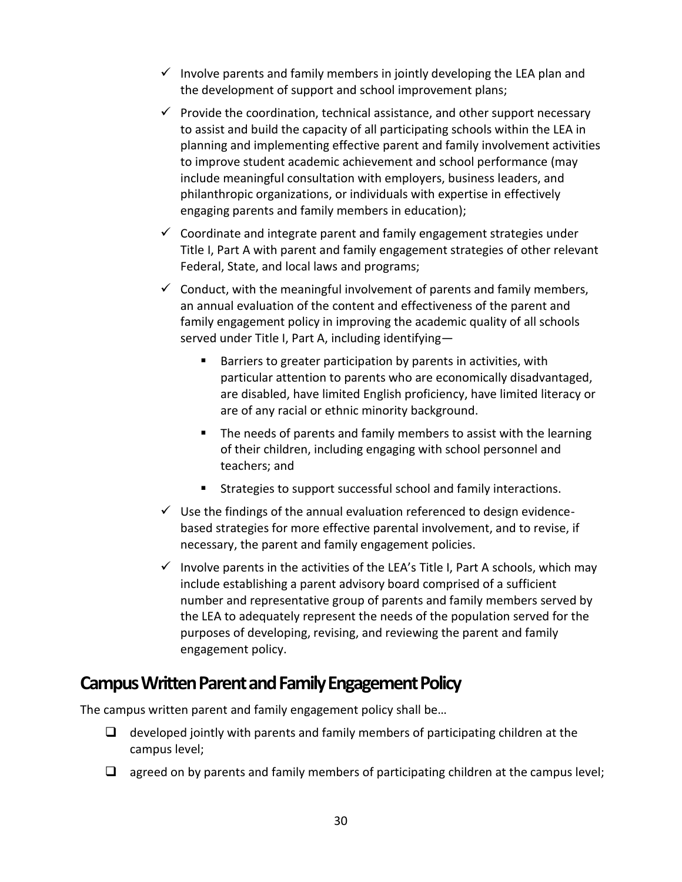- ✓ Involve parents and family members in jointly developing the LEA plan and the development of support and school improvement plans;
- ✓ Provide the coordination, technical assistance, and other support necessary to assist and build the capacity of all participating schools within the LEA in planning and implementing effective parent and family involvement activities to improve student academic achievement and school performance (may include meaningful consultation with employers, business leaders, and philanthropic organizations, or individuals with expertise in effectively engaging parents and family members in education);
- ✓ Coordinate and integrate parent and family engagement strategies under Title I, Part A with parent and family engagement strategies of other relevant Federal, State, and local laws and programs;
- ✓ Conduct, with the meaningful involvement of parents and family members, an annual evaluation of the content and effectiveness of the parent and family engagement policy in improving the academic quality of all schools served under Title I, Part A, including identifying—
  - Barriers to greater participation by parents in activities, with particular attention to parents who are economically disadvantaged, are disabled, have limited English proficiency, have limited literacy or are of any racial or ethnic minority background.
  - The needs of parents and family members to assist with the learning of their children, including engaging with school personnel and teachers; and
  - Strategies to support successful school and family interactions.
- ✓ Use the findings of the annual evaluation referenced to design evidence-based strategies for more effective parental involvement, and to revise, if necessary, the parent and family engagement policies.
- ✓ Involve parents in the activities of the LEA's Title I, Part A schools, which may include establishing a parent advisory board comprised of a sufficient number and representative group of parents and family members served by the LEA to adequately represent the needs of the population served for the purposes of developing, revising, and reviewing the parent and family engagement policy.

## Campus Written Parent and Family Engagement Policy

The campus written parent and family engagement policy shall be…

- ❑ developed jointly with parents and family members of participating children at the campus level;
- ❑ agreed on by parents and family members of participating children at the campus level;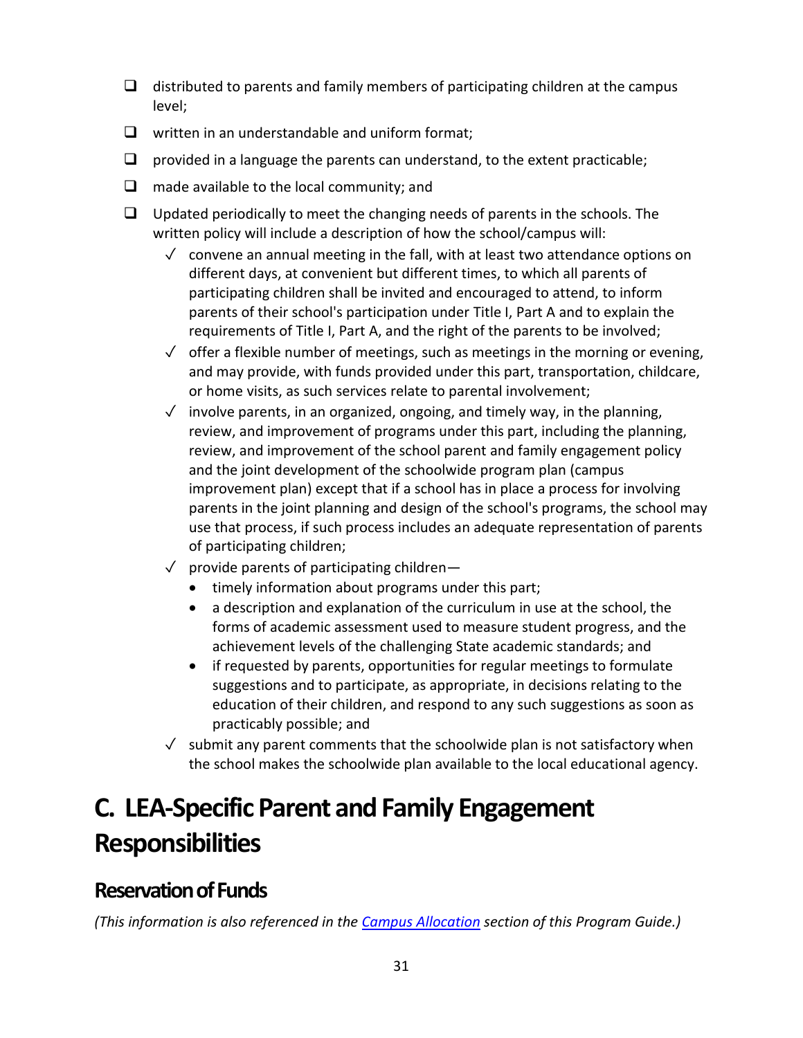- [ ] distributed to parents and family members of participating children at the campus level;
- [ ] written in an understandable and uniform format;
- [ ] provided in a language the parents can understand, to the extent practicable;
- [ ] made available to the local community; and
- [ ] Updated periodically to meet the changing needs of parents in the schools. The written policy will include a description of how the school/campus will:
  - ✓ convene an annual meeting in the fall, with at least two attendance options on different days, at convenient but different times, to which all parents of participating children shall be invited and encouraged to attend, to inform parents of their school's participation under Title I, Part A and to explain the requirements of Title I, Part A, and the right of the parents to be involved;
  - ✓ offer a flexible number of meetings, such as meetings in the morning or evening, and may provide, with funds provided under this part, transportation, childcare, or home visits, as such services relate to parental involvement;
  - ✓ involve parents, in an organized, ongoing, and timely way, in the planning, review, and improvement of programs under this part, including the planning, review, and improvement of the school parent and family engagement policy and the joint development of the schoolwide program plan (campus improvement plan) except that if a school has in place a process for involving parents in the joint planning and design of the school's programs, the school may use that process, if such process includes an adequate representation of parents of participating children;
  - ✓ provide parents of participating children—
    - timely information about programs under this part;
    - a description and explanation of the curriculum in use at the school, the forms of academic assessment used to measure student progress, and the achievement levels of the challenging State academic standards; and
    - if requested by parents, opportunities for regular meetings to formulate suggestions and to participate, as appropriate, in decisions relating to the education of their children, and respond to any such suggestions as soon as practicably possible; and
  - ✓ submit any parent comments that the schoolwide plan is not satisfactory when the school makes the schoolwide plan available to the local educational agency.

# C. LEA-Specific Parent and Family Engagement Responsibilities

## Reservation of Funds

*(This information is also referenced in the [Campus Allocation](#) section of this Program Guide.)*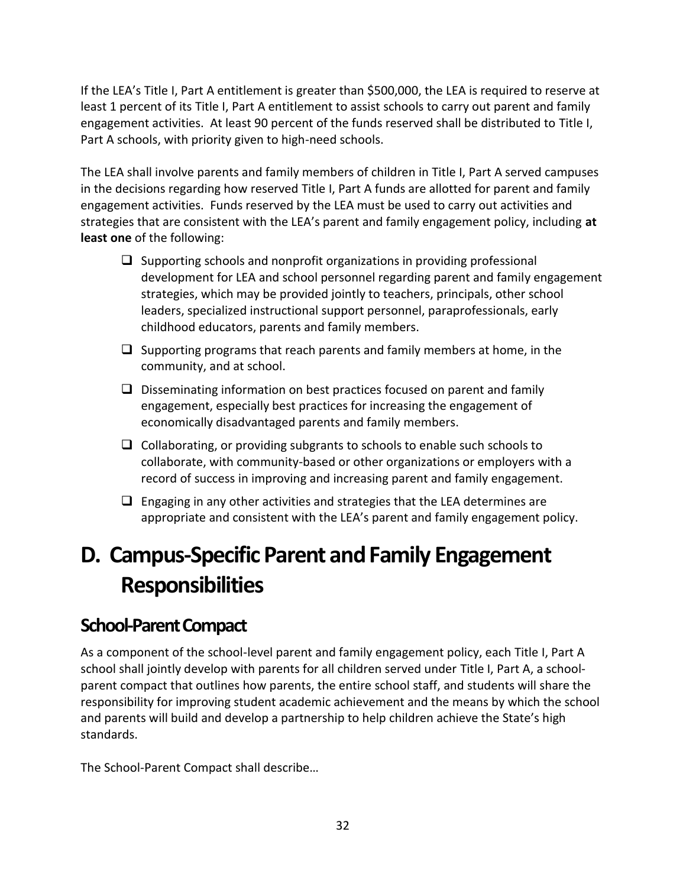If the LEA's Title I, Part A entitlement is greater than $500,000, the LEA is required to reserve at least 1 percent of its Title I, Part A entitlement to assist schools to carry out parent and family engagement activities. At least 90 percent of the funds reserved shall be distributed to Title I, Part A schools, with priority given to high-need schools.

The LEA shall involve parents and family members of children in Title I, Part A served campuses in the decisions regarding how reserved Title I, Part A funds are allotted for parent and family engagement activities. Funds reserved by the LEA must be used to carry out activities and strategies that are consistent with the LEA's parent and family engagement policy, including **at least one** of the following:

- ❑ Supporting schools and nonprofit organizations in providing professional development for LEA and school personnel regarding parent and family engagement strategies, which may be provided jointly to teachers, principals, other school leaders, specialized instructional support personnel, paraprofessionals, early childhood educators, parents and family members.
- ❑ Supporting programs that reach parents and family members at home, in the community, and at school.
- ❑ Disseminating information on best practices focused on parent and family engagement, especially best practices for increasing the engagement of economically disadvantaged parents and family members.
- ❑ Collaborating, or providing subgrants to schools to enable such schools to collaborate, with community-based or other organizations or employers with a record of success in improving and increasing parent and family engagement.
- ❑ Engaging in any other activities and strategies that the LEA determines are appropriate and consistent with the LEA's parent and family engagement policy.

# D. Campus-Specific Parent and Family Engagement Responsibilities

## School-Parent Compact

As a component of the school-level parent and family engagement policy, each Title I, Part A school shall jointly develop with parents for all children served under Title I, Part A, a school-parent compact that outlines how parents, the entire school staff, and students will share the responsibility for improving student academic achievement and the means by which the school and parents will build and develop a partnership to help children achieve the State's high standards.

The School-Parent Compact shall describe…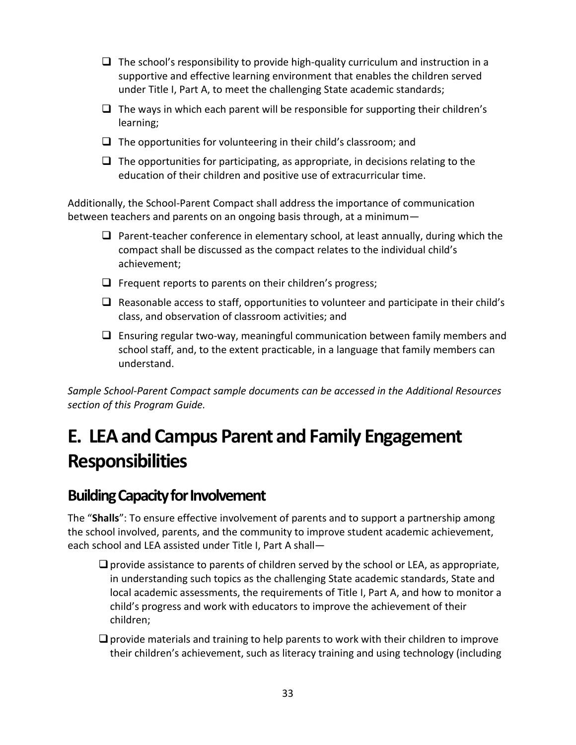- ❑ The school's responsibility to provide high-quality curriculum and instruction in a supportive and effective learning environment that enables the children served under Title I, Part A, to meet the challenging State academic standards;
- ❑ The ways in which each parent will be responsible for supporting their children's learning;
- ❑ The opportunities for volunteering in their child's classroom; and
- ❑ The opportunities for participating, as appropriate, in decisions relating to the education of their children and positive use of extracurricular time.

Additionally, the School-Parent Compact shall address the importance of communication between teachers and parents on an ongoing basis through, at a minimum—

- ❑ Parent-teacher conference in elementary school, at least annually, during which the compact shall be discussed as the compact relates to the individual child's achievement;
- ❑ Frequent reports to parents on their children's progress;
- ❑ Reasonable access to staff, opportunities to volunteer and participate in their child's class, and observation of classroom activities; and
- ❑ Ensuring regular two-way, meaningful communication between family members and school staff, and, to the extent practicable, in a language that family members can understand.

*Sample School-Parent Compact sample documents can be accessed in the Additional Resources section of this Program Guide.*

# E. LEA and Campus Parent and Family Engagement Responsibilities

## Building Capacity for Involvement

The "**Shalls**": To ensure effective involvement of parents and to support a partnership among the school involved, parents, and the community to improve student academic achievement, each school and LEA assisted under Title I, Part A shall—

- ❑ provide assistance to parents of children served by the school or LEA, as appropriate, in understanding such topics as the challenging State academic standards, State and local academic assessments, the requirements of Title I, Part A, and how to monitor a child's progress and work with educators to improve the achievement of their children;
- ❑ provide materials and training to help parents to work with their children to improve their children's achievement, such as literacy training and using technology (including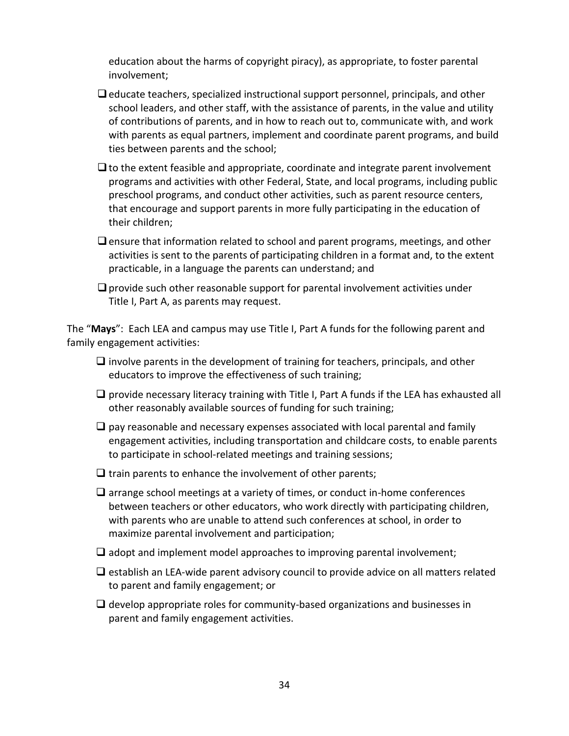education about the harms of copyright piracy), as appropriate, to foster parental involvement;

- ❑ educate teachers, specialized instructional support personnel, principals, and other school leaders, and other staff, with the assistance of parents, in the value and utility of contributions of parents, and in how to reach out to, communicate with, and work with parents as equal partners, implement and coordinate parent programs, and build ties between parents and the school;
- ❑ to the extent feasible and appropriate, coordinate and integrate parent involvement programs and activities with other Federal, State, and local programs, including public preschool programs, and conduct other activities, such as parent resource centers, that encourage and support parents in more fully participating in the education of their children;
- ❑ ensure that information related to school and parent programs, meetings, and other activities is sent to the parents of participating children in a format and, to the extent practicable, in a language the parents can understand; and
- ❑ provide such other reasonable support for parental involvement activities under Title I, Part A, as parents may request.

The "**Mays**": Each LEA and campus may use Title I, Part A funds for the following parent and family engagement activities:

- ❑ involve parents in the development of training for teachers, principals, and other educators to improve the effectiveness of such training;
- ❑ provide necessary literacy training with Title I, Part A funds if the LEA has exhausted all other reasonably available sources of funding for such training;
- ❑ pay reasonable and necessary expenses associated with local parental and family engagement activities, including transportation and childcare costs, to enable parents to participate in school-related meetings and training sessions;
- ❑ train parents to enhance the involvement of other parents;
- ❑ arrange school meetings at a variety of times, or conduct in-home conferences between teachers or other educators, who work directly with participating children, with parents who are unable to attend such conferences at school, in order to maximize parental involvement and participation;
- ❑ adopt and implement model approaches to improving parental involvement;
- ❑ establish an LEA-wide parent advisory council to provide advice on all matters related to parent and family engagement; or
- ❑ develop appropriate roles for community-based organizations and businesses in parent and family engagement activities.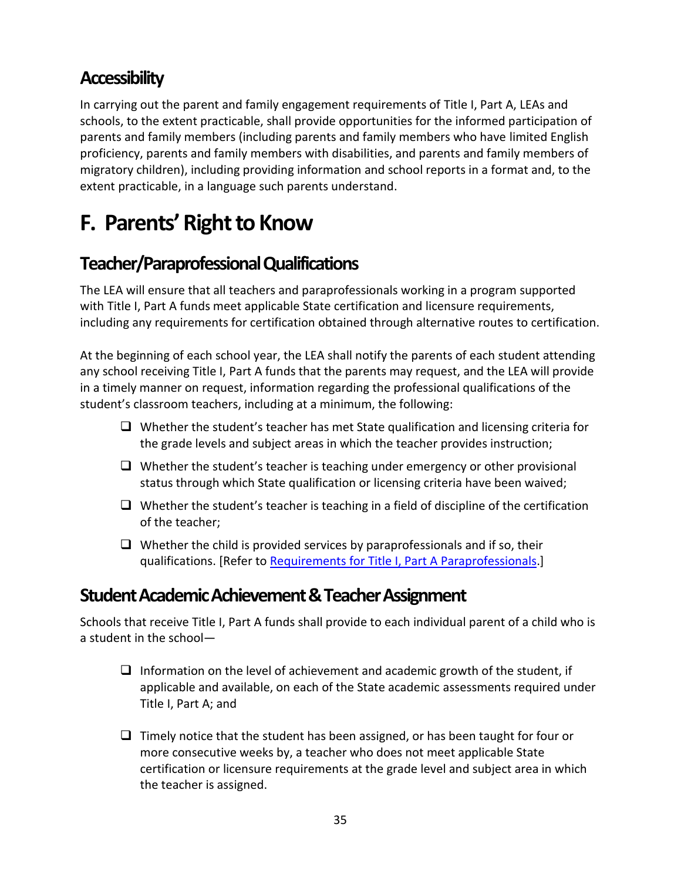## Accessibility

In carrying out the parent and family engagement requirements of Title I, Part A, LEAs and schools, to the extent practicable, shall provide opportunities for the informed participation of parents and family members (including parents and family members who have limited English proficiency, parents and family members with disabilities, and parents and family members of migratory children), including providing information and school reports in a format and, to the extent practicable, in a language such parents understand.

# F. Parents' Right to Know

## Teacher/Paraprofessional Qualifications

The LEA will ensure that all teachers and paraprofessionals working in a program supported with Title I, Part A funds meet applicable State certification and licensure requirements, including any requirements for certification obtained through alternative routes to certification.

At the beginning of each school year, the LEA shall notify the parents of each student attending any school receiving Title I, Part A funds that the parents may request, and the LEA will provide in a timely manner on request, information regarding the professional qualifications of the student's classroom teachers, including at a minimum, the following:

- ❑ Whether the student's teacher has met State qualification and licensing criteria for the grade levels and subject areas in which the teacher provides instruction;
- ❑ Whether the student's teacher is teaching under emergency or other provisional status through which State qualification or licensing criteria have been waived;
- ❑ Whether the student's teacher is teaching in a field of discipline of the certification of the teacher;
- ❑ Whether the child is provided services by paraprofessionals and if so, their qualifications. [Refer to Requirements for Title I, Part A Paraprofessionals.]

## Student Academic Achievement & Teacher Assignment

Schools that receive Title I, Part A funds shall provide to each individual parent of a child who is a student in the school—

- ❑ Information on the level of achievement and academic growth of the student, if applicable and available, on each of the State academic assessments required under Title I, Part A; and
- ❑ Timely notice that the student has been assigned, or has been taught for four or more consecutive weeks by, a teacher who does not meet applicable State certification or licensure requirements at the grade level and subject area in which the teacher is assigned.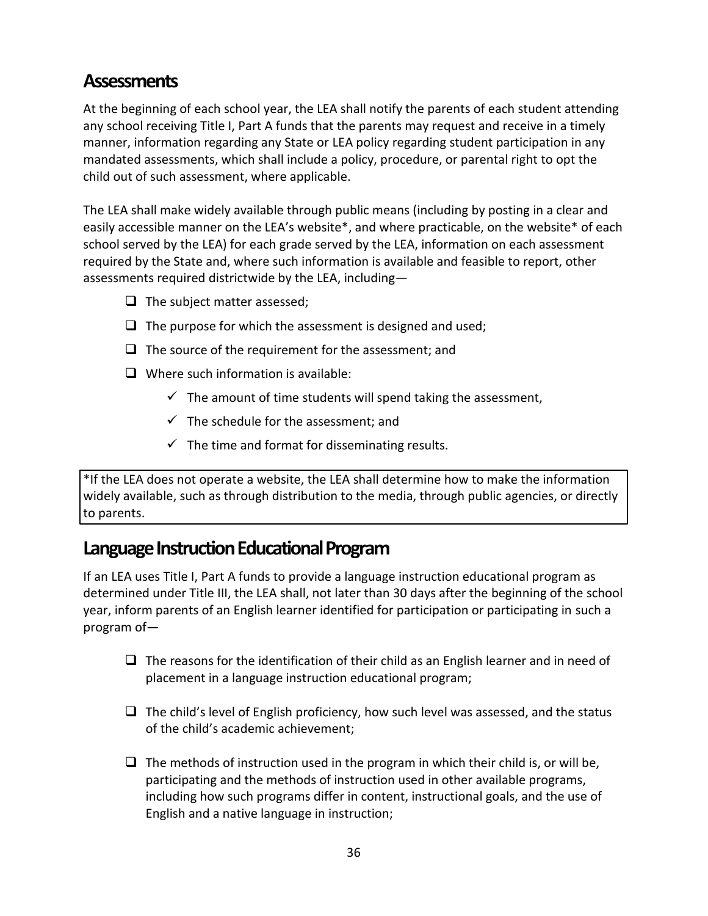## Assessments

At the beginning of each school year, the LEA shall notify the parents of each student attending any school receiving Title I, Part A funds that the parents may request and receive in a timely manner, information regarding any State or LEA policy regarding student participation in any mandated assessments, which shall include a policy, procedure, or parental right to opt the child out of such assessment, where applicable.

The LEA shall make widely available through public means (including by posting in a clear and easily accessible manner on the LEA's website*, and where practicable, on the website* of each school served by the LEA) for each grade served by the LEA, information on each assessment required by the State and, where such information is available and feasible to report, other assessments required districtwide by the LEA, including—

- ❑ The subject matter assessed;
- ❑ The purpose for which the assessment is designed and used;
- ❑ The source of the requirement for the assessment; and
- ❑ Where such information is available:
  - ✓ The amount of time students will spend taking the assessment,
  - ✓ The schedule for the assessment; and
  - ✓ The time and format for disseminating results.

*If the LEA does not operate a website, the LEA shall determine how to make the information widely available, such as through distribution to the media, through public agencies, or directly to parents.

## Language Instruction Educational Program

If an LEA uses Title I, Part A funds to provide a language instruction educational program as determined under Title III, the LEA shall, not later than 30 days after the beginning of the school year, inform parents of an English learner identified for participation or participating in such a program of—

- ❑ The reasons for the identification of their child as an English learner and in need of placement in a language instruction educational program;
- ❑ The child's level of English proficiency, how such level was assessed, and the status of the child's academic achievement;
- ❑ The methods of instruction used in the program in which their child is, or will be, participating and the methods of instruction used in other available programs, including how such programs differ in content, instructional goals, and the use of English and a native language in instruction;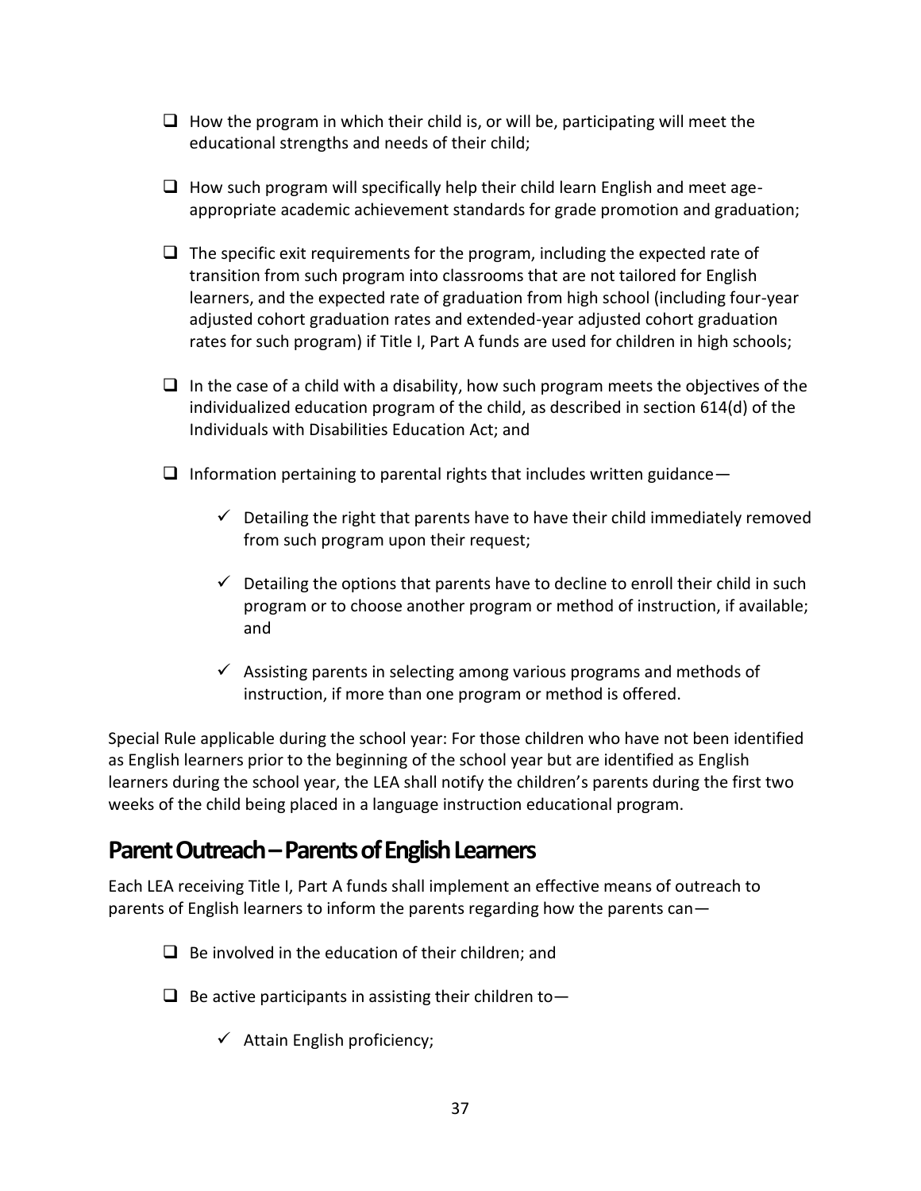- ❑ How the program in which their child is, or will be, participating will meet the educational strengths and needs of their child;

- ❑ How such program will specifically help their child learn English and meet age-appropriate academic achievement standards for grade promotion and graduation;

- ❑ The specific exit requirements for the program, including the expected rate of transition from such program into classrooms that are not tailored for English learners, and the expected rate of graduation from high school (including four-year adjusted cohort graduation rates and extended-year adjusted cohort graduation rates for such program) if Title I, Part A funds are used for children in high schools;

- ❑ In the case of a child with a disability, how such program meets the objectives of the individualized education program of the child, as described in section 614(d) of the Individuals with Disabilities Education Act; and

- ❑ Information pertaining to parental rights that includes written guidance—

  - ✓ Detailing the right that parents have to have their child immediately removed from such program upon their request;

  - ✓ Detailing the options that parents have to decline to enroll their child in such program or to choose another program or method of instruction, if available; and

  - ✓ Assisting parents in selecting among various programs and methods of instruction, if more than one program or method is offered.

Special Rule applicable during the school year: For those children who have not been identified as English learners prior to the beginning of the school year but are identified as English learners during the school year, the LEA shall notify the children's parents during the first two weeks of the child being placed in a language instruction educational program.

## Parent Outreach – Parents of English Learners

Each LEA receiving Title I, Part A funds shall implement an effective means of outreach to parents of English learners to inform the parents regarding how the parents can—

- ❑ Be involved in the education of their children; and

- ❑ Be active participants in assisting their children to—

  - ✓ Attain English proficiency;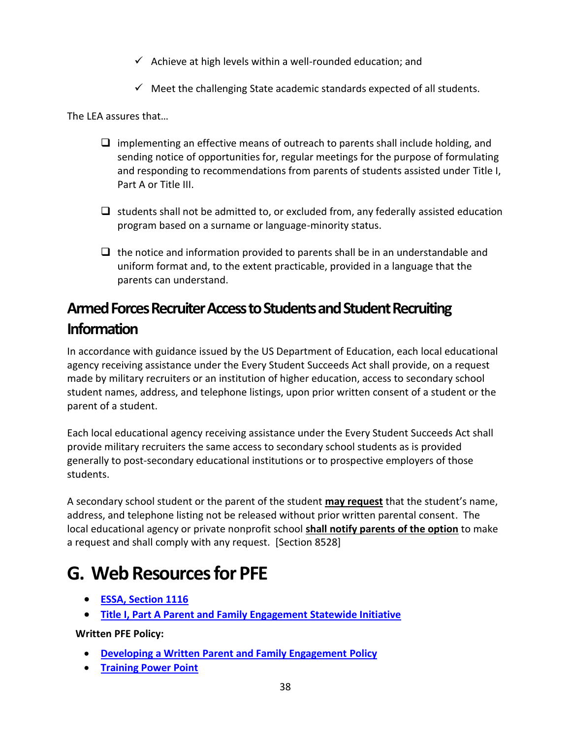- ✓ Achieve at high levels within a well-rounded education; and
- ✓ Meet the challenging State academic standards expected of all students.

The LEA assures that…

- ❑ implementing an effective means of outreach to parents shall include holding, and sending notice of opportunities for, regular meetings for the purpose of formulating and responding to recommendations from parents of students assisted under Title I, Part A or Title III.
- ❑ students shall not be admitted to, or excluded from, any federally assisted education program based on a surname or language-minority status.
- ❑ the notice and information provided to parents shall be in an understandable and uniform format and, to the extent practicable, provided in a language that the parents can understand.

## Armed Forces Recruiter Access to Students and Student Recruiting Information

In accordance with guidance issued by the US Department of Education, each local educational agency receiving assistance under the Every Student Succeeds Act shall provide, on a request made by military recruiters or an institution of higher education, access to secondary school student names, address, and telephone listings, upon prior written consent of a student or the parent of a student.

Each local educational agency receiving assistance under the Every Student Succeeds Act shall provide military recruiters the same access to secondary school students as is provided generally to post-secondary educational institutions or to prospective employers of those students.

A secondary school student or the parent of the student **may request** that the student's name, address, and telephone listing not be released without prior written parental consent. The local educational agency or private nonprofit school **shall notify parents of the option** to make a request and shall comply with any request. [Section 8528]

# G. Web Resources for PFE

- **ESSA, Section 1116**
- **Title I, Part A Parent and Family Engagement Statewide Initiative**

**Written PFE Policy:**

- **Developing a Written Parent and Family Engagement Policy**
- **Training Power Point**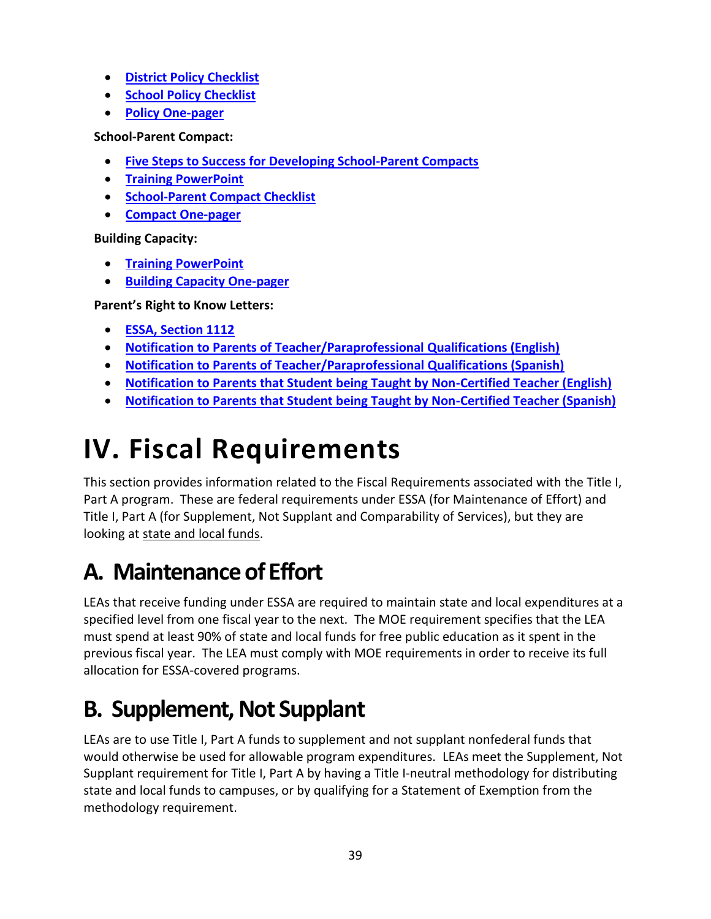- **District Policy Checklist**
- **School Policy Checklist**
- **Policy One-pager**

**School-Parent Compact:**

- **Five Steps to Success for Developing School-Parent Compacts**
- **Training PowerPoint**
- **School-Parent Compact Checklist**
- **Compact One-pager**

**Building Capacity:**

- **Training PowerPoint**
- **Building Capacity One-pager**

**Parent's Right to Know Letters:**

- **ESSA, Section 1112**
- **Notification to Parents of Teacher/Paraprofessional Qualifications (English)**
- **Notification to Parents of Teacher/Paraprofessional Qualifications (Spanish)**
- **Notification to Parents that Student being Taught by Non-Certified Teacher (English)**
- **Notification to Parents that Student being Taught by Non-Certified Teacher (Spanish)**

# IV. Fiscal Requirements

This section provides information related to the Fiscal Requirements associated with the Title I, Part A program. These are federal requirements under ESSA (for Maintenance of Effort) and Title I, Part A (for Supplement, Not Supplant and Comparability of Services), but they are looking at state and local funds.

## A. Maintenance of Effort

LEAs that receive funding under ESSA are required to maintain state and local expenditures at a specified level from one fiscal year to the next. The MOE requirement specifies that the LEA must spend at least 90% of state and local funds for free public education as it spent in the previous fiscal year. The LEA must comply with MOE requirements in order to receive its full allocation for ESSA-covered programs.

## B. Supplement, Not Supplant

LEAs are to use Title I, Part A funds to supplement and not supplant nonfederal funds that would otherwise be used for allowable program expenditures. LEAs meet the Supplement, Not Supplant requirement for Title I, Part A by having a Title I-neutral methodology for distributing state and local funds to campuses, or by qualifying for a Statement of Exemption from the methodology requirement.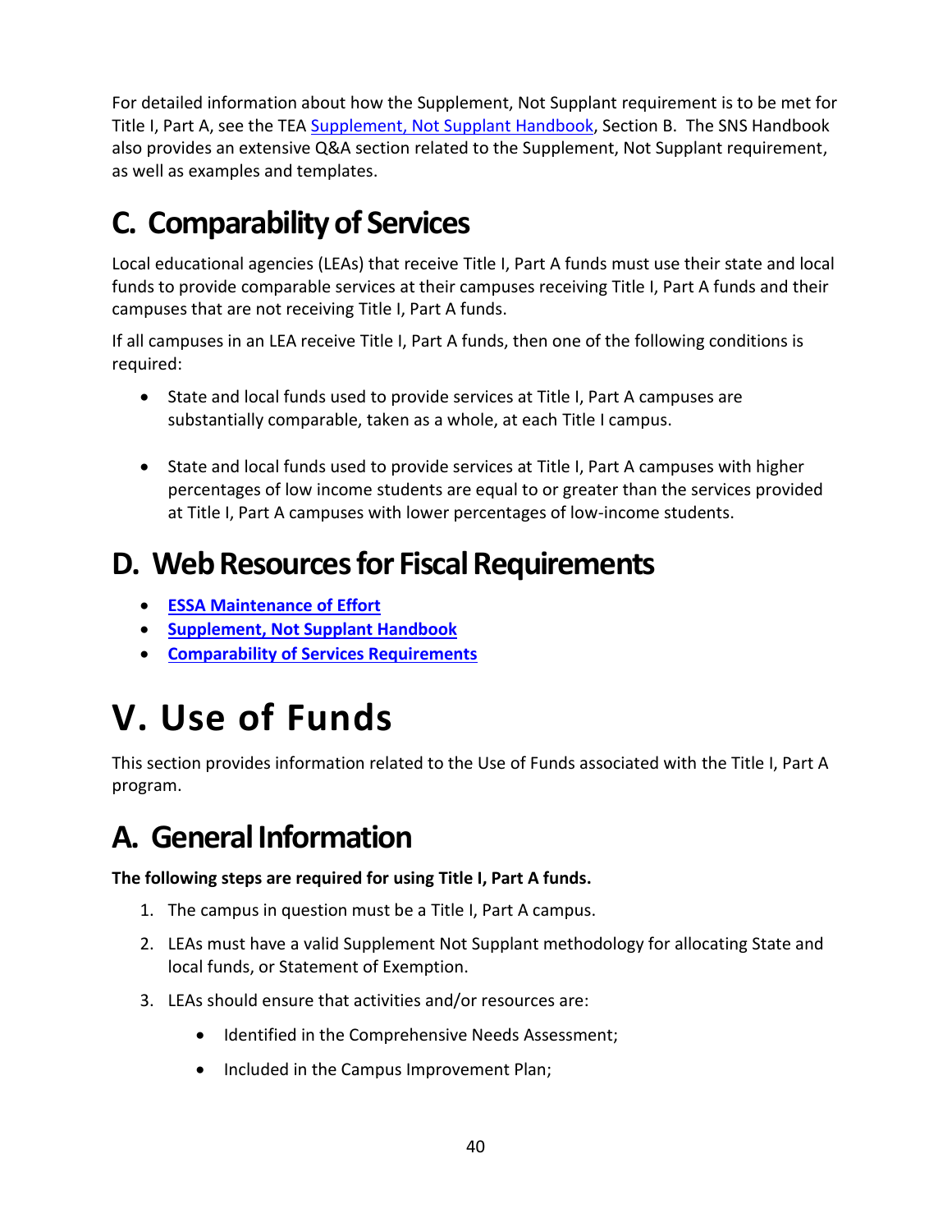For detailed information about how the Supplement, Not Supplant requirement is to be met for Title I, Part A, see the TEA [Supplement, Not Supplant Handbook](), Section B. The SNS Handbook also provides an extensive Q&A section related to the Supplement, Not Supplant requirement, as well as examples and templates.

## C. Comparability of Services

Local educational agencies (LEAs) that receive Title I, Part A funds must use their state and local funds to provide comparable services at their campuses receiving Title I, Part A funds and their campuses that are not receiving Title I, Part A funds.

If all campuses in an LEA receive Title I, Part A funds, then one of the following conditions is required:

- State and local funds used to provide services at Title I, Part A campuses are substantially comparable, taken as a whole, at each Title I campus.

- State and local funds used to provide services at Title I, Part A campuses with higher percentages of low income students are equal to or greater than the services provided at Title I, Part A campuses with lower percentages of low-income students.

## D. Web Resources for Fiscal Requirements

- **ESSA Maintenance of Effort**
- **Supplement, Not Supplant Handbook**
- **Comparability of Services Requirements**

# V. Use of Funds

This section provides information related to the Use of Funds associated with the Title I, Part A program.

## A. General Information

**The following steps are required for using Title I, Part A funds.**

1. The campus in question must be a Title I, Part A campus.
2. LEAs must have a valid Supplement Not Supplant methodology for allocating State and local funds, or Statement of Exemption.
3. LEAs should ensure that activities and/or resources are:
   - Identified in the Comprehensive Needs Assessment;
   - Included in the Campus Improvement Plan;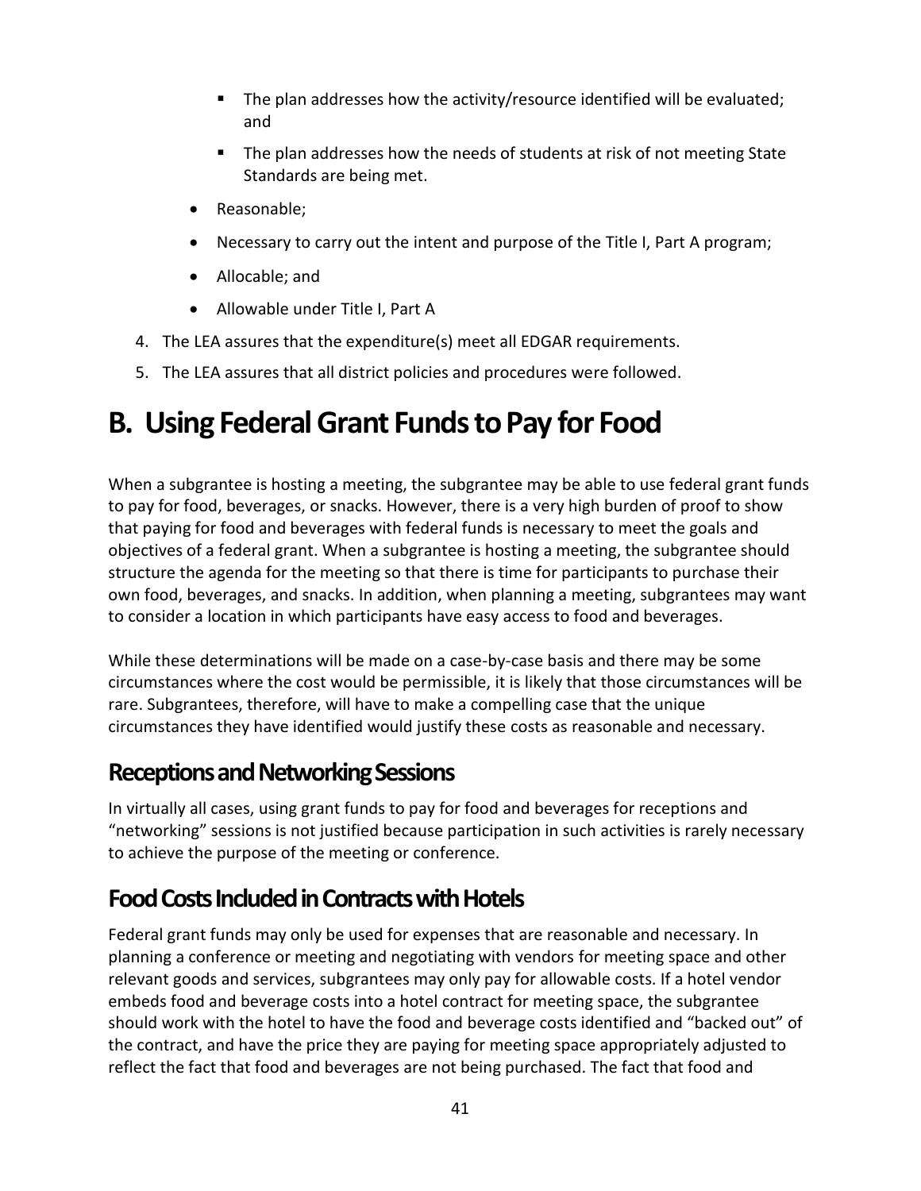- The plan addresses how the activity/resource identified will be evaluated; and
    - The plan addresses how the needs of students at risk of not meeting State Standards are being met.
  - Reasonable;
  - Necessary to carry out the intent and purpose of the Title I, Part A program;
  - Allocable; and
  - Allowable under Title I, Part A

4. The LEA assures that the expenditure(s) meet all EDGAR requirements.
5. The LEA assures that all district policies and procedures were followed.

# B. Using Federal Grant Funds to Pay for Food

When a subgrantee is hosting a meeting, the subgrantee may be able to use federal grant funds to pay for food, beverages, or snacks. However, there is a very high burden of proof to show that paying for food and beverages with federal funds is necessary to meet the goals and objectives of a federal grant. When a subgrantee is hosting a meeting, the subgrantee should structure the agenda for the meeting so that there is time for participants to purchase their own food, beverages, and snacks. In addition, when planning a meeting, subgrantees may want to consider a location in which participants have easy access to food and beverages.

While these determinations will be made on a case-by-case basis and there may be some circumstances where the cost would be permissible, it is likely that those circumstances will be rare. Subgrantees, therefore, will have to make a compelling case that the unique circumstances they have identified would justify these costs as reasonable and necessary.

## Receptions and Networking Sessions

In virtually all cases, using grant funds to pay for food and beverages for receptions and "networking" sessions is not justified because participation in such activities is rarely necessary to achieve the purpose of the meeting or conference.

## Food Costs Included in Contracts with Hotels

Federal grant funds may only be used for expenses that are reasonable and necessary. In planning a conference or meeting and negotiating with vendors for meeting space and other relevant goods and services, subgrantees may only pay for allowable costs. If a hotel vendor embeds food and beverage costs into a hotel contract for meeting space, the subgrantee should work with the hotel to have the food and beverage costs identified and "backed out" of the contract, and have the price they are paying for meeting space appropriately adjusted to reflect the fact that food and beverages are not being purchased. The fact that food and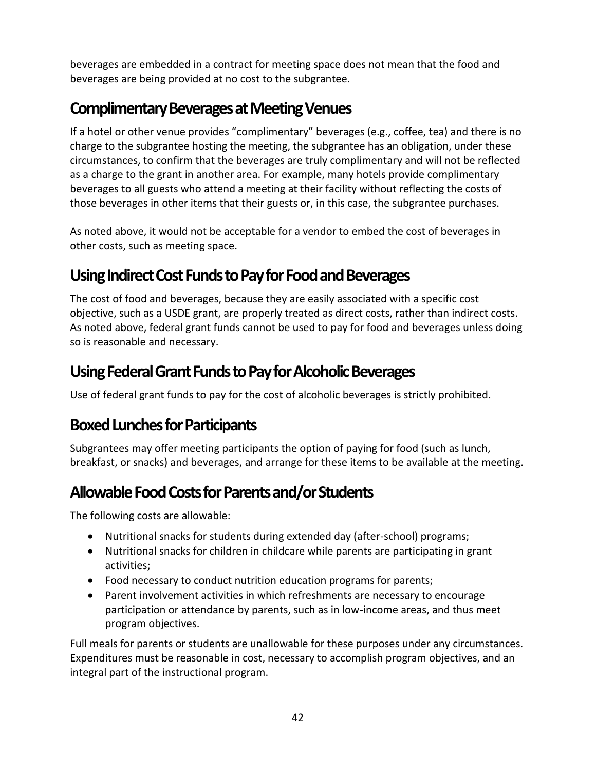beverages are embedded in a contract for meeting space does not mean that the food and beverages are being provided at no cost to the subgrantee.

## Complimentary Beverages at Meeting Venues

If a hotel or other venue provides "complimentary" beverages (e.g., coffee, tea) and there is no charge to the subgrantee hosting the meeting, the subgrantee has an obligation, under these circumstances, to confirm that the beverages are truly complimentary and will not be reflected as a charge to the grant in another area. For example, many hotels provide complimentary beverages to all guests who attend a meeting at their facility without reflecting the costs of those beverages in other items that their guests or, in this case, the subgrantee purchases.

As noted above, it would not be acceptable for a vendor to embed the cost of beverages in other costs, such as meeting space.

## Using Indirect Cost Funds to Pay for Food and Beverages

The cost of food and beverages, because they are easily associated with a specific cost objective, such as a USDE grant, are properly treated as direct costs, rather than indirect costs. As noted above, federal grant funds cannot be used to pay for food and beverages unless doing so is reasonable and necessary.

## Using Federal Grant Funds to Pay for Alcoholic Beverages

Use of federal grant funds to pay for the cost of alcoholic beverages is strictly prohibited.

## Boxed Lunches for Participants

Subgrantees may offer meeting participants the option of paying for food (such as lunch, breakfast, or snacks) and beverages, and arrange for these items to be available at the meeting.

## Allowable Food Costs for Parents and/or Students

The following costs are allowable:

- Nutritional snacks for students during extended day (after-school) programs;
- Nutritional snacks for children in childcare while parents are participating in grant activities;
- Food necessary to conduct nutrition education programs for parents;
- Parent involvement activities in which refreshments are necessary to encourage participation or attendance by parents, such as in low-income areas, and thus meet program objectives.

Full meals for parents or students are unallowable for these purposes under any circumstances. Expenditures must be reasonable in cost, necessary to accomplish program objectives, and an integral part of the instructional program.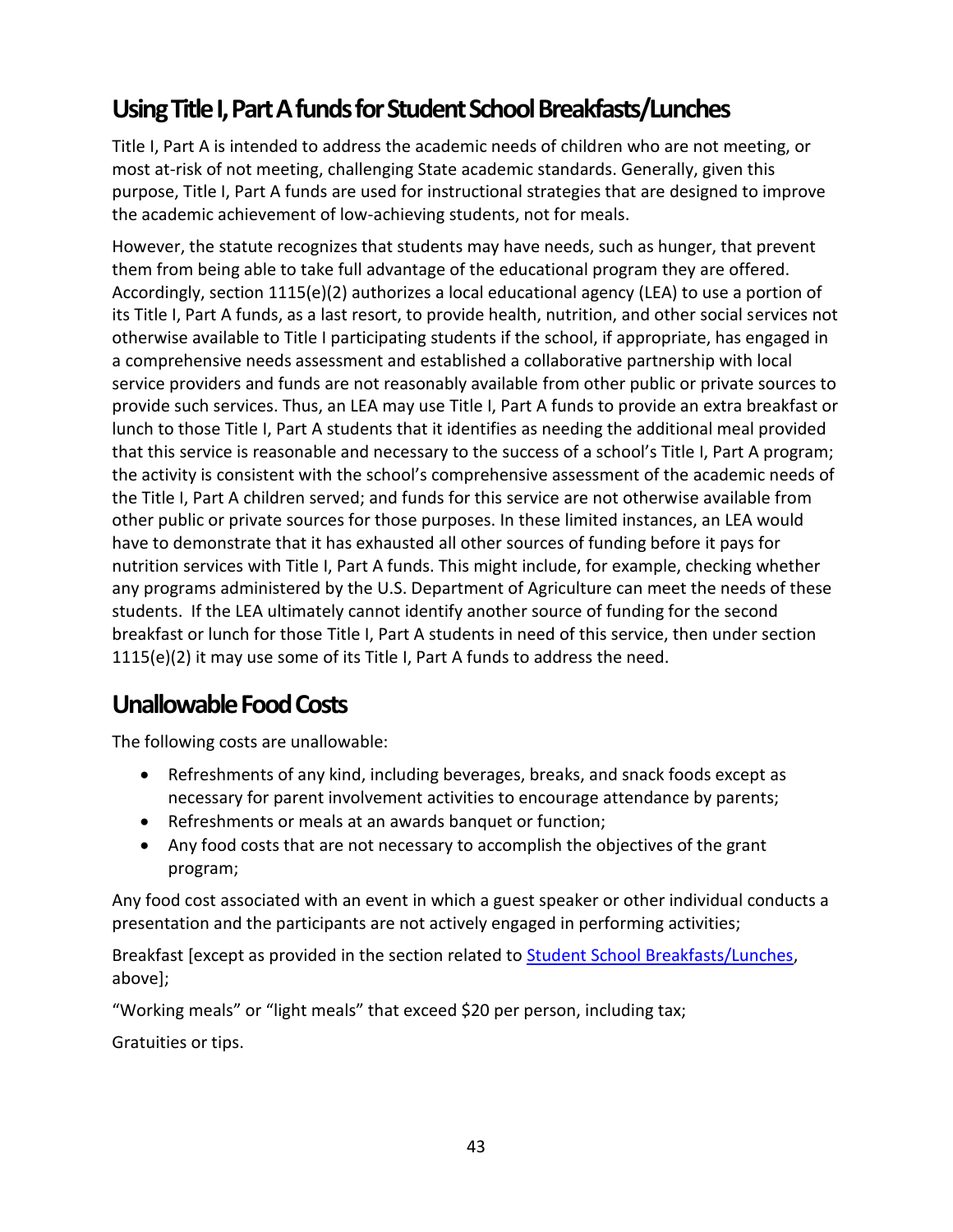## Using Title I, Part A funds for Student School Breakfasts/Lunches

Title I, Part A is intended to address the academic needs of children who are not meeting, or most at-risk of not meeting, challenging State academic standards. Generally, given this purpose, Title I, Part A funds are used for instructional strategies that are designed to improve the academic achievement of low-achieving students, not for meals.

However, the statute recognizes that students may have needs, such as hunger, that prevent them from being able to take full advantage of the educational program they are offered. Accordingly, section 1115(e)(2) authorizes a local educational agency (LEA) to use a portion of its Title I, Part A funds, as a last resort, to provide health, nutrition, and other social services not otherwise available to Title I participating students if the school, if appropriate, has engaged in a comprehensive needs assessment and established a collaborative partnership with local service providers and funds are not reasonably available from other public or private sources to provide such services. Thus, an LEA may use Title I, Part A funds to provide an extra breakfast or lunch to those Title I, Part A students that it identifies as needing the additional meal provided that this service is reasonable and necessary to the success of a school's Title I, Part A program; the activity is consistent with the school's comprehensive assessment of the academic needs of the Title I, Part A children served; and funds for this service are not otherwise available from other public or private sources for those purposes. In these limited instances, an LEA would have to demonstrate that it has exhausted all other sources of funding before it pays for nutrition services with Title I, Part A funds. This might include, for example, checking whether any programs administered by the U.S. Department of Agriculture can meet the needs of these students. If the LEA ultimately cannot identify another source of funding for the second breakfast or lunch for those Title I, Part A students in need of this service, then under section 1115(e)(2) it may use some of its Title I, Part A funds to address the need.

## Unallowable Food Costs

The following costs are unallowable:

- Refreshments of any kind, including beverages, breaks, and snack foods except as necessary for parent involvement activities to encourage attendance by parents;
- Refreshments or meals at an awards banquet or function;
- Any food costs that are not necessary to accomplish the objectives of the grant program;

Any food cost associated with an event in which a guest speaker or other individual conducts a presentation and the participants are not actively engaged in performing activities;

Breakfast [except as provided in the section related to Student School Breakfasts/Lunches, above];

"Working meals" or "light meals" that exceed $20 per person, including tax;

Gratuities or tips.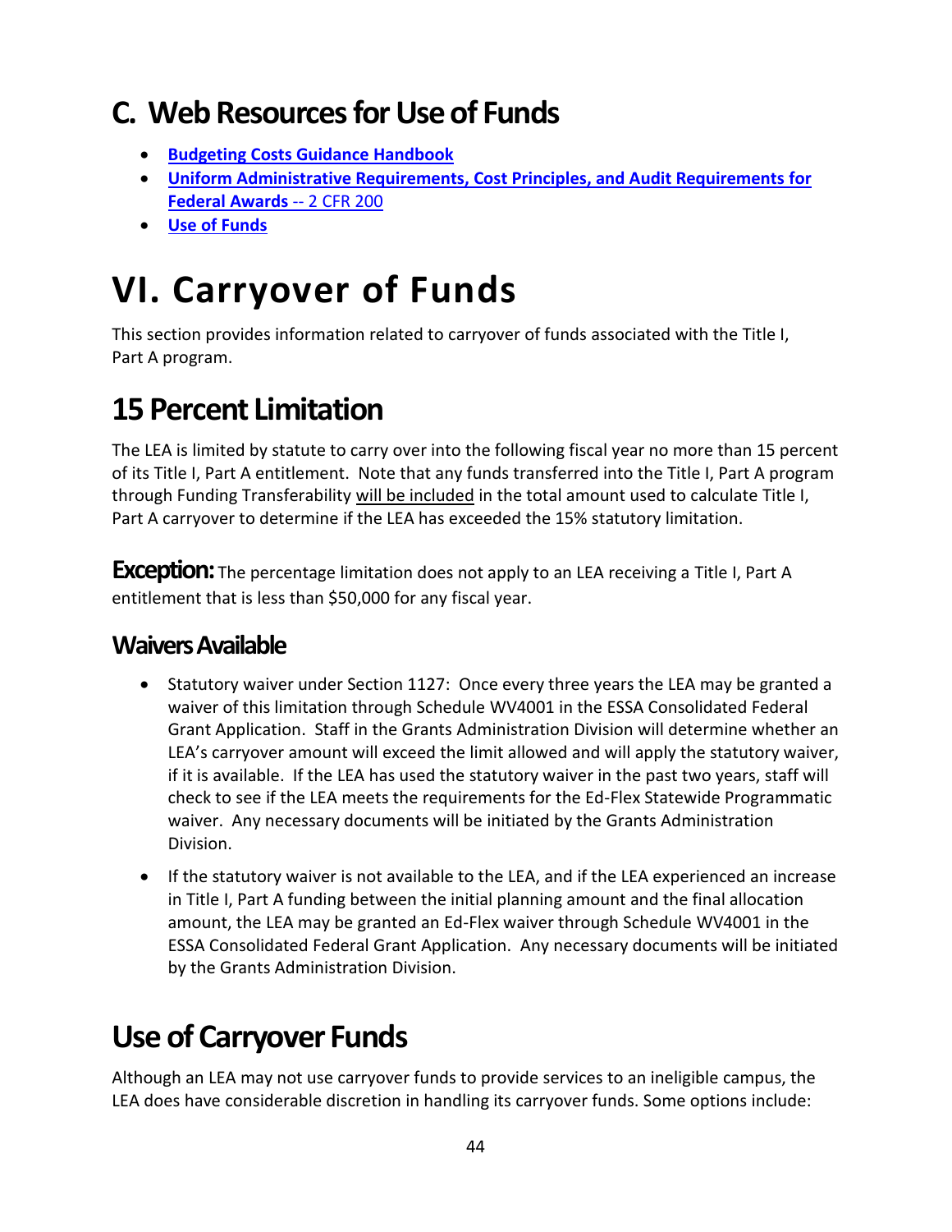## C. Web Resources for Use of Funds

- **Budgeting Costs Guidance Handbook**
- **Uniform Administrative Requirements, Cost Principles, and Audit Requirements for Federal Awards** -- 2 CFR 200
- **Use of Funds**

# VI. Carryover of Funds

This section provides information related to carryover of funds associated with the Title I, Part A program.

## 15 Percent Limitation

The LEA is limited by statute to carry over into the following fiscal year no more than 15 percent of its Title I, Part A entitlement. Note that any funds transferred into the Title I, Part A program through Funding Transferability will be included in the total amount used to calculate Title I, Part A carryover to determine if the LEA has exceeded the 15% statutory limitation.

**Exception:** The percentage limitation does not apply to an LEA receiving a Title I, Part A entitlement that is less than $50,000 for any fiscal year.

### Waivers Available

- Statutory waiver under Section 1127: Once every three years the LEA may be granted a waiver of this limitation through Schedule WV4001 in the ESSA Consolidated Federal Grant Application. Staff in the Grants Administration Division will determine whether an LEA's carryover amount will exceed the limit allowed and will apply the statutory waiver, if it is available. If the LEA has used the statutory waiver in the past two years, staff will check to see if the LEA meets the requirements for the Ed-Flex Statewide Programmatic waiver. Any necessary documents will be initiated by the Grants Administration Division.
- If the statutory waiver is not available to the LEA, and if the LEA experienced an increase in Title I, Part A funding between the initial planning amount and the final allocation amount, the LEA may be granted an Ed-Flex waiver through Schedule WV4001 in the ESSA Consolidated Federal Grant Application. Any necessary documents will be initiated by the Grants Administration Division.

## Use of Carryover Funds

Although an LEA may not use carryover funds to provide services to an ineligible campus, the LEA does have considerable discretion in handling its carryover funds. Some options include: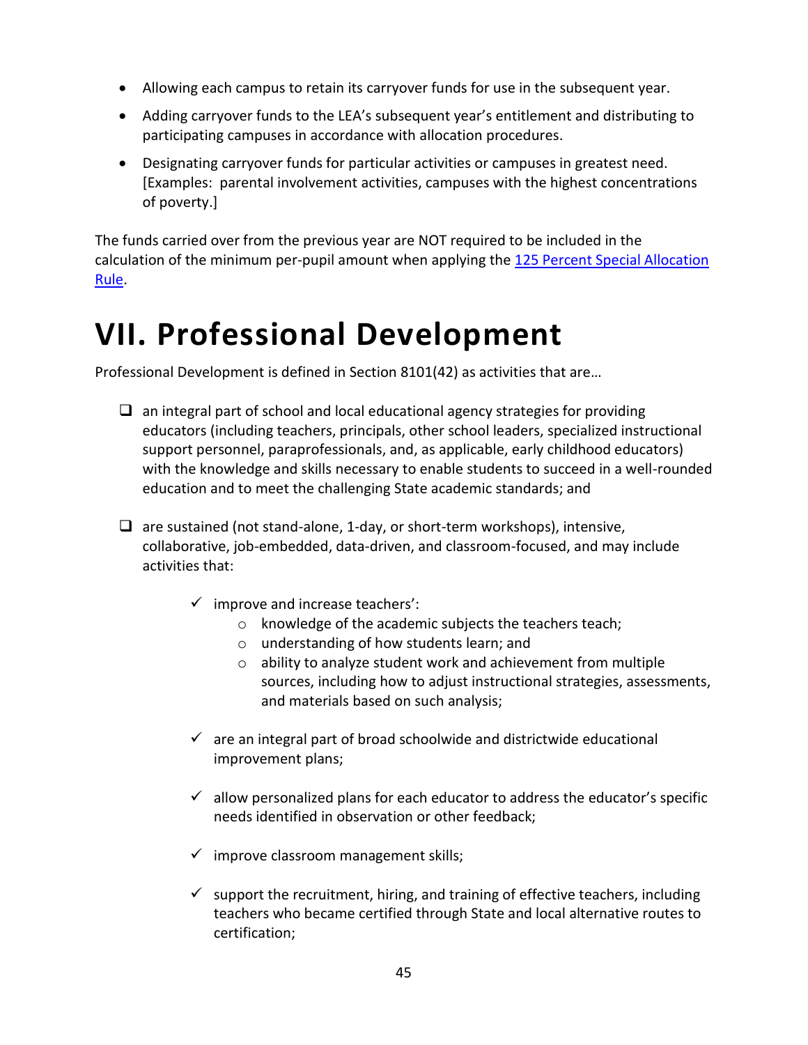- Allowing each campus to retain its carryover funds for use in the subsequent year.
- Adding carryover funds to the LEA's subsequent year's entitlement and distributing to participating campuses in accordance with allocation procedures.
- Designating carryover funds for particular activities or campuses in greatest need. [Examples: parental involvement activities, campuses with the highest concentrations of poverty.]

The funds carried over from the previous year are NOT required to be included in the calculation of the minimum per-pupil amount when applying the [125 Percent Special Allocation Rule](#).

# VII. Professional Development

Professional Development is defined in Section 8101(42) as activities that are…

- ❑ an integral part of school and local educational agency strategies for providing educators (including teachers, principals, other school leaders, specialized instructional support personnel, paraprofessionals, and, as applicable, early childhood educators) with the knowledge and skills necessary to enable students to succeed in a well-rounded education and to meet the challenging State academic standards; and

- ❑ are sustained (not stand-alone, 1-day, or short-term workshops), intensive, collaborative, job-embedded, data-driven, and classroom-focused, and may include activities that:

  - ✓ improve and increase teachers':
    - knowledge of the academic subjects the teachers teach;
    - understanding of how students learn; and
    - ability to analyze student work and achievement from multiple sources, including how to adjust instructional strategies, assessments, and materials based on such analysis;

  - ✓ are an integral part of broad schoolwide and districtwide educational improvement plans;

  - ✓ allow personalized plans for each educator to address the educator's specific needs identified in observation or other feedback;

  - ✓ improve classroom management skills;

  - ✓ support the recruitment, hiring, and training of effective teachers, including teachers who became certified through State and local alternative routes to certification;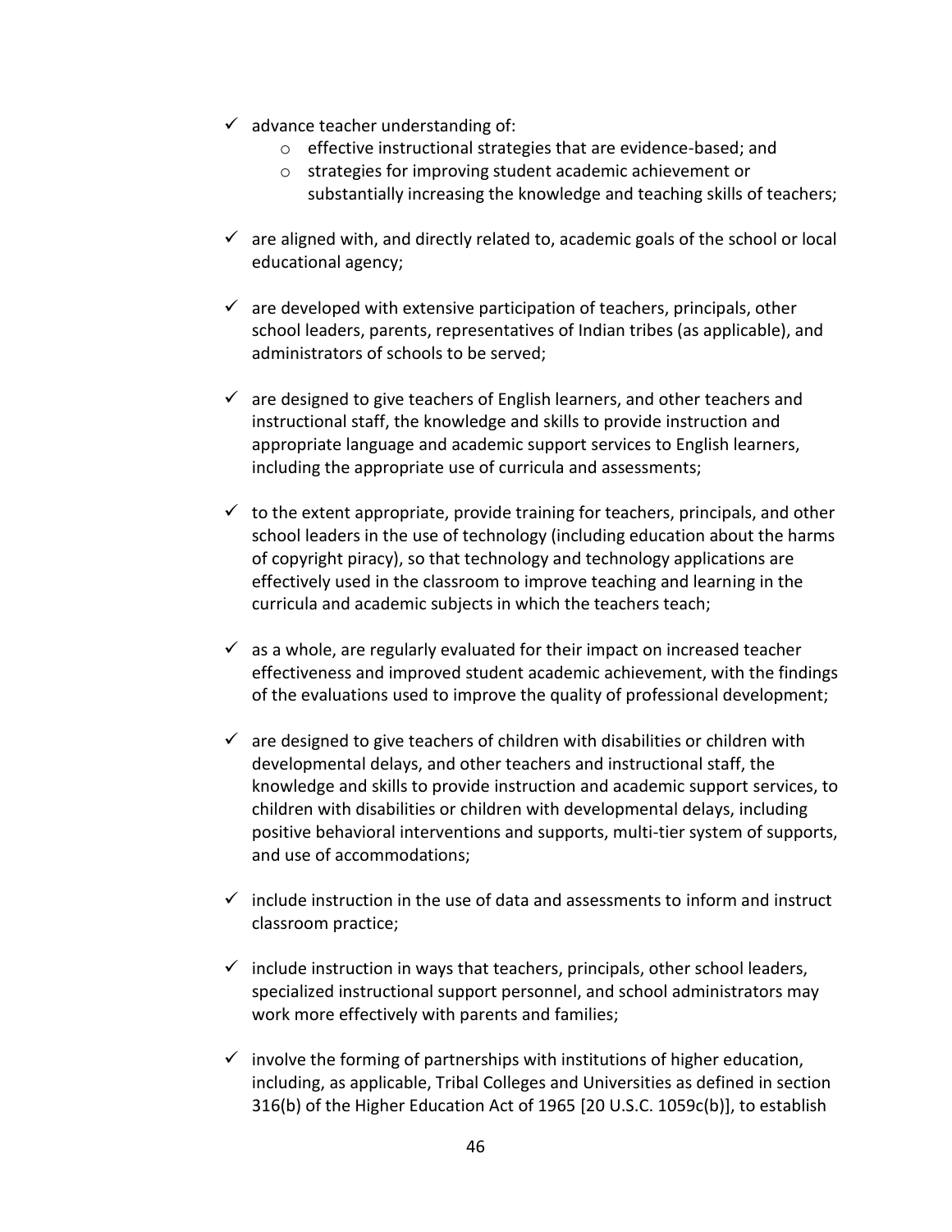- ✓ advance teacher understanding of:
  - effective instructional strategies that are evidence-based; and
  - strategies for improving student academic achievement or substantially increasing the knowledge and teaching skills of teachers;
- ✓ are aligned with, and directly related to, academic goals of the school or local educational agency;
- ✓ are developed with extensive participation of teachers, principals, other school leaders, parents, representatives of Indian tribes (as applicable), and administrators of schools to be served;
- ✓ are designed to give teachers of English learners, and other teachers and instructional staff, the knowledge and skills to provide instruction and appropriate language and academic support services to English learners, including the appropriate use of curricula and assessments;
- ✓ to the extent appropriate, provide training for teachers, principals, and other school leaders in the use of technology (including education about the harms of copyright piracy), so that technology and technology applications are effectively used in the classroom to improve teaching and learning in the curricula and academic subjects in which the teachers teach;
- ✓ as a whole, are regularly evaluated for their impact on increased teacher effectiveness and improved student academic achievement, with the findings of the evaluations used to improve the quality of professional development;
- ✓ are designed to give teachers of children with disabilities or children with developmental delays, and other teachers and instructional staff, the knowledge and skills to provide instruction and academic support services, to children with disabilities or children with developmental delays, including positive behavioral interventions and supports, multi-tier system of supports, and use of accommodations;
- ✓ include instruction in the use of data and assessments to inform and instruct classroom practice;
- ✓ include instruction in ways that teachers, principals, other school leaders, specialized instructional support personnel, and school administrators may work more effectively with parents and families;
- ✓ involve the forming of partnerships with institutions of higher education, including, as applicable, Tribal Colleges and Universities as defined in section 316(b) of the Higher Education Act of 1965 [20 U.S.C. 1059c(b)], to establish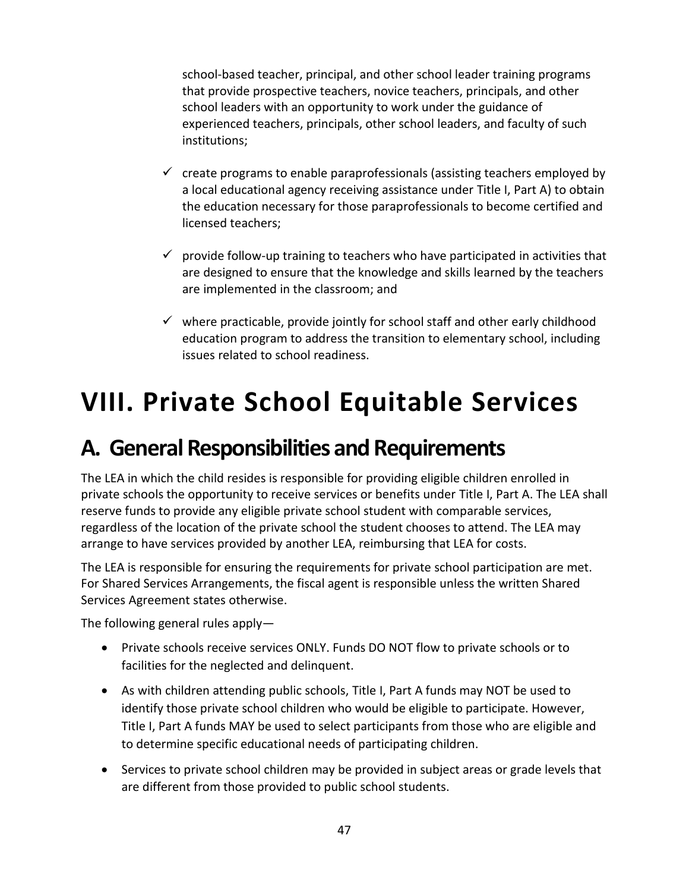school-based teacher, principal, and other school leader training programs that provide prospective teachers, novice teachers, principals, and other school leaders with an opportunity to work under the guidance of experienced teachers, principals, other school leaders, and faculty of such institutions;

- ✓ create programs to enable paraprofessionals (assisting teachers employed by a local educational agency receiving assistance under Title I, Part A) to obtain the education necessary for those paraprofessionals to become certified and licensed teachers;
- ✓ provide follow-up training to teachers who have participated in activities that are designed to ensure that the knowledge and skills learned by the teachers are implemented in the classroom; and
- ✓ where practicable, provide jointly for school staff and other early childhood education program to address the transition to elementary school, including issues related to school readiness.

# VIII. Private School Equitable Services

## A. General Responsibilities and Requirements

The LEA in which the child resides is responsible for providing eligible children enrolled in private schools the opportunity to receive services or benefits under Title I, Part A. The LEA shall reserve funds to provide any eligible private school student with comparable services, regardless of the location of the private school the student chooses to attend. The LEA may arrange to have services provided by another LEA, reimbursing that LEA for costs.

The LEA is responsible for ensuring the requirements for private school participation are met. For Shared Services Arrangements, the fiscal agent is responsible unless the written Shared Services Agreement states otherwise.

The following general rules apply—

- Private schools receive services ONLY. Funds DO NOT flow to private schools or to facilities for the neglected and delinquent.
- As with children attending public schools, Title I, Part A funds may NOT be used to identify those private school children who would be eligible to participate. However, Title I, Part A funds MAY be used to select participants from those who are eligible and to determine specific educational needs of participating children.
- Services to private school children may be provided in subject areas or grade levels that are different from those provided to public school students.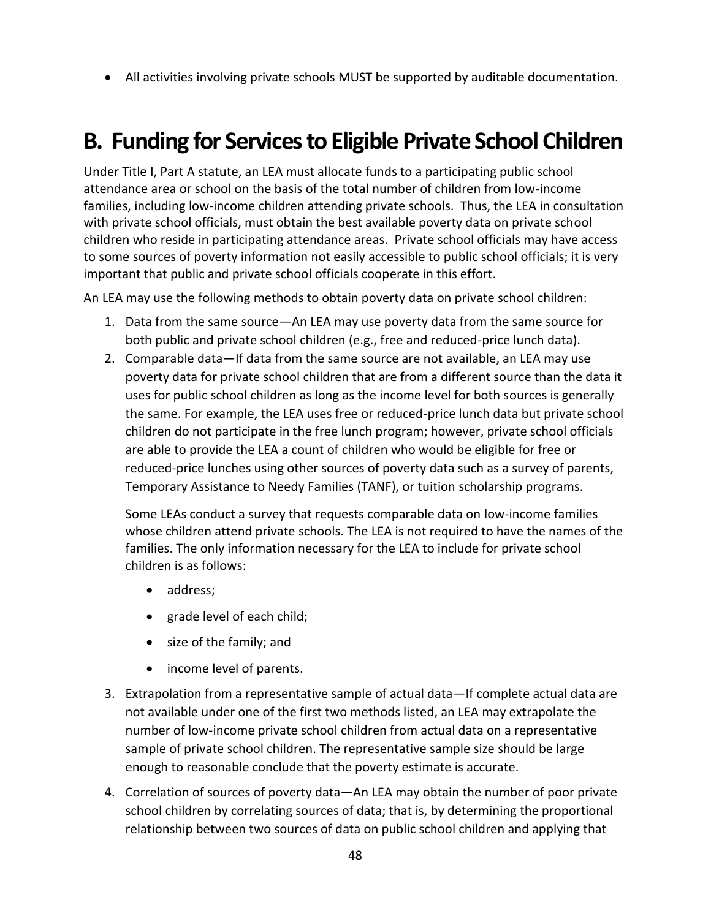- All activities involving private schools MUST be supported by auditable documentation.

# B. Funding for Services to Eligible Private School Children

Under Title I, Part A statute, an LEA must allocate funds to a participating public school attendance area or school on the basis of the total number of children from low-income families, including low-income children attending private schools. Thus, the LEA in consultation with private school officials, must obtain the best available poverty data on private school children who reside in participating attendance areas. Private school officials may have access to some sources of poverty information not easily accessible to public school officials; it is very important that public and private school officials cooperate in this effort.

An LEA may use the following methods to obtain poverty data on private school children:

1. Data from the same source—An LEA may use poverty data from the same source for both public and private school children (e.g., free and reduced-price lunch data).
2. Comparable data—If data from the same source are not available, an LEA may use poverty data for private school children that are from a different source than the data it uses for public school children as long as the income level for both sources is generally the same. For example, the LEA uses free or reduced-price lunch data but private school children do not participate in the free lunch program; however, private school officials are able to provide the LEA a count of children who would be eligible for free or reduced-price lunches using other sources of poverty data such as a survey of parents, Temporary Assistance to Needy Families (TANF), or tuition scholarship programs.

   Some LEAs conduct a survey that requests comparable data on low-income families whose children attend private schools. The LEA is not required to have the names of the families. The only information necessary for the LEA to include for private school children is as follows:

   - address;
   - grade level of each child;
   - size of the family; and
   - income level of parents.

3. Extrapolation from a representative sample of actual data—If complete actual data are not available under one of the first two methods listed, an LEA may extrapolate the number of low-income private school children from actual data on a representative sample of private school children. The representative sample size should be large enough to reasonable conclude that the poverty estimate is accurate.
4. Correlation of sources of poverty data—An LEA may obtain the number of poor private school children by correlating sources of data; that is, by determining the proportional relationship between two sources of data on public school children and applying that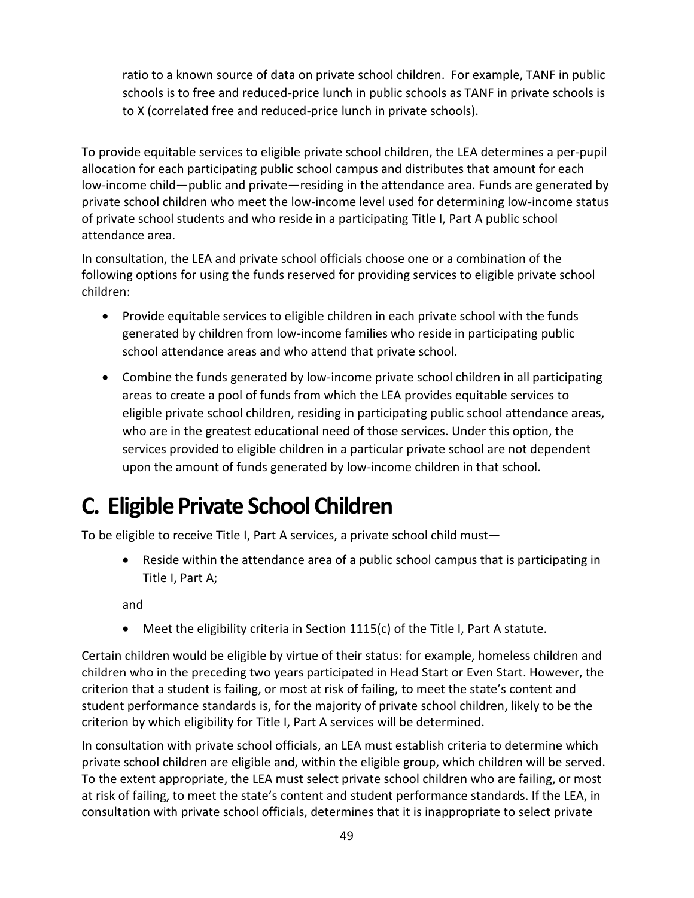ratio to a known source of data on private school children. For example, TANF in public schools is to free and reduced-price lunch in public schools as TANF in private schools is to X (correlated free and reduced-price lunch in private schools).

To provide equitable services to eligible private school children, the LEA determines a per-pupil allocation for each participating public school campus and distributes that amount for each low-income child—public and private—residing in the attendance area. Funds are generated by private school children who meet the low-income level used for determining low-income status of private school students and who reside in a participating Title I, Part A public school attendance area.

In consultation, the LEA and private school officials choose one or a combination of the following options for using the funds reserved for providing services to eligible private school children:

- Provide equitable services to eligible children in each private school with the funds generated by children from low-income families who reside in participating public school attendance areas and who attend that private school.
- Combine the funds generated by low-income private school children in all participating areas to create a pool of funds from which the LEA provides equitable services to eligible private school children, residing in participating public school attendance areas, who are in the greatest educational need of those services. Under this option, the services provided to eligible children in a particular private school are not dependent upon the amount of funds generated by low-income children in that school.

# C. Eligible Private School Children

To be eligible to receive Title I, Part A services, a private school child must—

- Reside within the attendance area of a public school campus that is participating in Title I, Part A;

and

- Meet the eligibility criteria in Section 1115(c) of the Title I, Part A statute.

Certain children would be eligible by virtue of their status: for example, homeless children and children who in the preceding two years participated in Head Start or Even Start. However, the criterion that a student is failing, or most at risk of failing, to meet the state's content and student performance standards is, for the majority of private school children, likely to be the criterion by which eligibility for Title I, Part A services will be determined.

In consultation with private school officials, an LEA must establish criteria to determine which private school children are eligible and, within the eligible group, which children will be served. To the extent appropriate, the LEA must select private school children who are failing, or most at risk of failing, to meet the state's content and student performance standards. If the LEA, in consultation with private school officials, determines that it is inappropriate to select private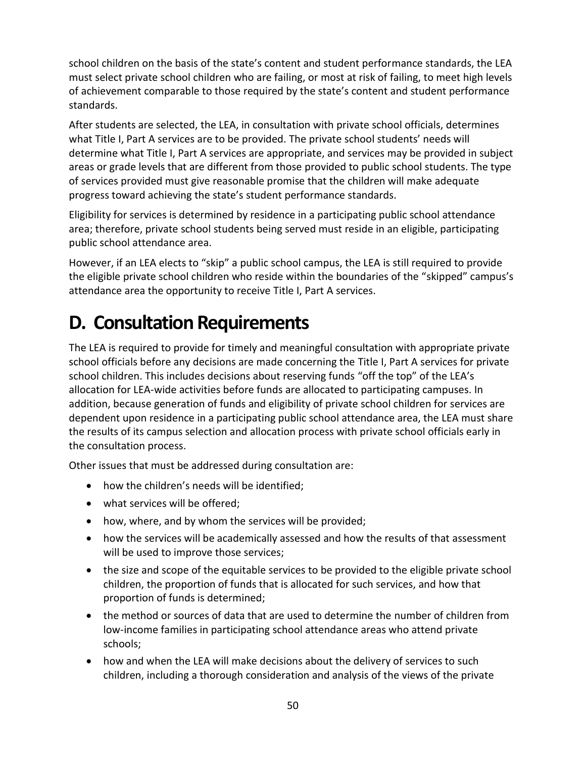school children on the basis of the state's content and student performance standards, the LEA must select private school children who are failing, or most at risk of failing, to meet high levels of achievement comparable to those required by the state's content and student performance standards.

After students are selected, the LEA, in consultation with private school officials, determines what Title I, Part A services are to be provided. The private school students' needs will determine what Title I, Part A services are appropriate, and services may be provided in subject areas or grade levels that are different from those provided to public school students. The type of services provided must give reasonable promise that the children will make adequate progress toward achieving the state's student performance standards.

Eligibility for services is determined by residence in a participating public school attendance area; therefore, private school students being served must reside in an eligible, participating public school attendance area.

However, if an LEA elects to "skip" a public school campus, the LEA is still required to provide the eligible private school children who reside within the boundaries of the "skipped" campus's attendance area the opportunity to receive Title I, Part A services.

# D. Consultation Requirements

The LEA is required to provide for timely and meaningful consultation with appropriate private school officials before any decisions are made concerning the Title I, Part A services for private school children. This includes decisions about reserving funds "off the top" of the LEA's allocation for LEA-wide activities before funds are allocated to participating campuses. In addition, because generation of funds and eligibility of private school children for services are dependent upon residence in a participating public school attendance area, the LEA must share the results of its campus selection and allocation process with private school officials early in the consultation process.

Other issues that must be addressed during consultation are:

- how the children's needs will be identified;
- what services will be offered;
- how, where, and by whom the services will be provided;
- how the services will be academically assessed and how the results of that assessment will be used to improve those services;
- the size and scope of the equitable services to be provided to the eligible private school children, the proportion of funds that is allocated for such services, and how that proportion of funds is determined;
- the method or sources of data that are used to determine the number of children from low-income families in participating school attendance areas who attend private schools;
- how and when the LEA will make decisions about the delivery of services to such children, including a thorough consideration and analysis of the views of the private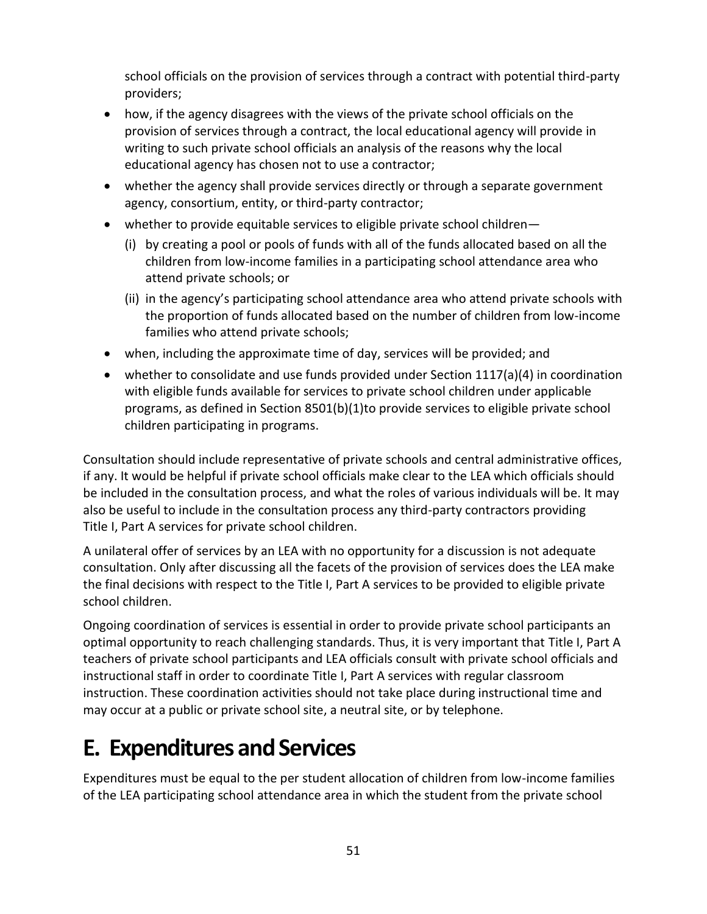school officials on the provision of services through a contract with potential third-party providers;

- how, if the agency disagrees with the views of the private school officials on the provision of services through a contract, the local educational agency will provide in writing to such private school officials an analysis of the reasons why the local educational agency has chosen not to use a contractor;
- whether the agency shall provide services directly or through a separate government agency, consortium, entity, or third-party contractor;
- whether to provide equitable services to eligible private school children—
  - (i) by creating a pool or pools of funds with all of the funds allocated based on all the children from low-income families in a participating school attendance area who attend private schools; or
  - (ii) in the agency's participating school attendance area who attend private schools with the proportion of funds allocated based on the number of children from low-income families who attend private schools;
- when, including the approximate time of day, services will be provided; and
- whether to consolidate and use funds provided under Section 1117(a)(4) in coordination with eligible funds available for services to private school children under applicable programs, as defined in Section 8501(b)(1)to provide services to eligible private school children participating in programs.

Consultation should include representative of private schools and central administrative offices, if any. It would be helpful if private school officials make clear to the LEA which officials should be included in the consultation process, and what the roles of various individuals will be. It may also be useful to include in the consultation process any third-party contractors providing Title I, Part A services for private school children.

A unilateral offer of services by an LEA with no opportunity for a discussion is not adequate consultation. Only after discussing all the facets of the provision of services does the LEA make the final decisions with respect to the Title I, Part A services to be provided to eligible private school children.

Ongoing coordination of services is essential in order to provide private school participants an optimal opportunity to reach challenging standards. Thus, it is very important that Title I, Part A teachers of private school participants and LEA officials consult with private school officials and instructional staff in order to coordinate Title I, Part A services with regular classroom instruction. These coordination activities should not take place during instructional time and may occur at a public or private school site, a neutral site, or by telephone.

# E. Expenditures and Services

Expenditures must be equal to the per student allocation of children from low-income families of the LEA participating school attendance area in which the student from the private school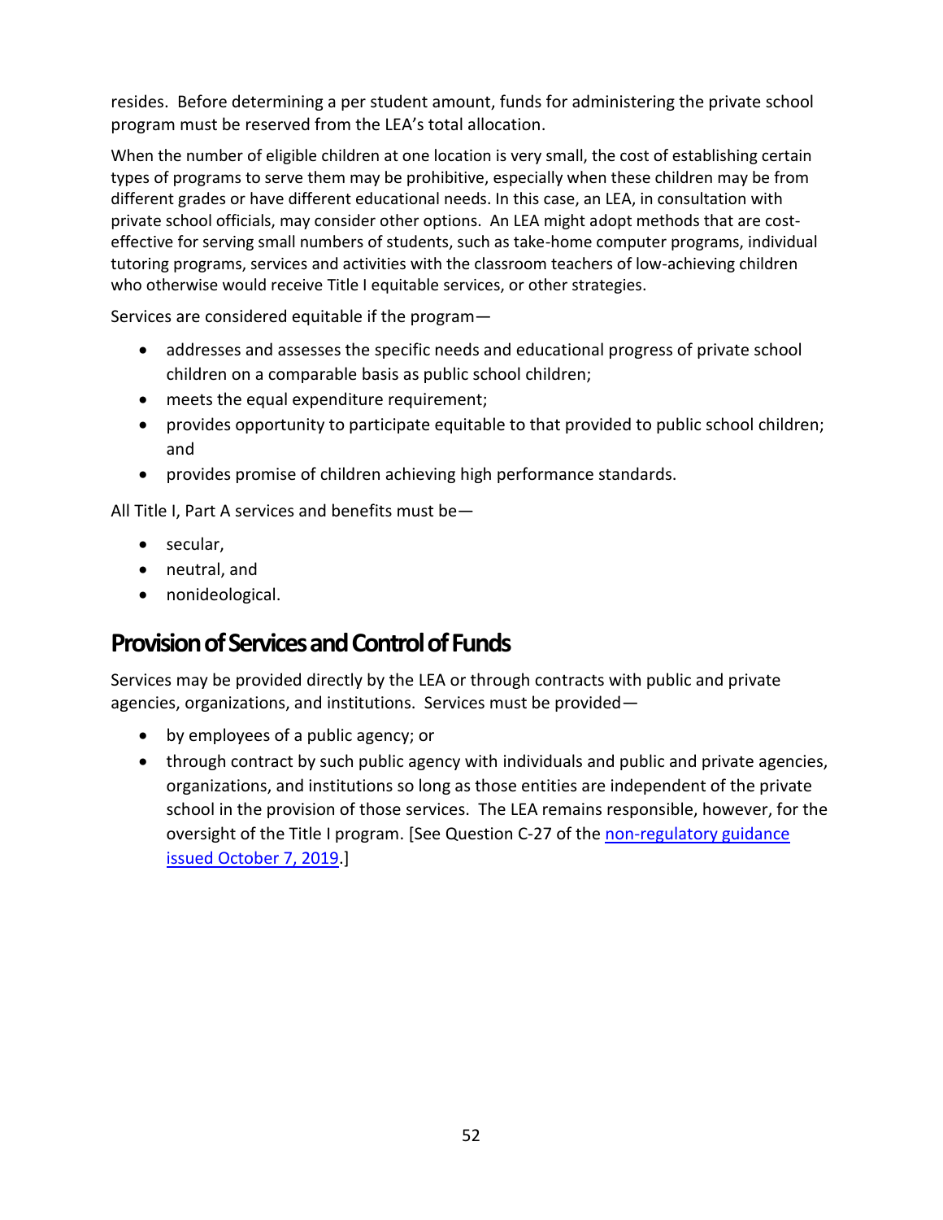resides. Before determining a per student amount, funds for administering the private school program must be reserved from the LEA's total allocation.

When the number of eligible children at one location is very small, the cost of establishing certain types of programs to serve them may be prohibitive, especially when these children may be from different grades or have different educational needs. In this case, an LEA, in consultation with private school officials, may consider other options. An LEA might adopt methods that are cost-effective for serving small numbers of students, such as take-home computer programs, individual tutoring programs, services and activities with the classroom teachers of low-achieving children who otherwise would receive Title I equitable services, or other strategies.

Services are considered equitable if the program—

- addresses and assesses the specific needs and educational progress of private school children on a comparable basis as public school children;
- meets the equal expenditure requirement;
- provides opportunity to participate equitable to that provided to public school children; and
- provides promise of children achieving high performance standards.

All Title I, Part A services and benefits must be—

- secular,
- neutral, and
- nonideological.

## Provision of Services and Control of Funds

Services may be provided directly by the LEA or through contracts with public and private agencies, organizations, and institutions. Services must be provided—

- by employees of a public agency; or
- through contract by such public agency with individuals and public and private agencies, organizations, and institutions so long as those entities are independent of the private school in the provision of those services. The LEA remains responsible, however, for the oversight of the Title I program. [See Question C-27 of the non-regulatory guidance issued October 7, 2019.]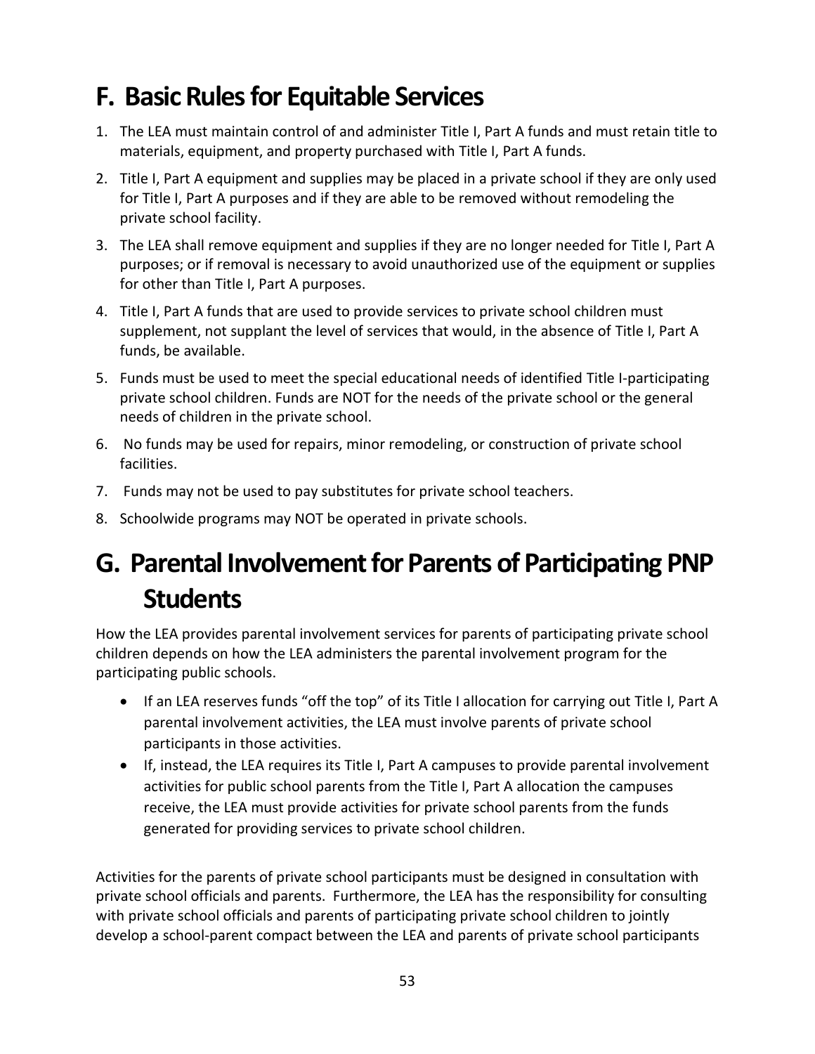## F. Basic Rules for Equitable Services

1. The LEA must maintain control of and administer Title I, Part A funds and must retain title to materials, equipment, and property purchased with Title I, Part A funds.
2. Title I, Part A equipment and supplies may be placed in a private school if they are only used for Title I, Part A purposes and if they are able to be removed without remodeling the private school facility.
3. The LEA shall remove equipment and supplies if they are no longer needed for Title I, Part A purposes; or if removal is necessary to avoid unauthorized use of the equipment or supplies for other than Title I, Part A purposes.
4. Title I, Part A funds that are used to provide services to private school children must supplement, not supplant the level of services that would, in the absence of Title I, Part A funds, be available.
5. Funds must be used to meet the special educational needs of identified Title I-participating private school children. Funds are NOT for the needs of the private school or the general needs of children in the private school.
6. No funds may be used for repairs, minor remodeling, or construction of private school facilities.
7. Funds may not be used to pay substitutes for private school teachers.
8. Schoolwide programs may NOT be operated in private schools.

## G. Parental Involvement for Parents of Participating PNP Students

How the LEA provides parental involvement services for parents of participating private school children depends on how the LEA administers the parental involvement program for the participating public schools.

- If an LEA reserves funds "off the top" of its Title I allocation for carrying out Title I, Part A parental involvement activities, the LEA must involve parents of private school participants in those activities.
- If, instead, the LEA requires its Title I, Part A campuses to provide parental involvement activities for public school parents from the Title I, Part A allocation the campuses receive, the LEA must provide activities for private school parents from the funds generated for providing services to private school children.

Activities for the parents of private school participants must be designed in consultation with private school officials and parents. Furthermore, the LEA has the responsibility for consulting with private school officials and parents of participating private school children to jointly develop a school-parent compact between the LEA and parents of private school participants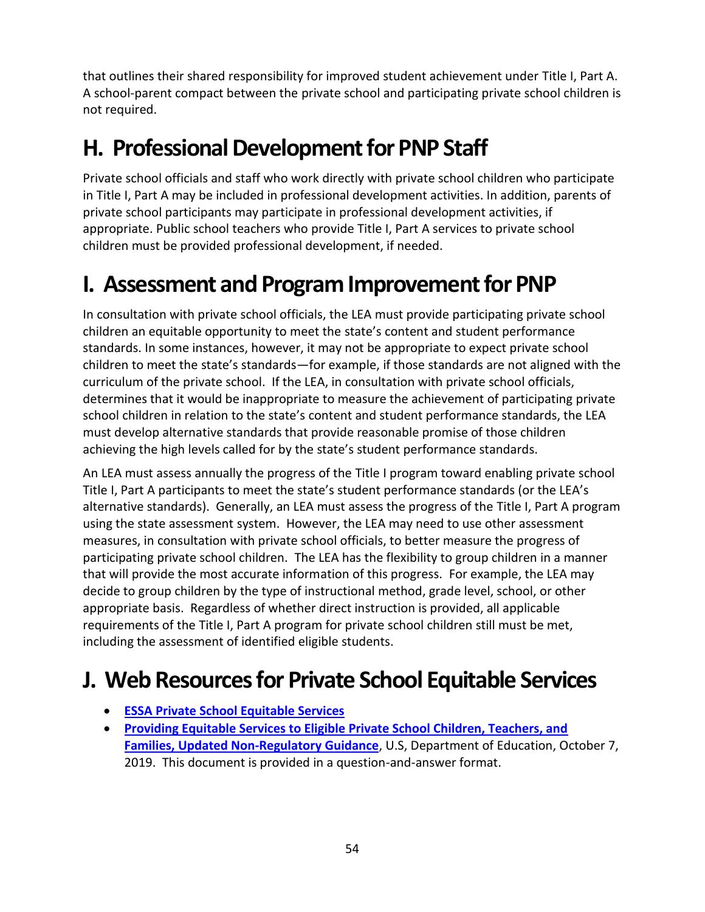that outlines their shared responsibility for improved student achievement under Title I, Part A. A school-parent compact between the private school and participating private school children is not required.

## H. Professional Development for PNP Staff

Private school officials and staff who work directly with private school children who participate in Title I, Part A may be included in professional development activities. In addition, parents of private school participants may participate in professional development activities, if appropriate. Public school teachers who provide Title I, Part A services to private school children must be provided professional development, if needed.

## I. Assessment and Program Improvement for PNP

In consultation with private school officials, the LEA must provide participating private school children an equitable opportunity to meet the state's content and student performance standards. In some instances, however, it may not be appropriate to expect private school children to meet the state's standards—for example, if those standards are not aligned with the curriculum of the private school. If the LEA, in consultation with private school officials, determines that it would be inappropriate to measure the achievement of participating private school children in relation to the state's content and student performance standards, the LEA must develop alternative standards that provide reasonable promise of those children achieving the high levels called for by the state's student performance standards.

An LEA must assess annually the progress of the Title I program toward enabling private school Title I, Part A participants to meet the state's student performance standards (or the LEA's alternative standards). Generally, an LEA must assess the progress of the Title I, Part A program using the state assessment system. However, the LEA may need to use other assessment measures, in consultation with private school officials, to better measure the progress of participating private school children. The LEA has the flexibility to group children in a manner that will provide the most accurate information of this progress. For example, the LEA may decide to group children by the type of instructional method, grade level, school, or other appropriate basis. Regardless of whether direct instruction is provided, all applicable requirements of the Title I, Part A program for private school children still must be met, including the assessment of identified eligible students.

## J. Web Resources for Private School Equitable Services

- **ESSA Private School Equitable Services**
- **Providing Equitable Services to Eligible Private School Children, Teachers, and Families, Updated Non-Regulatory Guidance**, U.S, Department of Education, October 7, 2019. This document is provided in a question-and-answer format.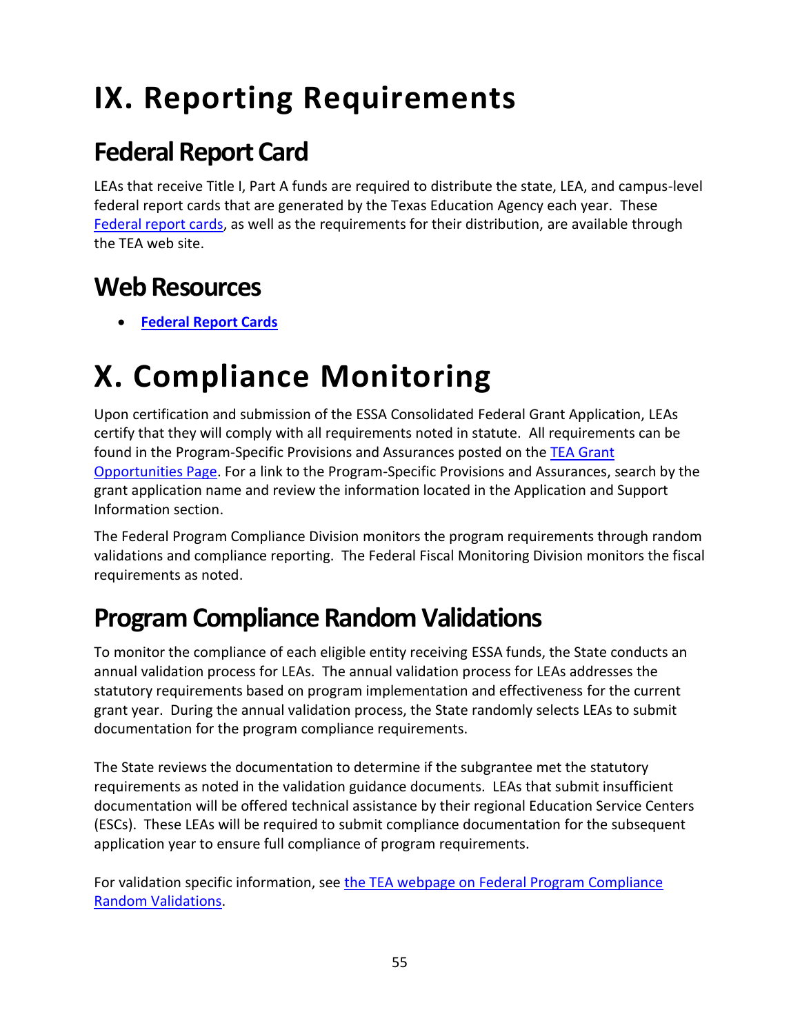# IX. Reporting Requirements

## Federal Report Card

LEAs that receive Title I, Part A funds are required to distribute the state, LEA, and campus-level federal report cards that are generated by the Texas Education Agency each year. These Federal report cards, as well as the requirements for their distribution, are available through the TEA web site.

## Web Resources

- **Federal Report Cards**

# X. Compliance Monitoring

Upon certification and submission of the ESSA Consolidated Federal Grant Application, LEAs certify that they will comply with all requirements noted in statute. All requirements can be found in the Program-Specific Provisions and Assurances posted on the TEA Grant Opportunities Page. For a link to the Program-Specific Provisions and Assurances, search by the grant application name and review the information located in the Application and Support Information section.

The Federal Program Compliance Division monitors the program requirements through random validations and compliance reporting. The Federal Fiscal Monitoring Division monitors the fiscal requirements as noted.

## Program Compliance Random Validations

To monitor the compliance of each eligible entity receiving ESSA funds, the State conducts an annual validation process for LEAs. The annual validation process for LEAs addresses the statutory requirements based on program implementation and effectiveness for the current grant year. During the annual validation process, the State randomly selects LEAs to submit documentation for the program compliance requirements.

The State reviews the documentation to determine if the subgrantee met the statutory requirements as noted in the validation guidance documents. LEAs that submit insufficient documentation will be offered technical assistance by their regional Education Service Centers (ESCs). These LEAs will be required to submit compliance documentation for the subsequent application year to ensure full compliance of program requirements.

For validation specific information, see the TEA webpage on Federal Program Compliance Random Validations.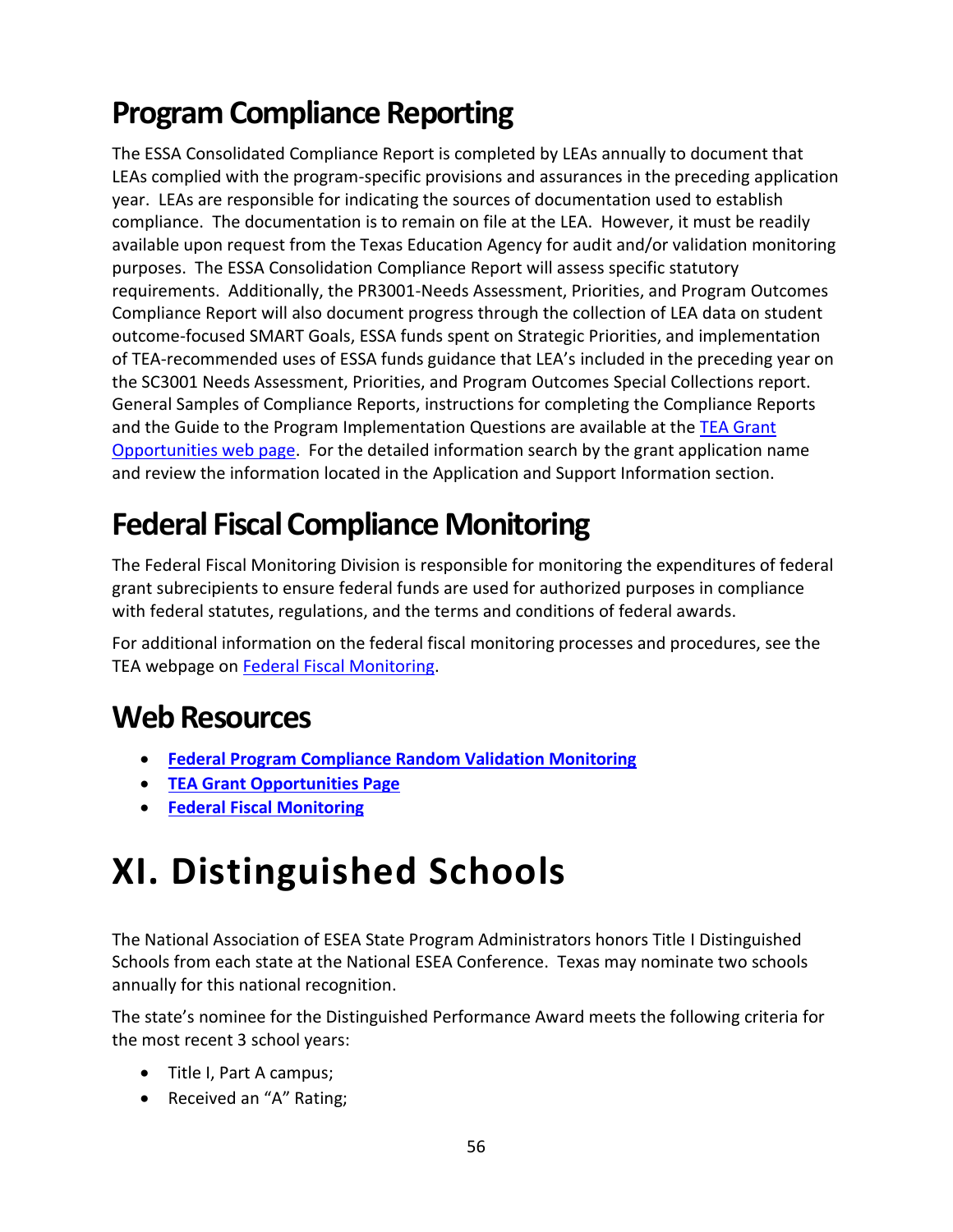## Program Compliance Reporting

The ESSA Consolidated Compliance Report is completed by LEAs annually to document that LEAs complied with the program-specific provisions and assurances in the preceding application year. LEAs are responsible for indicating the sources of documentation used to establish compliance. The documentation is to remain on file at the LEA. However, it must be readily available upon request from the Texas Education Agency for audit and/or validation monitoring purposes. The ESSA Consolidation Compliance Report will assess specific statutory requirements. Additionally, the PR3001-Needs Assessment, Priorities, and Program Outcomes Compliance Report will also document progress through the collection of LEA data on student outcome-focused SMART Goals, ESSA funds spent on Strategic Priorities, and implementation of TEA-recommended uses of ESSA funds guidance that LEA's included in the preceding year on the SC3001 Needs Assessment, Priorities, and Program Outcomes Special Collections report. General Samples of Compliance Reports, instructions for completing the Compliance Reports and the Guide to the Program Implementation Questions are available at the TEA Grant Opportunities web page. For the detailed information search by the grant application name and review the information located in the Application and Support Information section.

## Federal Fiscal Compliance Monitoring

The Federal Fiscal Monitoring Division is responsible for monitoring the expenditures of federal grant subrecipients to ensure federal funds are used for authorized purposes in compliance with federal statutes, regulations, and the terms and conditions of federal awards.

For additional information on the federal fiscal monitoring processes and procedures, see the TEA webpage on Federal Fiscal Monitoring.

## Web Resources

- **Federal Program Compliance Random Validation Monitoring**
- **TEA Grant Opportunities Page**
- **Federal Fiscal Monitoring**

# XI. Distinguished Schools

The National Association of ESEA State Program Administrators honors Title I Distinguished Schools from each state at the National ESEA Conference. Texas may nominate two schools annually for this national recognition.

The state's nominee for the Distinguished Performance Award meets the following criteria for the most recent 3 school years:

- Title I, Part A campus;
- Received an "A" Rating;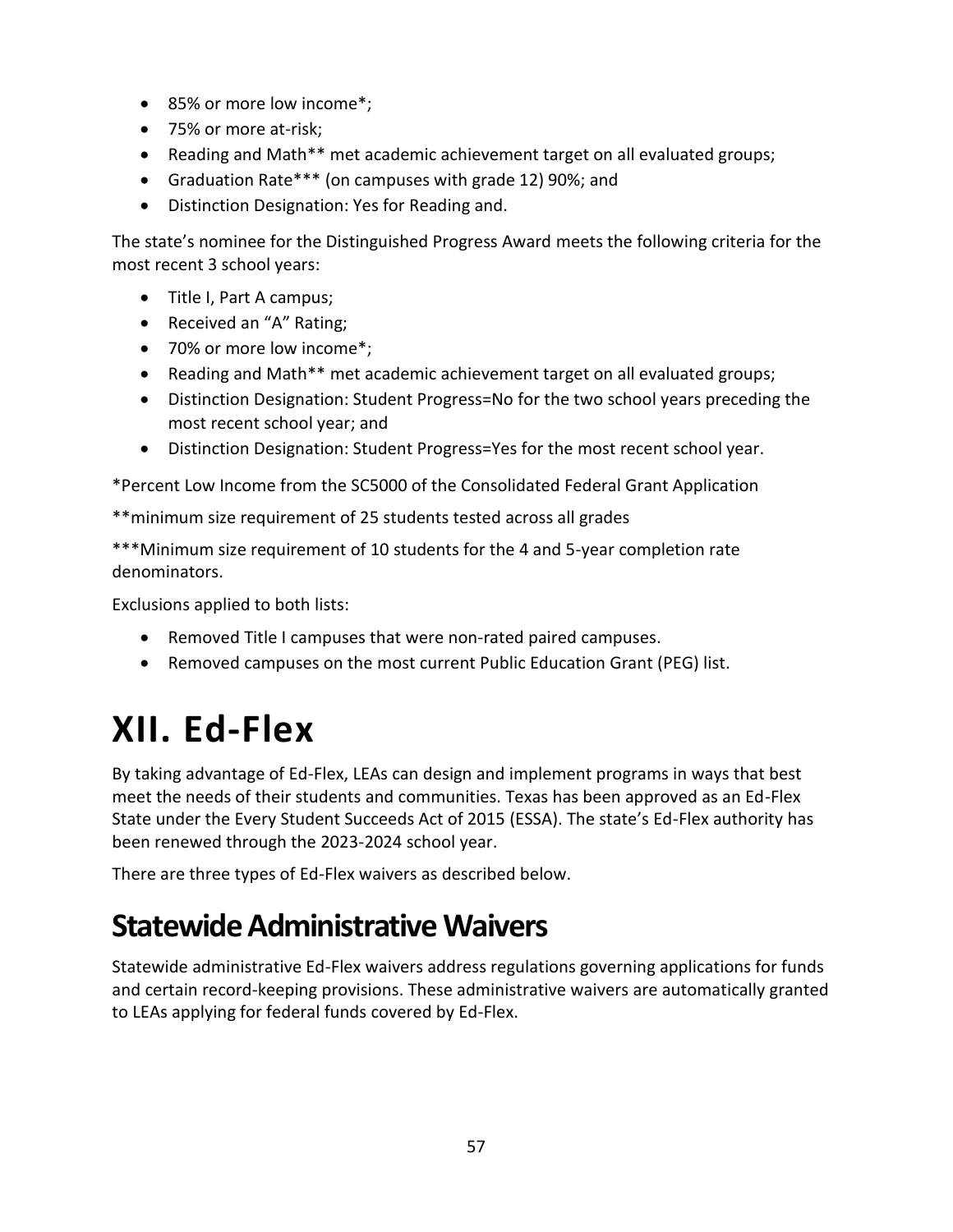- 85% or more low income*;
- 75% or more at-risk;
- Reading and Math** met academic achievement target on all evaluated groups;
- Graduation Rate*** (on campuses with grade 12) 90%; and
- Distinction Designation: Yes for Reading and.

The state's nominee for the Distinguished Progress Award meets the following criteria for the most recent 3 school years:

- Title I, Part A campus;
- Received an "A" Rating;
- 70% or more low income*;
- Reading and Math** met academic achievement target on all evaluated groups;
- Distinction Designation: Student Progress=No for the two school years preceding the most recent school year; and
- Distinction Designation: Student Progress=Yes for the most recent school year.

*Percent Low Income from the SC5000 of the Consolidated Federal Grant Application

**minimum size requirement of 25 students tested across all grades

***Minimum size requirement of 10 students for the 4 and 5-year completion rate denominators.

Exclusions applied to both lists:

- Removed Title I campuses that were non-rated paired campuses.
- Removed campuses on the most current Public Education Grant (PEG) list.

# XII. Ed-Flex

By taking advantage of Ed-Flex, LEAs can design and implement programs in ways that best meet the needs of their students and communities. Texas has been approved as an Ed-Flex State under the Every Student Succeeds Act of 2015 (ESSA). The state's Ed-Flex authority has been renewed through the 2023-2024 school year.

There are three types of Ed-Flex waivers as described below.

## Statewide Administrative Waivers

Statewide administrative Ed-Flex waivers address regulations governing applications for funds and certain record-keeping provisions. These administrative waivers are automatically granted to LEAs applying for federal funds covered by Ed-Flex.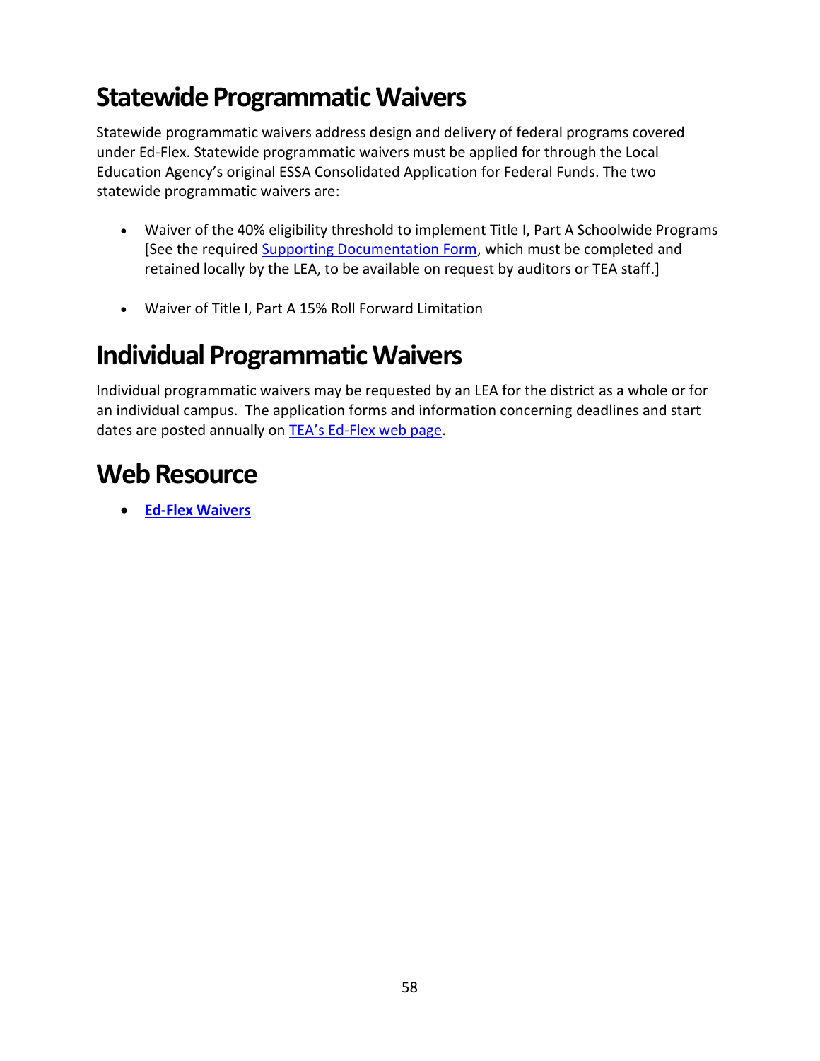# Statewide Programmatic Waivers

Statewide programmatic waivers address design and delivery of federal programs covered under Ed-Flex. Statewide programmatic waivers must be applied for through the Local Education Agency's original ESSA Consolidated Application for Federal Funds. The two statewide programmatic waivers are:

- Waiver of the 40% eligibility threshold to implement Title I, Part A Schoolwide Programs [See the required Supporting Documentation Form, which must be completed and retained locally by the LEA, to be available on request by auditors or TEA staff.]
- Waiver of Title I, Part A 15% Roll Forward Limitation

# Individual Programmatic Waivers

Individual programmatic waivers may be requested by an LEA for the district as a whole or for an individual campus. The application forms and information concerning deadlines and start dates are posted annually on TEA's Ed-Flex web page.

# Web Resource

- **Ed-Flex Waivers**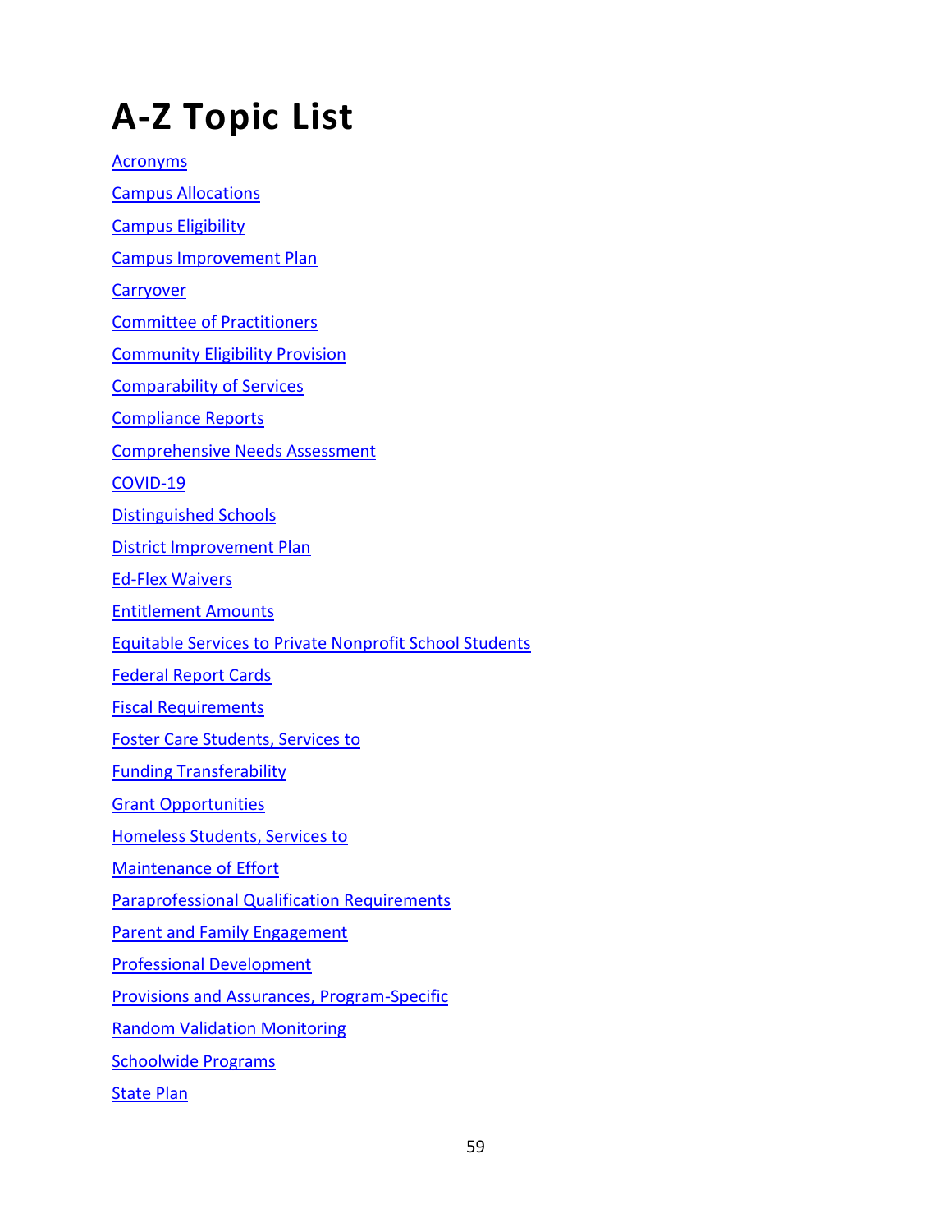# A-Z Topic List

Acronyms

Campus Allocations

Campus Eligibility

Campus Improvement Plan

Carryover

Committee of Practitioners

Community Eligibility Provision

Comparability of Services

Compliance Reports

Comprehensive Needs Assessment

COVID-19

Distinguished Schools

District Improvement Plan

Ed-Flex Waivers

Entitlement Amounts

Equitable Services to Private Nonprofit School Students

Federal Report Cards

Fiscal Requirements

Foster Care Students, Services to

Funding Transferability

Grant Opportunities

Homeless Students, Services to

Maintenance of Effort

Paraprofessional Qualification Requirements

Parent and Family Engagement

Professional Development

Provisions and Assurances, Program-Specific

Random Validation Monitoring

Schoolwide Programs

State Plan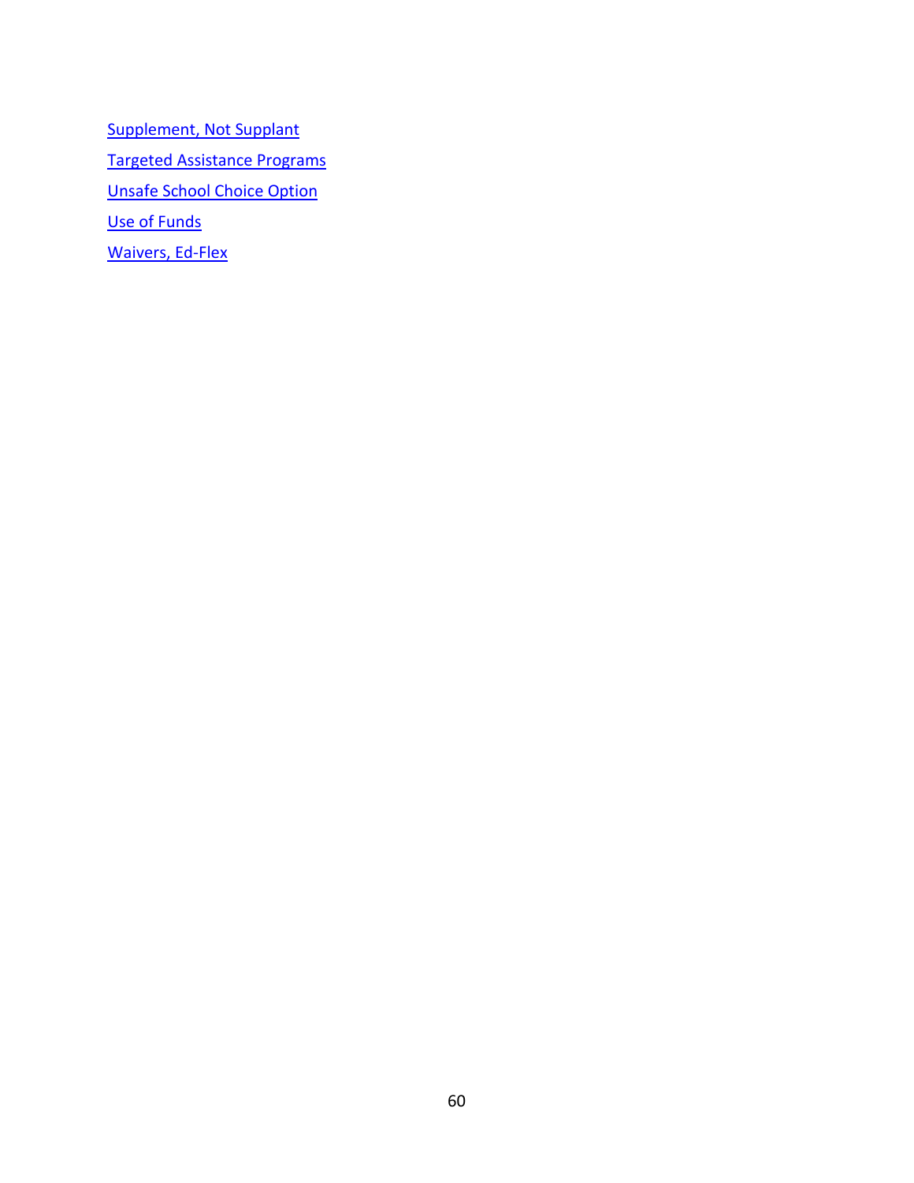[Supplement, Not Supplant]

[Targeted Assistance Programs]

[Unsafe School Choice Option]

[Use of Funds]

[Waivers, Ed-Flex]